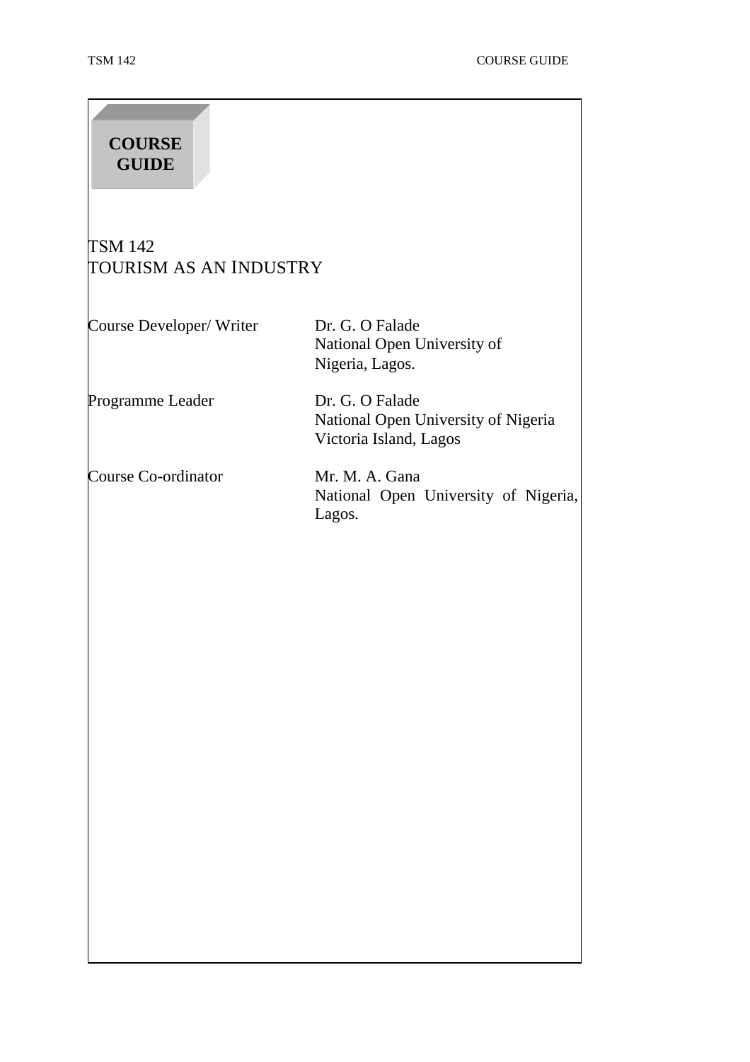**COURSE GUIDE**

# TSM 142
# TOURISM AS AN INDUSTRY

| | |
|---|---|
| Course Developer/ Writer | Dr. G. O Falade<br>National Open University of Nigeria, Lagos. |
| Programme Leader | Dr. G. O Falade<br>National Open University of Nigeria<br>Victoria Island, Lagos |
| Course Co-ordinator | Mr. M. A. Gana<br>National Open University of Nigeria, Lagos. |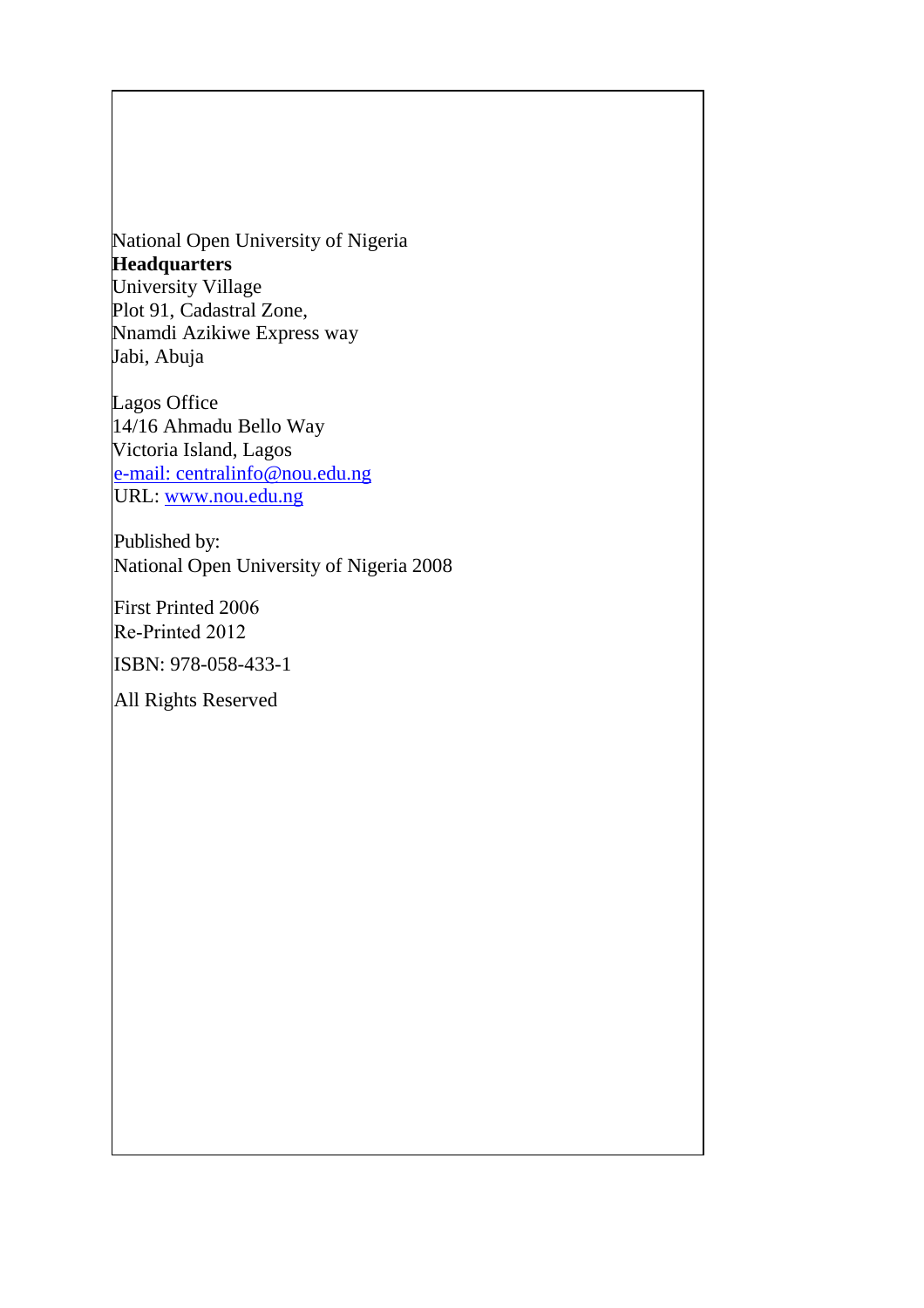National Open University of Nigeria  
**Headquarters**  
University Village  
Plot 91, Cadastral Zone,  
Nnamdi Azikiwe Express way  
Jabi, Abuja

Lagos Office  
14/16 Ahmadu Bello Way  
Victoria Island, Lagos  
e-mail: centralinfo@nou.edu.ng  
URL: www.nou.edu.ng

Published by:  
National Open University of Nigeria 2008

First Printed 2006  
Re-Printed 2012

ISBN: 978-058-433-1

All Rights Reserved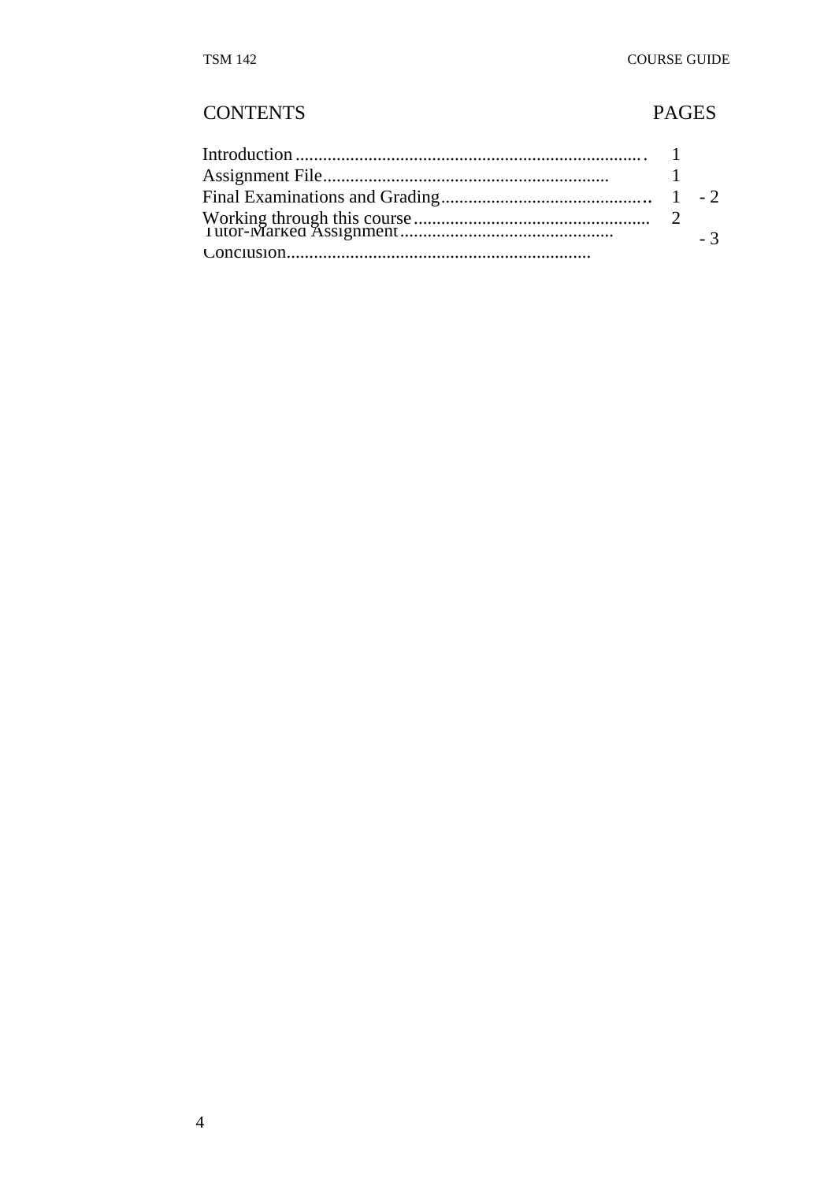CONTENTS PAGES

| | |
|---|---|
| Introduction | 1 |
| Assignment File | 1 |
| Final Examinations and Grading | 1 - 2 |
| Working through this course | 2 |
| Tutor-Marked Assignment | - 3 |
| Conclusion | |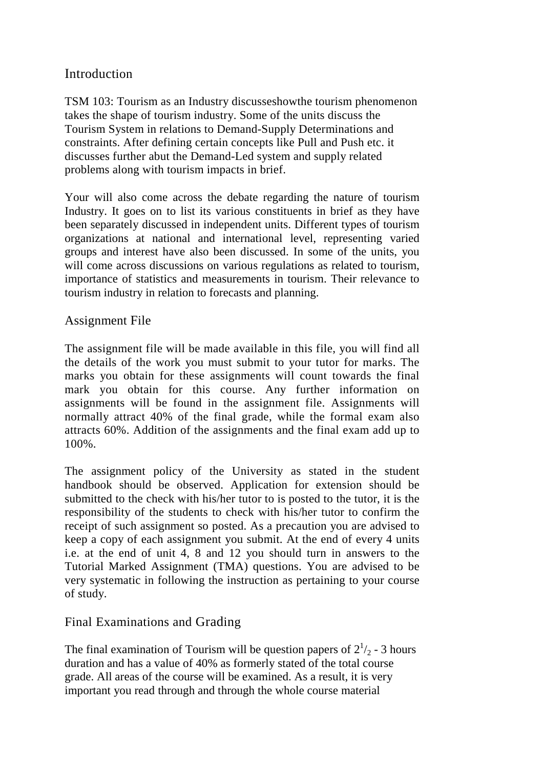## Introduction

TSM 103: Tourism as an Industry discussesshowthe tourism phenomenon takes the shape of tourism industry. Some of the units discuss the Tourism System in relations to Demand-Supply Determinations and constraints. After defining certain concepts like Pull and Push etc. it discusses further abut the Demand-Led system and supply related problems along with tourism impacts in brief.

Your will also come across the debate regarding the nature of tourism Industry. It goes on to list its various constituents in brief as they have been separately discussed in independent units. Different types of tourism organizations at national and international level, representing varied groups and interest have also been discussed. In some of the units, you will come across discussions on various regulations as related to tourism, importance of statistics and measurements in tourism. Their relevance to tourism industry in relation to forecasts and planning.

## Assignment File

The assignment file will be made available in this file, you will find all the details of the work you must submit to your tutor for marks. The marks you obtain for these assignments will count towards the final mark you obtain for this course. Any further information on assignments will be found in the assignment file. Assignments will normally attract 40% of the final grade, while the formal exam also attracts 60%. Addition of the assignments and the final exam add up to 100%.

The assignment policy of the University as stated in the student handbook should be observed. Application for extension should be submitted to the check with his/her tutor to is posted to the tutor, it is the responsibility of the students to check with his/her tutor to confirm the receipt of such assignment so posted. As a precaution you are advised to keep a copy of each assignment you submit. At the end of every 4 units i.e. at the end of unit 4, 8 and 12 you should turn in answers to the Tutorial Marked Assignment (TMA) questions. You are advised to be very systematic in following the instruction as pertaining to your course of study.

## Final Examinations and Grading

The final examination of Tourism will be question papers of $2^{1}/_{2}$ - 3 hours duration and has a value of 40% as formerly stated of the total course grade. All areas of the course will be examined. As a result, it is very important you read through and through the whole course material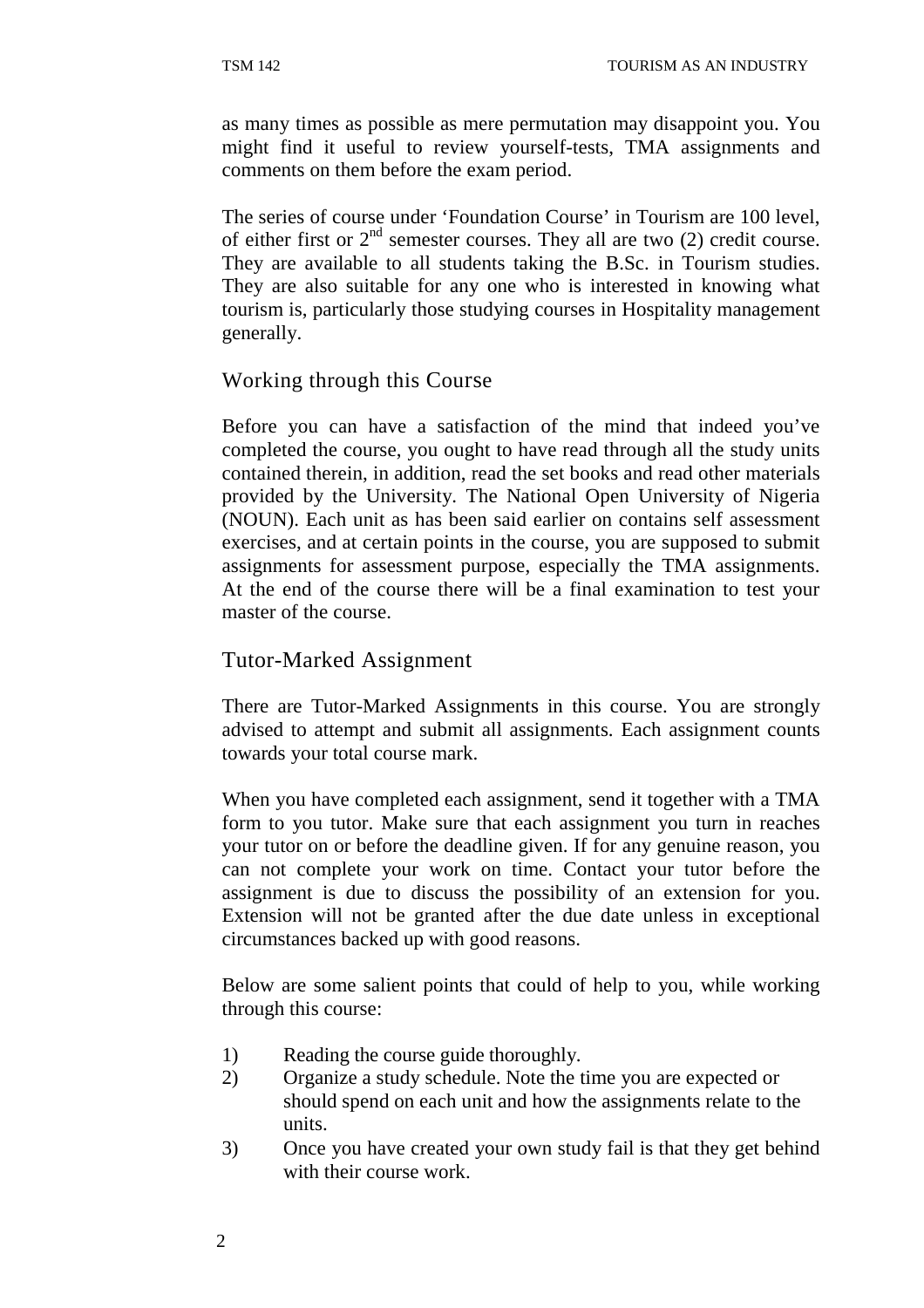as many times as possible as mere permutation may disappoint you. You might find it useful to review yourself-tests, TMA assignments and comments on them before the exam period.

The series of course under 'Foundation Course' in Tourism are 100 level, of either first or 2nd semester courses. They all are two (2) credit course. They are available to all students taking the B.Sc. in Tourism studies. They are also suitable for any one who is interested in knowing what tourism is, particularly those studying courses in Hospitality management generally.

## Working through this Course

Before you can have a satisfaction of the mind that indeed you've completed the course, you ought to have read through all the study units contained therein, in addition, read the set books and read other materials provided by the University. The National Open University of Nigeria (NOUN). Each unit as has been said earlier on contains self assessment exercises, and at certain points in the course, you are supposed to submit assignments for assessment purpose, especially the TMA assignments. At the end of the course there will be a final examination to test your master of the course.

## Tutor-Marked Assignment

There are Tutor-Marked Assignments in this course. You are strongly advised to attempt and submit all assignments. Each assignment counts towards your total course mark.

When you have completed each assignment, send it together with a TMA form to you tutor. Make sure that each assignment you turn in reaches your tutor on or before the deadline given. If for any genuine reason, you can not complete your work on time. Contact your tutor before the assignment is due to discuss the possibility of an extension for you. Extension will not be granted after the due date unless in exceptional circumstances backed up with good reasons.

Below are some salient points that could of help to you, while working through this course:

1) Reading the course guide thoroughly.
2) Organize a study schedule. Note the time you are expected or should spend on each unit and how the assignments relate to the units.
3) Once you have created your own study fail is that they get behind with their course work.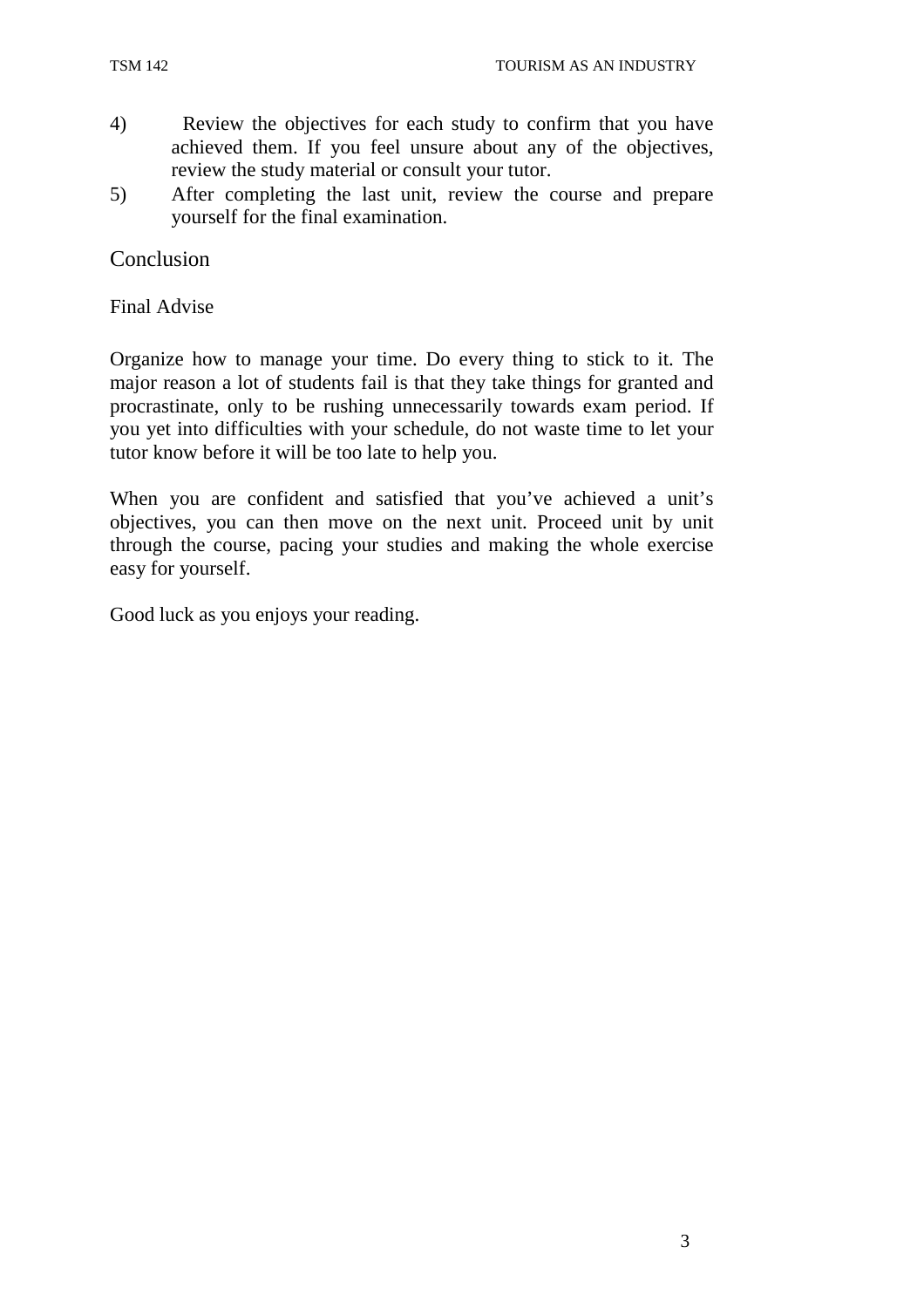4) Review the objectives for each study to confirm that you have achieved them. If you feel unsure about any of the objectives, review the study material or consult your tutor.
5) After completing the last unit, review the course and prepare yourself for the final examination.

## Conclusion

### Final Advise

Organize how to manage your time. Do every thing to stick to it. The major reason a lot of students fail is that they take things for granted and procrastinate, only to be rushing unnecessarily towards exam period. If you yet into difficulties with your schedule, do not waste time to let your tutor know before it will be too late to help you.

When you are confident and satisfied that you've achieved a unit's objectives, you can then move on the next unit. Proceed unit by unit through the course, pacing your studies and making the whole exercise easy for yourself.

Good luck as you enjoys your reading.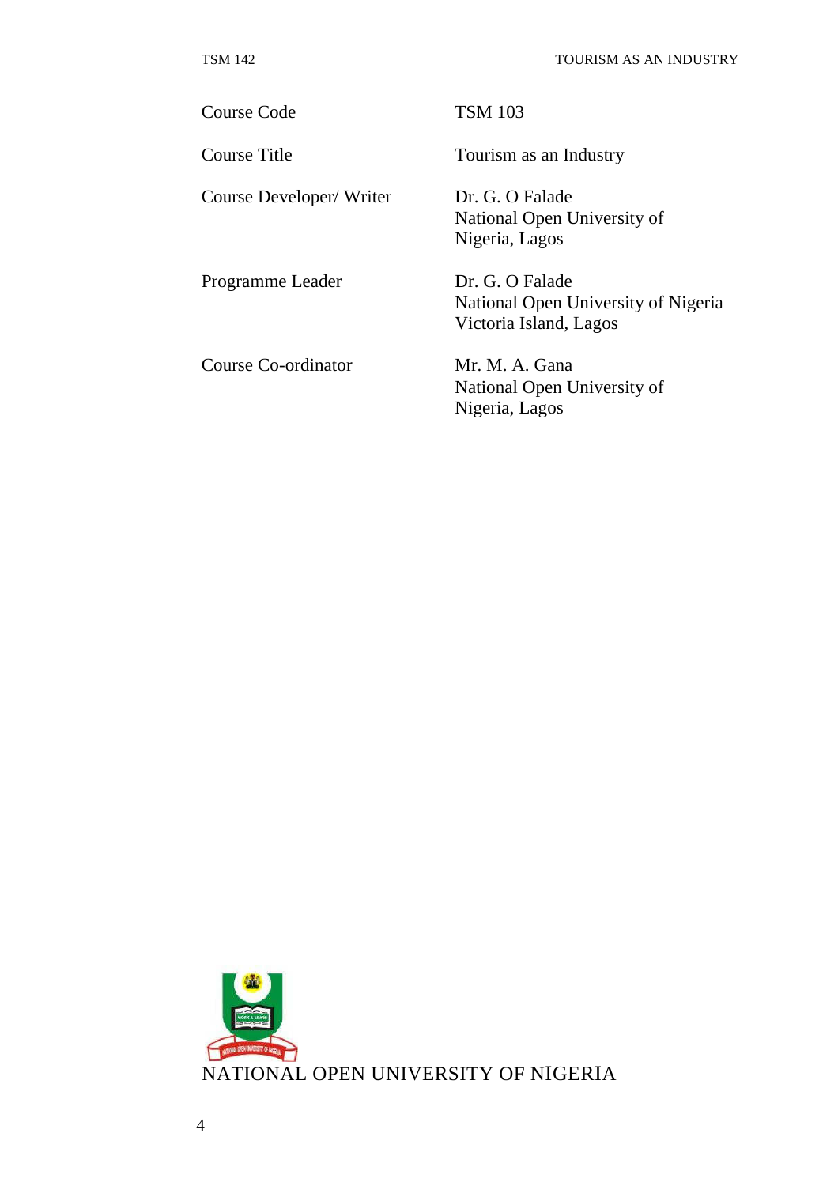| | |
|---|---|
| Course Code | TSM 103 |
| Course Title | Tourism as an Industry |
| Course Developer/ Writer | Dr. G. O Falade<br>National Open University of Nigeria, Lagos |
| Programme Leader | Dr. G. O Falade<br>National Open University of Nigeria<br>Victoria Island, Lagos |
| Course Co-ordinator | Mr. M. A. Gana<br>National Open University of Nigeria, Lagos |

NATIONAL OPEN UNIVERSITY OF NIGERIA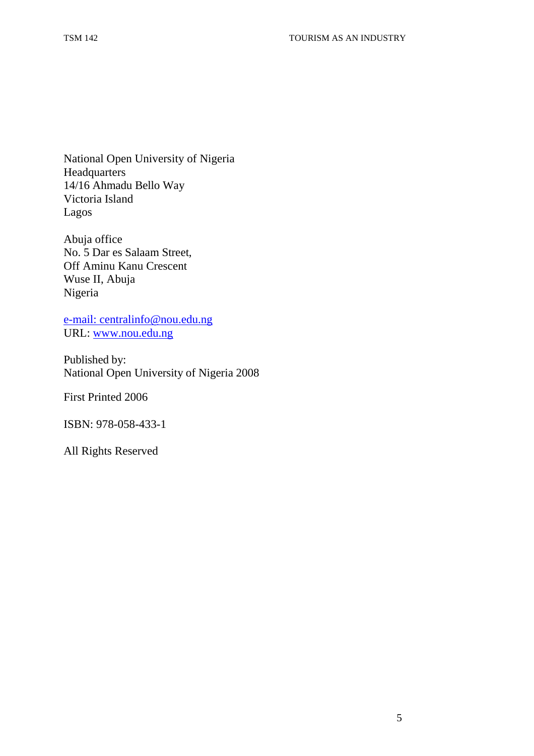National Open University of Nigeria
Headquarters
14/16 Ahmadu Bello Way
Victoria Island
Lagos

Abuja office
No. 5 Dar es Salaam Street,
Off Aminu Kanu Crescent
Wuse II, Abuja
Nigeria

e-mail: centralinfo@nou.edu.ng
URL: www.nou.edu.ng

Published by:
National Open University of Nigeria 2008

First Printed 2006

ISBN: 978-058-433-1

All Rights Reserved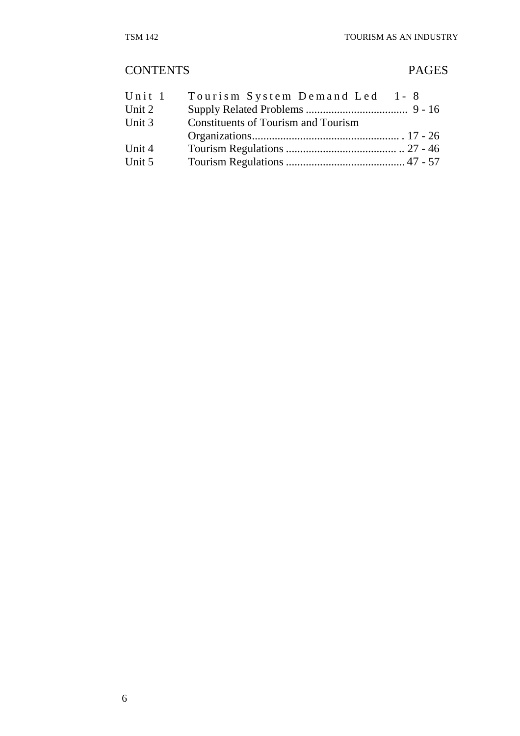CONTENTS PAGES

| | | |
|---|---|---|
| Unit 1 | Tourism System Demand Led | 1 - 8 |
| Unit 2 | Supply Related Problems | 9 - 16 |
| Unit 3 | Constituents of Tourism and Tourism Organizations | 17 - 26 |
| Unit 4 | Tourism Regulations | 27 - 46 |
| Unit 5 | Tourism Regulations | 47 - 57 |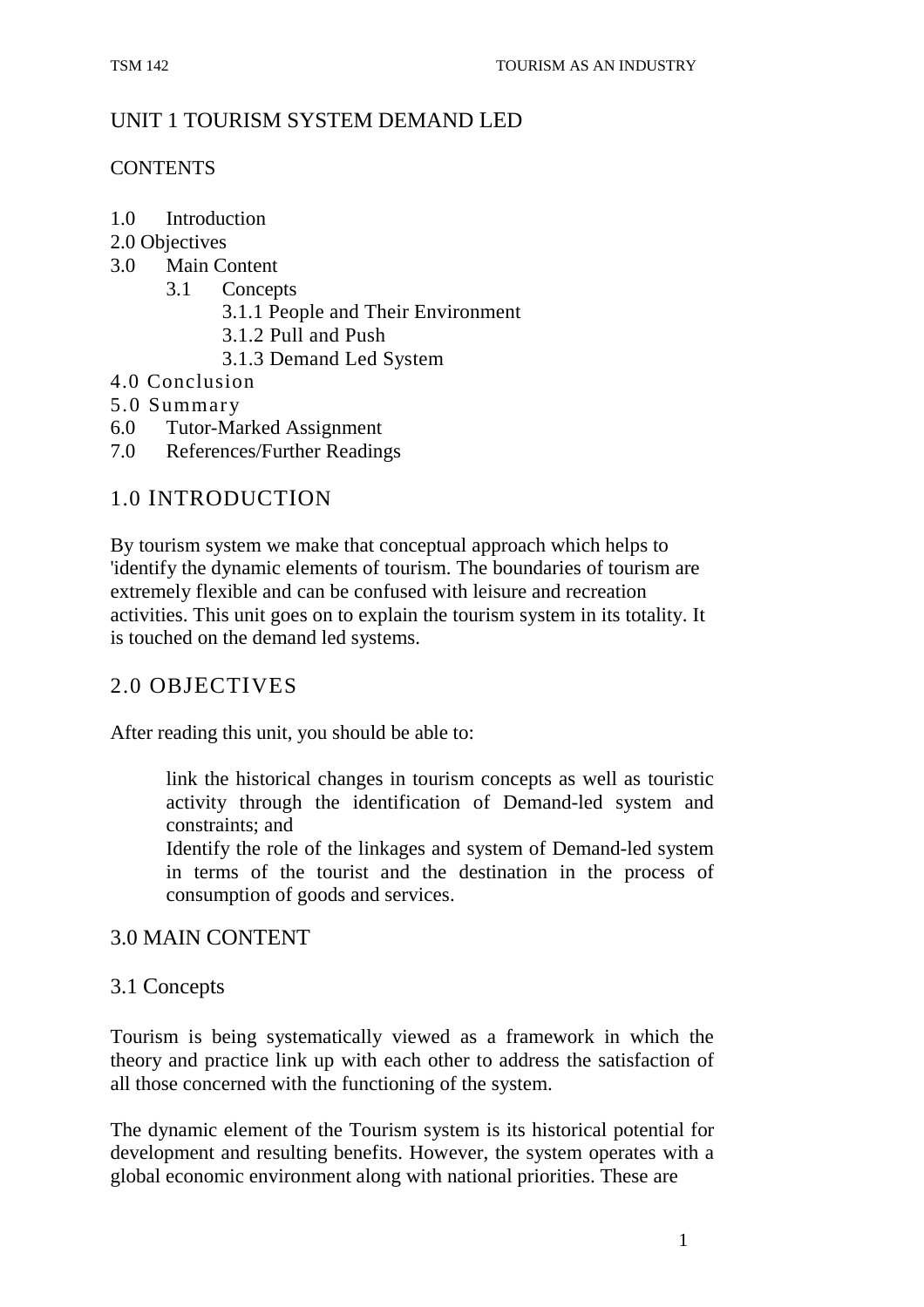# UNIT 1 TOURISM SYSTEM DEMAND LED

CONTENTS

1.0 Introduction
2.0 Objectives
3.0 Main Content
    3.1 Concepts
        3.1.1 People and Their Environment
        3.1.2 Pull and Push
        3.1.3 Demand Led System
4.0 Conclusion
5.0 Summary
6.0 Tutor-Marked Assignment
7.0 References/Further Readings

## 1.0 INTRODUCTION

By tourism system we make that conceptual approach which helps to 'identify the dynamic elements of tourism. The boundaries of tourism are extremely flexible and can be confused with leisure and recreation activities. This unit goes on to explain the tourism system in its totality. It is touched on the demand led systems.

## 2.0 OBJECTIVES

After reading this unit, you should be able to:

- link the historical changes in tourism concepts as well as touristic activity through the identification of Demand-led system and constraints; and
- Identify the role of the linkages and system of Demand-led system in terms of the tourist and the destination in the process of consumption of goods and services.

## 3.0 MAIN CONTENT

### 3.1 Concepts

Tourism is being systematically viewed as a framework in which the theory and practice link up with each other to address the satisfaction of all those concerned with the functioning of the system.

The dynamic element of the Tourism system is its historical potential for development and resulting benefits. However, the system operates with a global economic environment along with national priorities. These are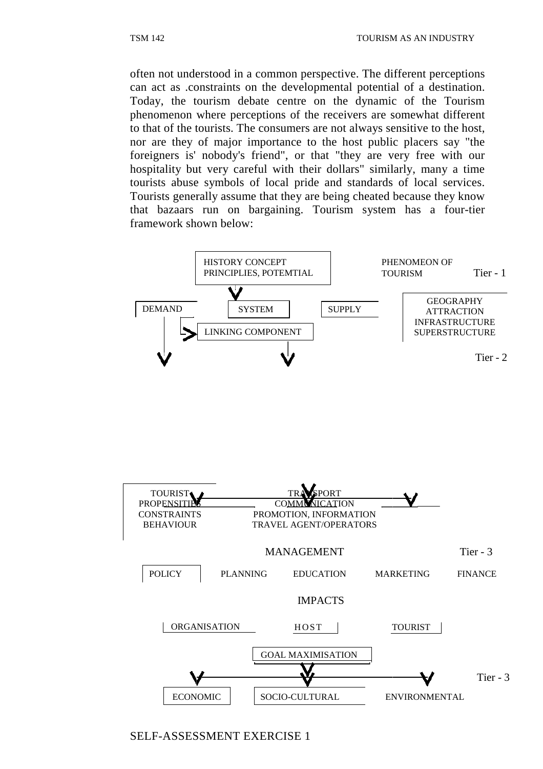often not understood in a common perspective. The different perceptions can act as .constraints on the developmental potential of a destination. Today, the tourism debate centre on the dynamic of the Tourism phenomenon where perceptions of the receivers are somewhat different to that of the tourists. The consumers are not always sensitive to the host, nor are they of major importance to the host public placers say "the foreigners is' nobody's friend", or that "they are very free with our hospitality but very careful with their dollars" similarly, many a time tourists abuse symbols of local pride and standards of local services. Tourists generally assume that they are being cheated because they know that bazaars run on bargaining. Tourism system has a four-tier framework shown below:

HISTORY CONCEPT PRINCIPLIES, POTEMTIAL

PHENOMEON OF TOURISM — Tier - 1

DEMAND — SYSTEM — SUPPLY

GEOGRAPHY ATTRACTION INFRASTRUCTURE SUPERSTRUCTURE

LINKING COMPONENT

Tier - 2

TOURIST PROPENSITIES CONSTRAINTS BEHAVIOUR

TRANSPORT COMMUNICATION PROMOTION, INFORMATION TRAVEL AGENT/OPERATORS

MANAGEMENT — Tier - 3

POLICY — PLANNING — EDUCATION — MARKETING — FINANCE

IMPACTS

ORGANISATION — HOST — TOURIST

GOAL MAXIMISATION

Tier - 3

ECONOMIC — SOCIO-CULTURAL — ENVIRONMENTAL

SELF-ASSESSMENT EXERCISE 1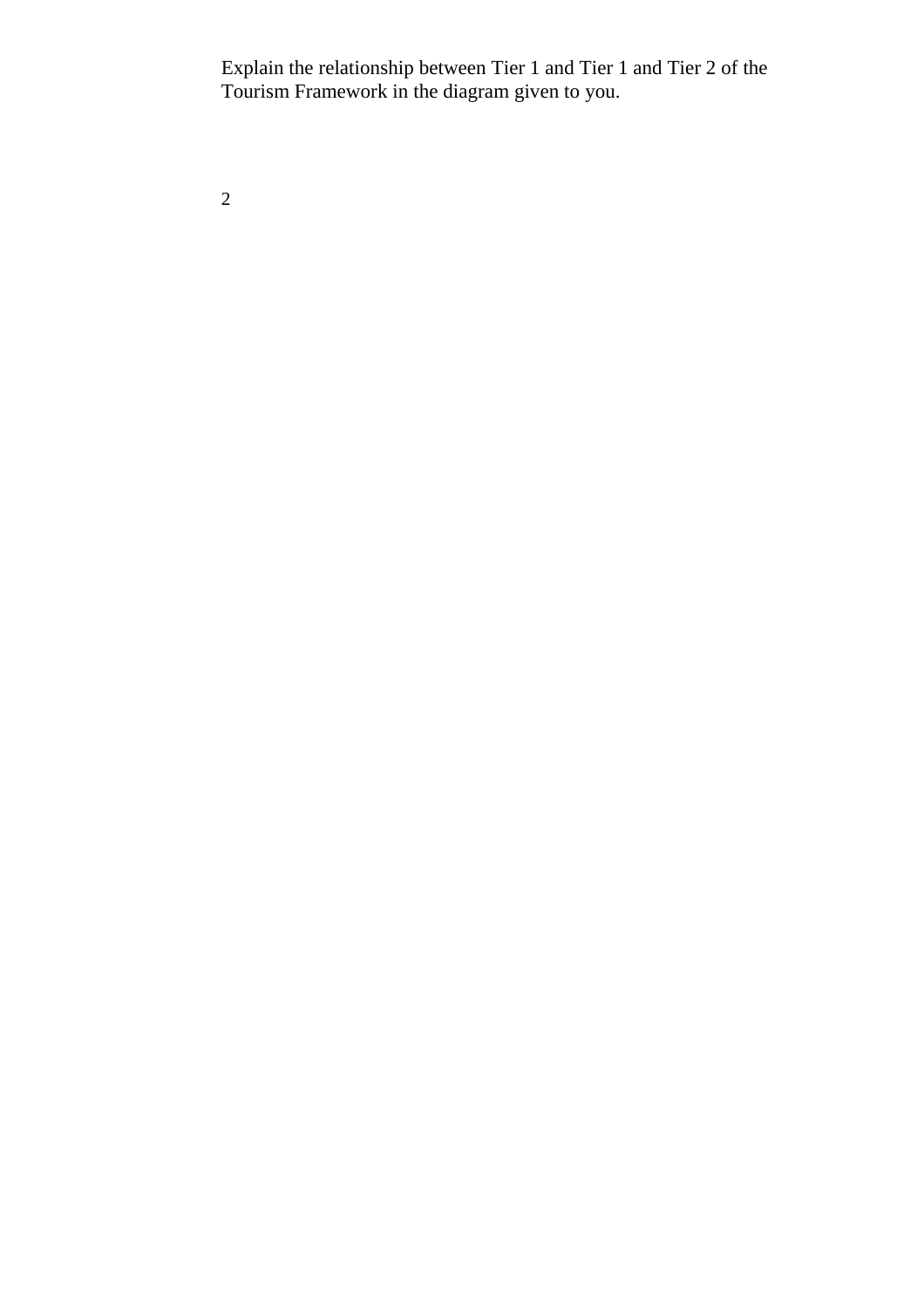Explain the relationship between Tier 1 and Tier 1 and Tier 2 of the Tourism Framework in the diagram given to you.

2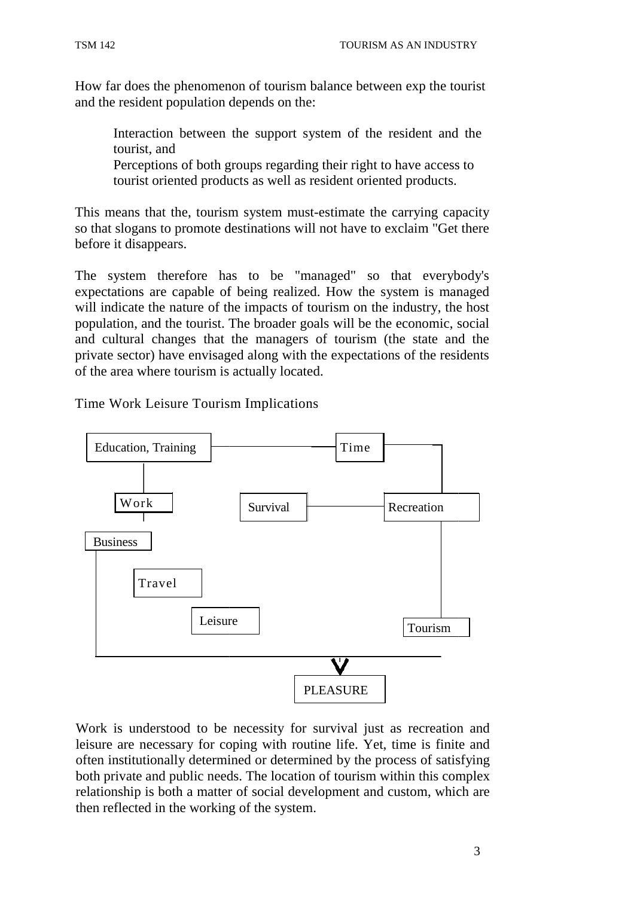How far does the phenomenon of tourism balance between exp the tourist and the resident population depends on the:

Interaction between the support system of the resident and the tourist, and

Perceptions of both groups regarding their right to have access to tourist oriented products as well as resident oriented products.

This means that the, tourism system must-estimate the carrying capacity so that slogans to promote destinations will not have to exclaim "Get there before it disappears.

The system therefore has to be "managed" so that everybody's expectations are capable of being realized. How the system is managed will indicate the nature of the impacts of tourism on the industry, the host population, and the tourist. The broader goals will be the economic, social and cultural changes that the managers of tourism (the state and the private sector) have envisaged along with the expectations of the residents of the area where tourism is actually located.

Time Work Leisure Tourism Implications

Education, Training — Time

Work — Survival — Recreation

Business

Travel

Leisure — Tourism

PLEASURE

Work is understood to be necessity for survival just as recreation and leisure are necessary for coping with routine life. Yet, time is finite and often institutionally determined or determined by the process of satisfying both private and public needs. The location of tourism within this complex relationship is both a matter of social development and custom, which are then reflected in the working of the system.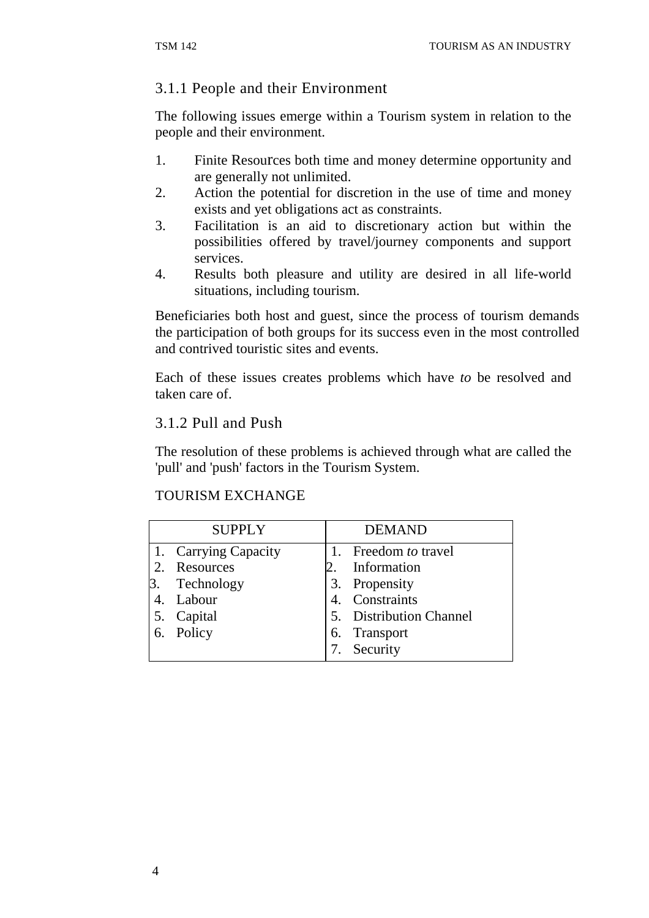### 3.1.1 People and their Environment

The following issues emerge within a Tourism system in relation to the people and their environment.

1. Finite Resources both time and money determine opportunity and are generally not unlimited.
2. Action the potential for discretion in the use of time and money exists and yet obligations act as constraints.
3. Facilitation is an aid to discretionary action but within the possibilities offered by travel/journey components and support services.
4. Results both pleasure and utility are desired in all life-world situations, including tourism.

Beneficiaries both host and guest, since the process of tourism demands the participation of both groups for its success even in the most controlled and contrived touristic sites and events.

Each of these issues creates problems which have *to* be resolved and taken care of.

### 3.1.2 Pull and Push

The resolution of these problems is achieved through what are called the 'pull' and 'push' factors in the Tourism System.

TOURISM EXCHANGE

| SUPPLY | DEMAND |
|---|---|
| 1. Carrying Capacity | 1. Freedom *to* travel |
| 2. Resources | 2. Information |
| 3. Technology | 3. Propensity |
| 4. Labour | 4. Constraints |
| 5. Capital | 5. Distribution Channel |
| 6. Policy | 6. Transport |
| | 7. Security |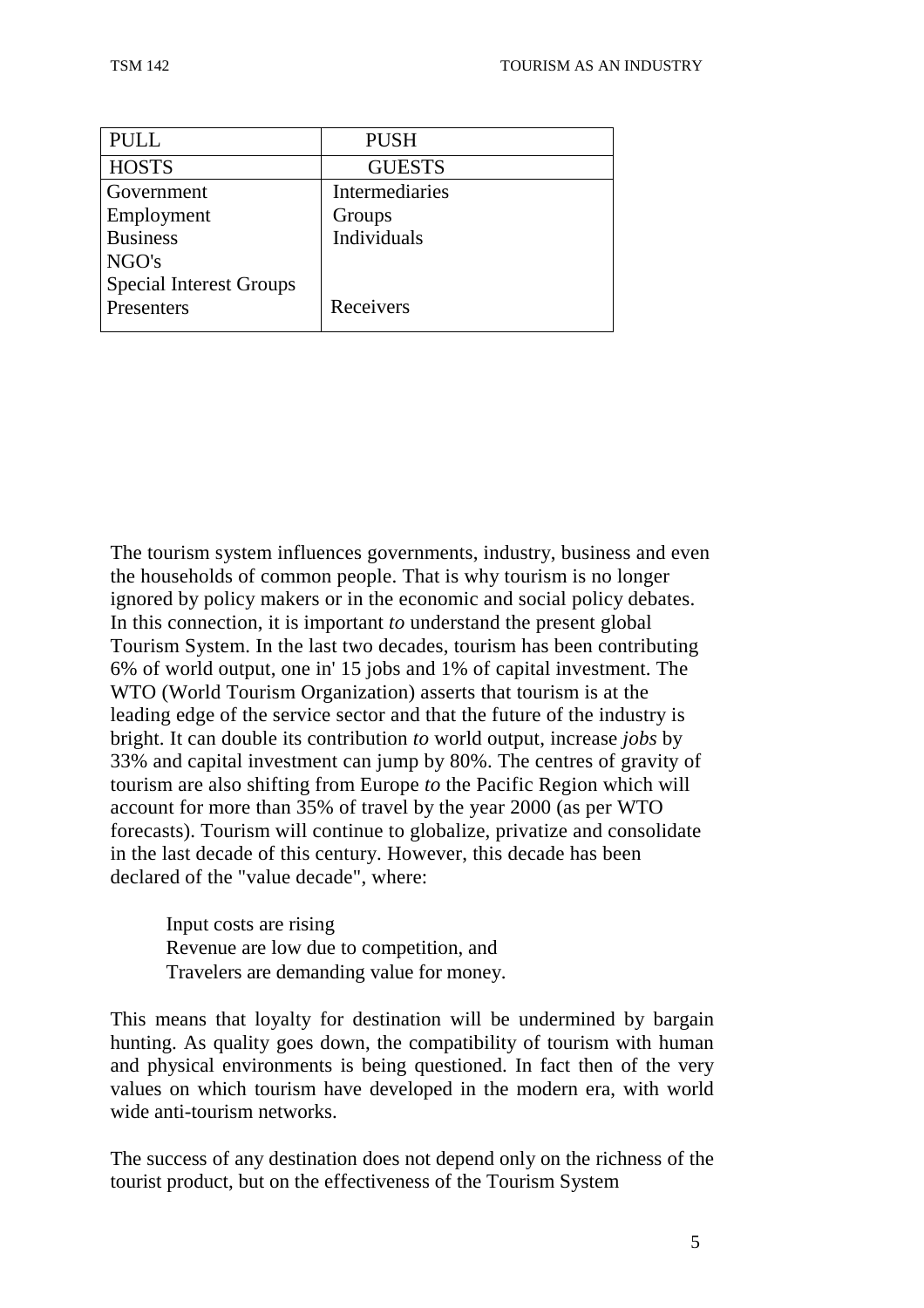| PULL | PUSH |
|---|---|
| HOSTS | GUESTS |
| Government<br>Employment<br>Business<br>NGO's<br>Special Interest Groups<br>Presenters | Intermediaries<br>Groups<br>Individuals<br><br><br>Receivers |

The tourism system influences governments, industry, business and even the households of common people. That is why tourism is no longer ignored by policy makers or in the economic and social policy debates. In this connection, it is important *to* understand the present global Tourism System. In the last two decades, tourism has been contributing 6% of world output, one in' 15 jobs and 1% of capital investment. The WTO (World Tourism Organization) asserts that tourism is at the leading edge of the service sector and that the future of the industry is bright. It can double its contribution *to* world output, increase *jobs* by 33% and capital investment can jump by 80%. The centres of gravity of tourism are also shifting from Europe *to* the Pacific Region which will account for more than 35% of travel by the year 2000 (as per WTO forecasts). Tourism will continue to globalize, privatize and consolidate in the last decade of this century. However, this decade has been declared of the "value decade", where:

Input costs are rising
Revenue are low due to competition, and
Travelers are demanding value for money.

This means that loyalty for destination will be undermined by bargain hunting. As quality goes down, the compatibility of tourism with human and physical environments is being questioned. In fact then of the very values on which tourism have developed in the modern era, with world wide anti-tourism networks.

The success of any destination does not depend only on the richness of the tourist product, but on the effectiveness of the Tourism System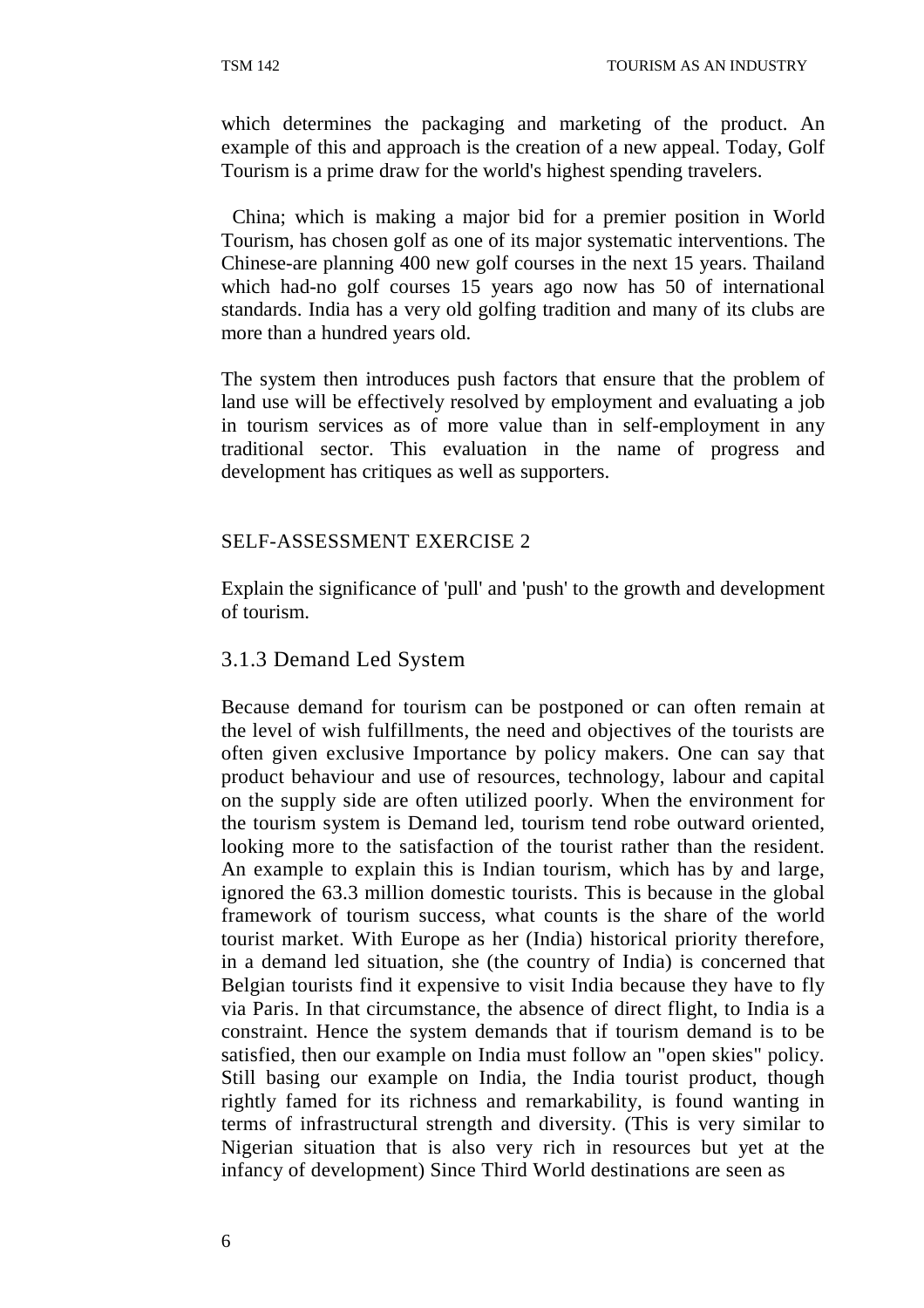which determines the packaging and marketing of the product. An example of this and approach is the creation of a new appeal. Today, Golf Tourism is a prime draw for the world's highest spending travelers.

China; which is making a major bid for a premier position in World Tourism, has chosen golf as one of its major systematic interventions. The Chinese-are planning 400 new golf courses in the next 15 years. Thailand which had-no golf courses 15 years ago now has 50 of international standards. India has a very old golfing tradition and many of its clubs are more than a hundred years old.

The system then introduces push factors that ensure that the problem of land use will be effectively resolved by employment and evaluating a job in tourism services as of more value than in self-employment in any traditional sector. This evaluation in the name of progress and development has critiques as well as supporters.

SELF-ASSESSMENT EXERCISE 2

Explain the significance of 'pull' and 'push' to the growth and development of tourism.

### 3.1.3 Demand Led System

Because demand for tourism can be postponed or can often remain at the level of wish fulfillments, the need and objectives of the tourists are often given exclusive Importance by policy makers. One can say that product behaviour and use of resources, technology, labour and capital on the supply side are often utilized poorly. When the environment for the tourism system is Demand led, tourism tend robe outward oriented, looking more to the satisfaction of the tourist rather than the resident. An example to explain this is Indian tourism, which has by and large, ignored the 63.3 million domestic tourists. This is because in the global framework of tourism success, what counts is the share of the world tourist market. With Europe as her (India) historical priority therefore, in a demand led situation, she (the country of India) is concerned that Belgian tourists find it expensive to visit India because they have to fly via Paris. In that circumstance, the absence of direct flight, to India is a constraint. Hence the system demands that if tourism demand is to be satisfied, then our example on India must follow an "open skies" policy. Still basing our example on India, the India tourist product, though rightly famed for its richness and remarkability, is found wanting in terms of infrastructural strength and diversity. (This is very similar to Nigerian situation that is also very rich in resources but yet at the infancy of development) Since Third World destinations are seen as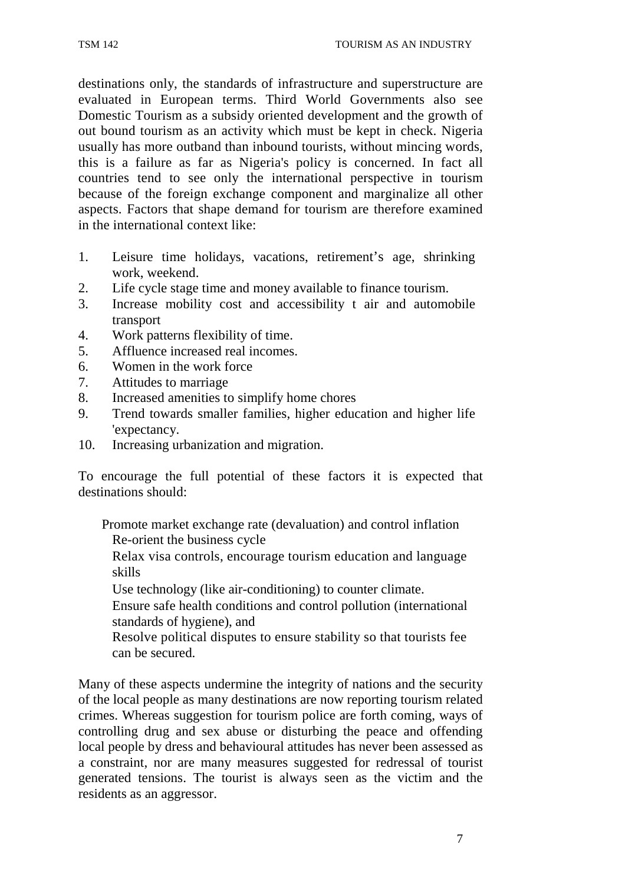destinations only, the standards of infrastructure and superstructure are evaluated in European terms. Third World Governments also see Domestic Tourism as a subsidy oriented development and the growth of out bound tourism as an activity which must be kept in check. Nigeria usually has more outband than inbound tourists, without mincing words, this is a failure as far as Nigeria's policy is concerned. In fact all countries tend to see only the international perspective in tourism because of the foreign exchange component and marginalize all other aspects. Factors that shape demand for tourism are therefore examined in the international context like:

1. Leisure time holidays, vacations, retirement's age, shrinking work, weekend.
2. Life cycle stage time and money available to finance tourism.
3. Increase mobility cost and accessibility t air and automobile transport
4. Work patterns flexibility of time.
5. Affluence increased real incomes.
6. Women in the work force
7. Attitudes to marriage
8. Increased amenities to simplify home chores
9. Trend towards smaller families, higher education and higher life 'expectancy.
10. Increasing urbanization and migration.

To encourage the full potential of these factors it is expected that destinations should:

- Promote market exchange rate (devaluation) and control inflation
- Re-orient the business cycle
- Relax visa controls, encourage tourism education and language skills
- Use technology (like air-conditioning) to counter climate.
- Ensure safe health conditions and control pollution (international standards of hygiene), and
- Resolve political disputes to ensure stability so that tourists fee can be secured.

Many of these aspects undermine the integrity of nations and the security of the local people as many destinations are now reporting tourism related crimes. Whereas suggestion for tourism police are forth coming, ways of controlling drug and sex abuse or disturbing the peace and offending local people by dress and behavioural attitudes has never been assessed as a constraint, nor are many measures suggested for redressal of tourist generated tensions. The tourist is always seen as the victim and the residents as an aggressor.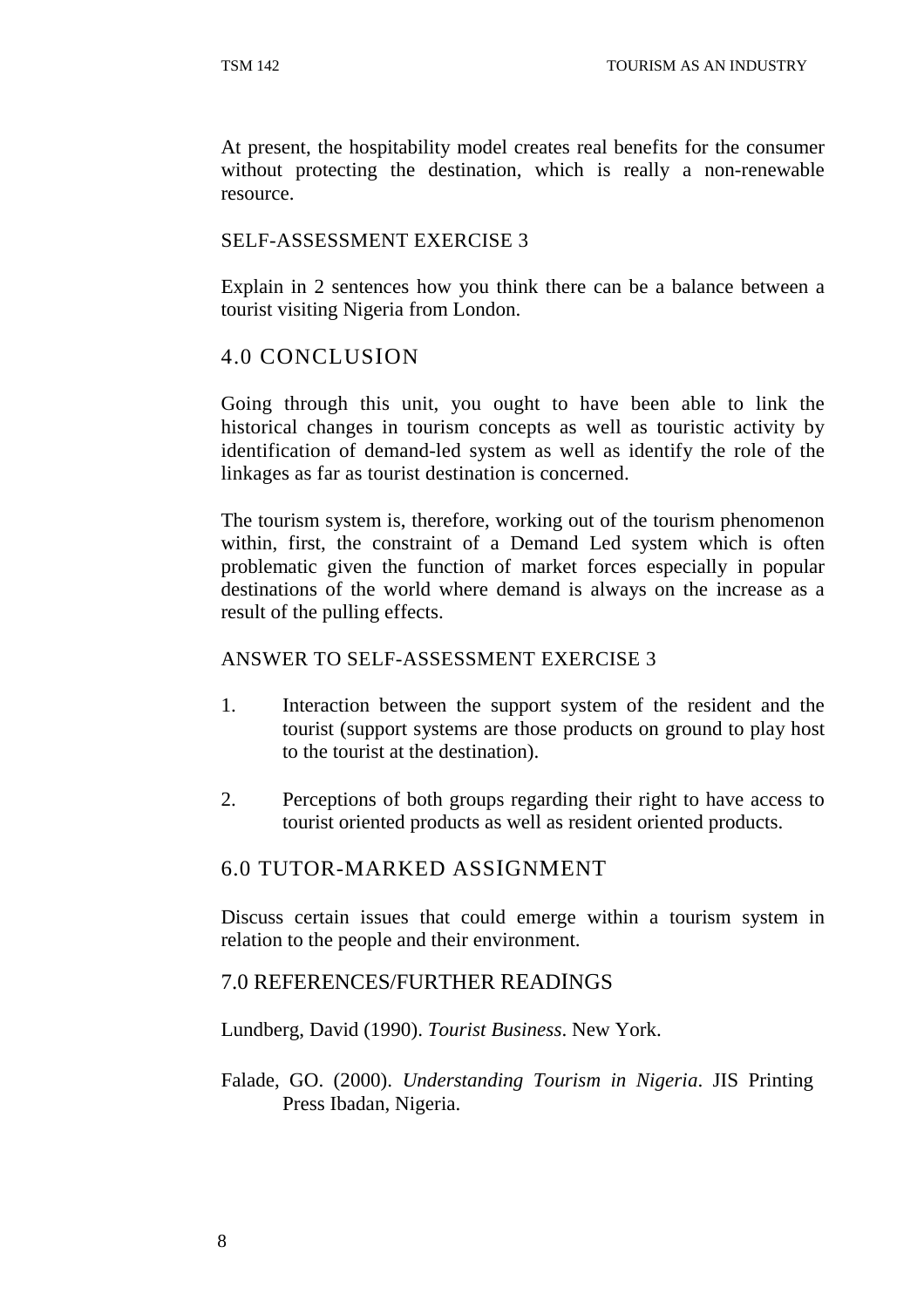At present, the hospitability model creates real benefits for the consumer without protecting the destination, which is really a non-renewable resource.

SELF-ASSESSMENT EXERCISE 3

Explain in 2 sentences how you think there can be a balance between a tourist visiting Nigeria from London.

## 4.0 CONCLUSION

Going through this unit, you ought to have been able to link the historical changes in tourism concepts as well as touristic activity by identification of demand-led system as well as identify the role of the linkages as far as tourist destination is concerned.

The tourism system is, therefore, working out of the tourism phenomenon within, first, the constraint of a Demand Led system which is often problematic given the function of market forces especially in popular destinations of the world where demand is always on the increase as a result of the pulling effects.

ANSWER TO SELF-ASSESSMENT EXERCISE 3

1. Interaction between the support system of the resident and the tourist (support systems are those products on ground to play host to the tourist at the destination).

2. Perceptions of both groups regarding their right to have access to tourist oriented products as well as resident oriented products.

## 6.0 TUTOR-MARKED ASSIGNMENT

Discuss certain issues that could emerge within a tourism system in relation to the people and their environment.

## 7.0 REFERENCES/FURTHER READINGS

Lundberg, David (1990). *Tourist Business*. New York.

Falade, GO. (2000). *Understanding Tourism in Nigeria*. JIS Printing Press Ibadan, Nigeria.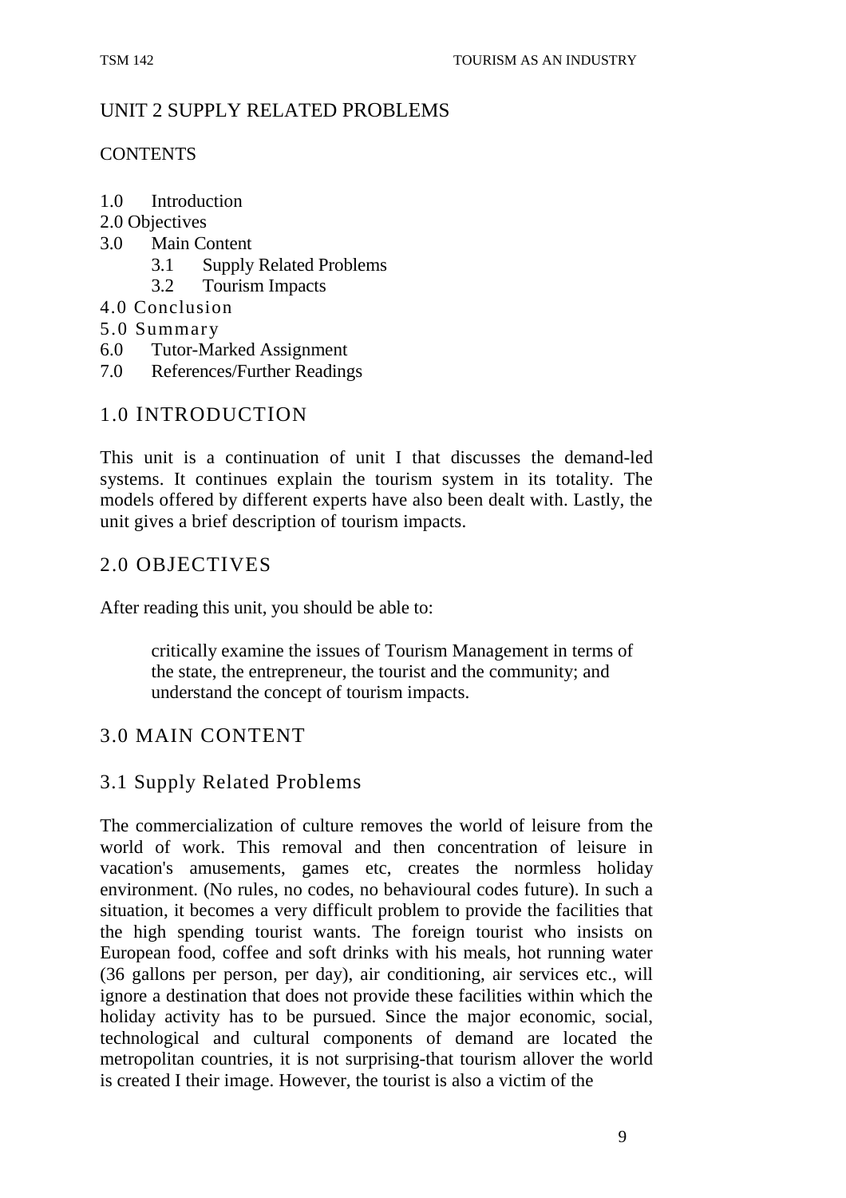# UNIT 2 SUPPLY RELATED PROBLEMS

CONTENTS

1.0 Introduction
2.0 Objectives
3.0 Main Content
 3.1 Supply Related Problems
 3.2 Tourism Impacts
4.0 Conclusion
5.0 Summary
6.0 Tutor-Marked Assignment
7.0 References/Further Readings

## 1.0 INTRODUCTION

This unit is a continuation of unit I that discusses the demand-led systems. It continues explain the tourism system in its totality. The models offered by different experts have also been dealt with. Lastly, the unit gives a brief description of tourism impacts.

## 2.0 OBJECTIVES

After reading this unit, you should be able to:

- critically examine the issues of Tourism Management in terms of the state, the entrepreneur, the tourist and the community; and
- understand the concept of tourism impacts.

## 3.0 MAIN CONTENT

### 3.1 Supply Related Problems

The commercialization of culture removes the world of leisure from the world of work. This removal and then concentration of leisure in vacation's amusements, games etc, creates the normless holiday environment. (No rules, no codes, no behavioural codes future). In such a situation, it becomes a very difficult problem to provide the facilities that the high spending tourist wants. The foreign tourist who insists on European food, coffee and soft drinks with his meals, hot running water (36 gallons per person, per day), air conditioning, air services etc., will ignore a destination that does not provide these facilities within which the holiday activity has to be pursued. Since the major economic, social, technological and cultural components of demand are located the metropolitan countries, it is not surprising-that tourism allover the world is created I their image. However, the tourist is also a victim of the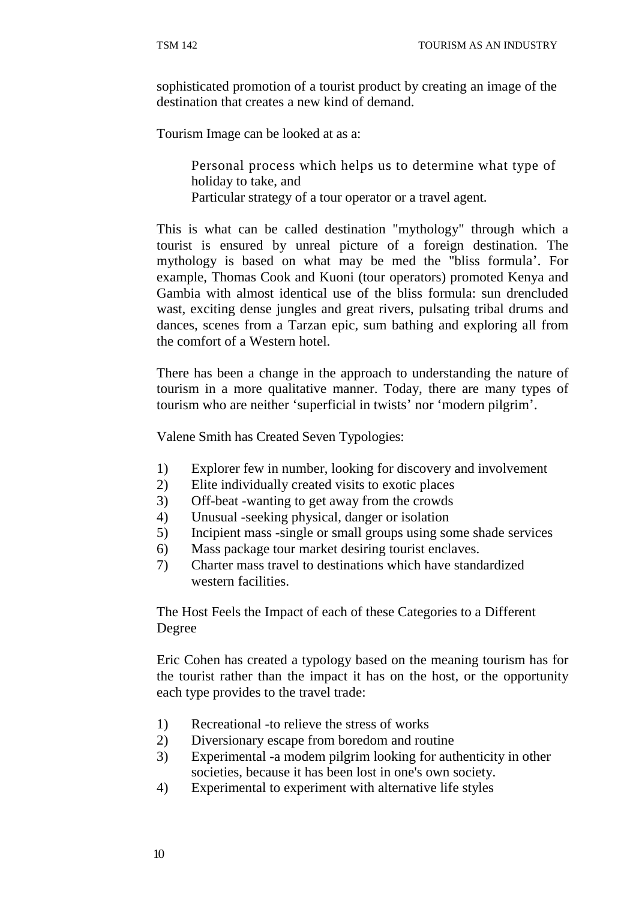sophisticated promotion of a tourist product by creating an image of the destination that creates a new kind of demand.

Tourism Image can be looked at as a:

Personal process which helps us to determine what type of holiday to take, and
Particular strategy of a tour operator or a travel agent.

This is what can be called destination "mythology" through which a tourist is ensured by unreal picture of a foreign destination. The mythology is based on what may be med the "bliss formula'. For example, Thomas Cook and Kuoni (tour operators) promoted Kenya and Gambia with almost identical use of the bliss formula: sun drencluded wast, exciting dense jungles and great rivers, pulsating tribal drums and dances, scenes from a Tarzan epic, sum bathing and exploring all from the comfort of a Western hotel.

There has been a change in the approach to understanding the nature of tourism in a more qualitative manner. Today, there are many types of tourism who are neither 'superficial in twists' nor 'modern pilgrim'.

Valene Smith has Created Seven Typologies:

1) Explorer few in number, looking for discovery and involvement
2) Elite individually created visits to exotic places
3) Off-beat -wanting to get away from the crowds
4) Unusual -seeking physical, danger or isolation
5) Incipient mass -single or small groups using some shade services
6) Mass package tour market desiring tourist enclaves.
7) Charter mass travel to destinations which have standardized western facilities.

The Host Feels the Impact of each of these Categories to a Different Degree

Eric Cohen has created a typology based on the meaning tourism has for the tourist rather than the impact it has on the host, or the opportunity each type provides to the travel trade:

1) Recreational -to relieve the stress of works
2) Diversionary escape from boredom and routine
3) Experimental -a modem pilgrim looking for authenticity in other societies, because it has been lost in one's own society.
4) Experimental to experiment with alternative life styles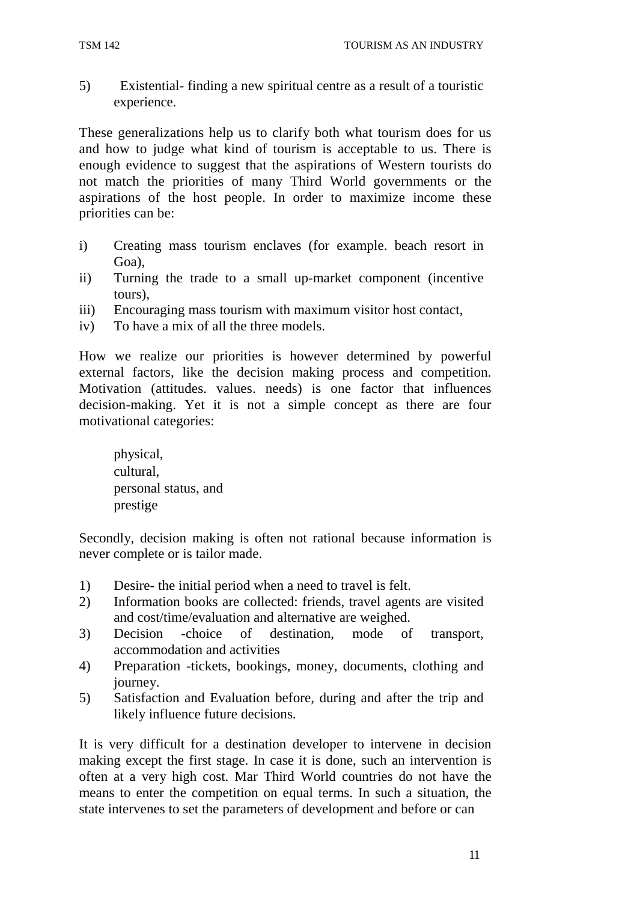5) Existential- finding a new spiritual centre as a result of a touristic experience.

These generalizations help us to clarify both what tourism does for us and how to judge what kind of tourism is acceptable to us. There is enough evidence to suggest that the aspirations of Western tourists do not match the priorities of many Third World governments or the aspirations of the host people. In order to maximize income these priorities can be:

i) Creating mass tourism enclaves (for example. beach resort in Goa),
ii) Turning the trade to a small up-market component (incentive tours),
iii) Encouraging mass tourism with maximum visitor host contact,
iv) To have a mix of all the three models.

How we realize our priorities is however determined by powerful external factors, like the decision making process and competition. Motivation (attitudes. values. needs) is one factor that influences decision-making. Yet it is not a simple concept as there are four motivational categories:

physical,
cultural,
personal status, and
prestige

Secondly, decision making is often not rational because information is never complete or is tailor made.

1) Desire- the initial period when a need to travel is felt.
2) Information books are collected: friends, travel agents are visited and cost/time/evaluation and alternative are weighed.
3) Decision -choice of destination, mode of transport, accommodation and activities
4) Preparation -tickets, bookings, money, documents, clothing and journey.
5) Satisfaction and Evaluation before, during and after the trip and likely influence future decisions.

It is very difficult for a destination developer to intervene in decision making except the first stage. In case it is done, such an intervention is often at a very high cost. Mar Third World countries do not have the means to enter the competition on equal terms. In such a situation, the state intervenes to set the parameters of development and before or can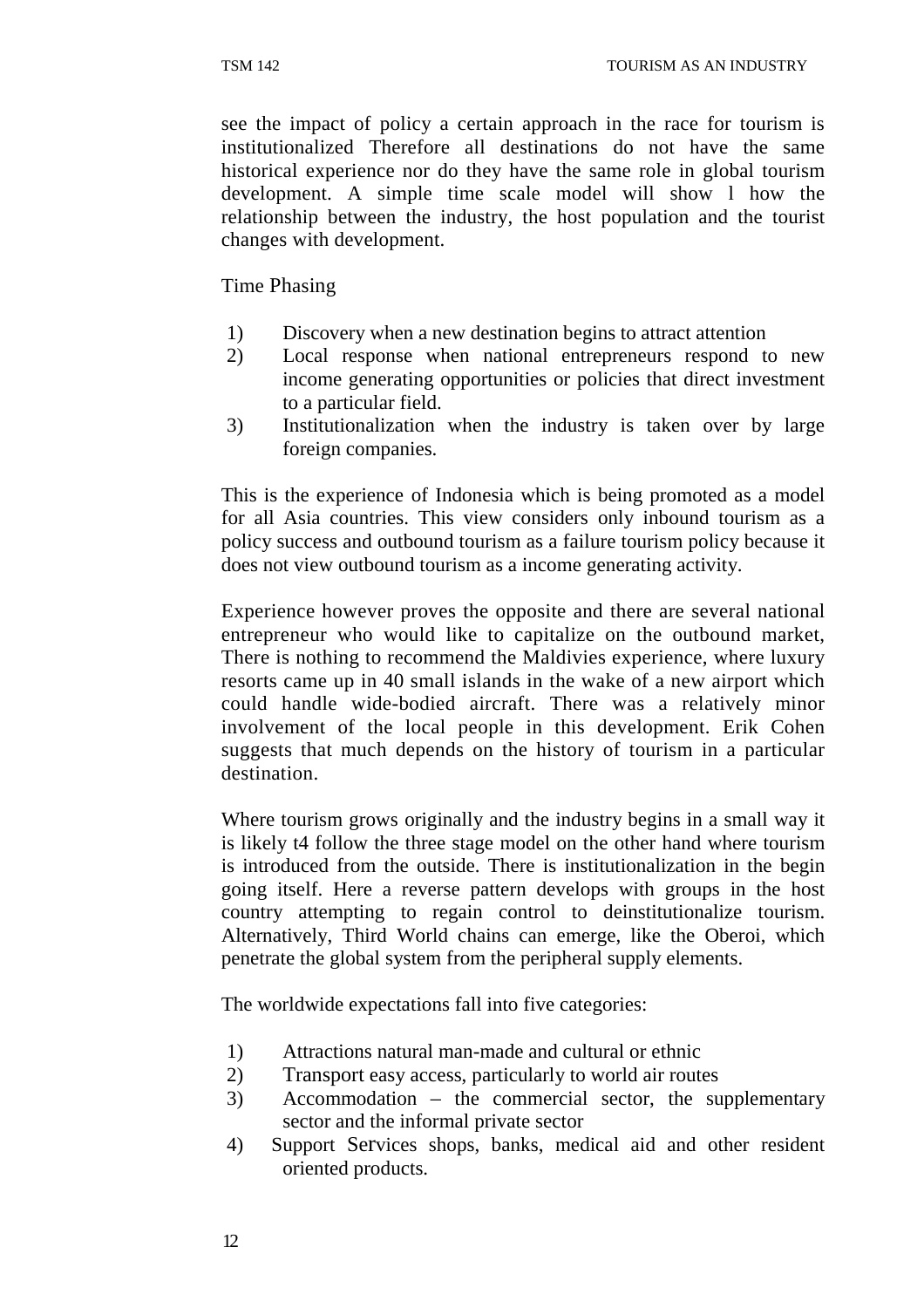see the impact of policy a certain approach in the race for tourism is institutionalized Therefore all destinations do not have the same historical experience nor do they have the same role in global tourism development. A simple time scale model will show l how the relationship between the industry, the host population and the tourist changes with development.

Time Phasing

1) Discovery when a new destination begins to attract attention
2) Local response when national entrepreneurs respond to new income generating opportunities or policies that direct investment to a particular field.
3) Institutionalization when the industry is taken over by large foreign companies.

This is the experience of Indonesia which is being promoted as a model for all Asia countries. This view considers only inbound tourism as a policy success and outbound tourism as a failure tourism policy because it does not view outbound tourism as a income generating activity.

Experience however proves the opposite and there are several national entrepreneur who would like to capitalize on the outbound market, There is nothing to recommend the Maldivies experience, where luxury resorts came up in 40 small islands in the wake of a new airport which could handle wide-bodied aircraft. There was a relatively minor involvement of the local people in this development. Erik Cohen suggests that much depends on the history of tourism in a particular destination.

Where tourism grows originally and the industry begins in a small way it is likely t4 follow the three stage model on the other hand where tourism is introduced from the outside. There is institutionalization in the begin going itself. Here a reverse pattern develops with groups in the host country attempting to regain control to deinstitutionalize tourism. Alternatively, Third World chains can emerge, like the Oberoi, which penetrate the global system from the peripheral supply elements.

The worldwide expectations fall into five categories:

1) Attractions natural man-made and cultural or ethnic
2) Transport easy access, particularly to world air routes
3) Accommodation – the commercial sector, the supplementary sector and the informal private sector
4) Support Services shops, banks, medical aid and other resident oriented products.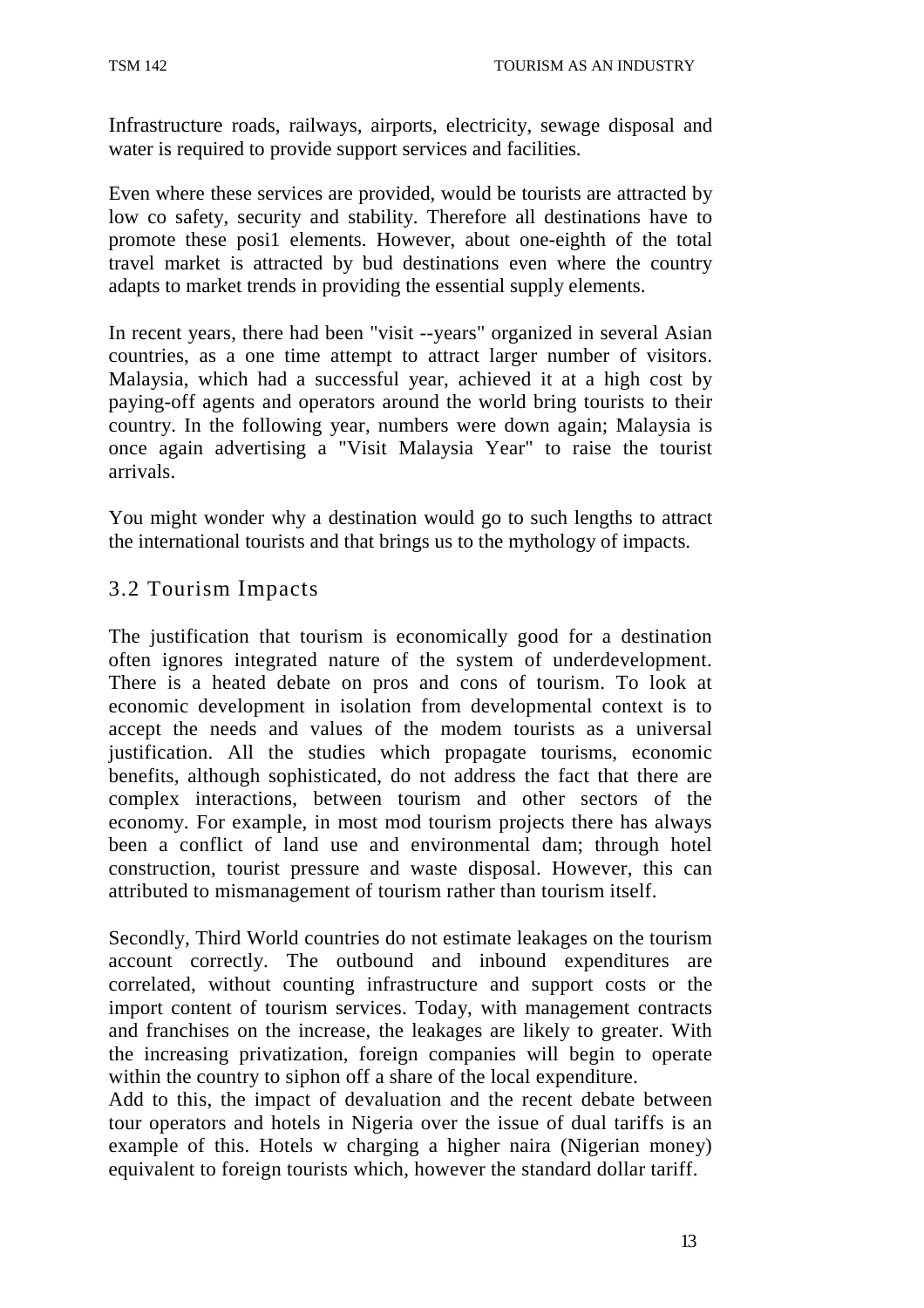Infrastructure roads, railways, airports, electricity, sewage disposal and water is required to provide support services and facilities.

Even where these services are provided, would be tourists are attracted by low co safety, security and stability. Therefore all destinations have to promote these posi1 elements. However, about one-eighth of the total travel market is attracted by bud destinations even where the country adapts to market trends in providing the essential supply elements.

In recent years, there had been "visit --years" organized in several Asian countries, as a one time attempt to attract larger number of visitors. Malaysia, which had a successful year, achieved it at a high cost by paying-off agents and operators around the world bring tourists to their country. In the following year, numbers were down again; Malaysia is once again advertising a "Visit Malaysia Year" to raise the tourist arrivals.

You might wonder why a destination would go to such lengths to attract the international tourists and that brings us to the mythology of impacts.

## 3.2 Tourism Impacts

The justification that tourism is economically good for a destination often ignores integrated nature of the system of underdevelopment. There is a heated debate on pros and cons of tourism. To look at economic development in isolation from developmental context is to accept the needs and values of the modem tourists as a universal justification. All the studies which propagate tourisms, economic benefits, although sophisticated, do not address the fact that there are complex interactions, between tourism and other sectors of the economy. For example, in most mod tourism projects there has always been a conflict of land use and environmental dam; through hotel construction, tourist pressure and waste disposal. However, this can attributed to mismanagement of tourism rather than tourism itself.

Secondly, Third World countries do not estimate leakages on the tourism account correctly. The outbound and inbound expenditures are correlated, without counting infrastructure and support costs or the import content of tourism services. Today, with management contracts and franchises on the increase, the leakages are likely to greater. With the increasing privatization, foreign companies will begin to operate within the country to siphon off a share of the local expenditure.
Add to this, the impact of devaluation and the recent debate between tour operators and hotels in Nigeria over the issue of dual tariffs is an example of this. Hotels w charging a higher naira (Nigerian money) equivalent to foreign tourists which, however the standard dollar tariff.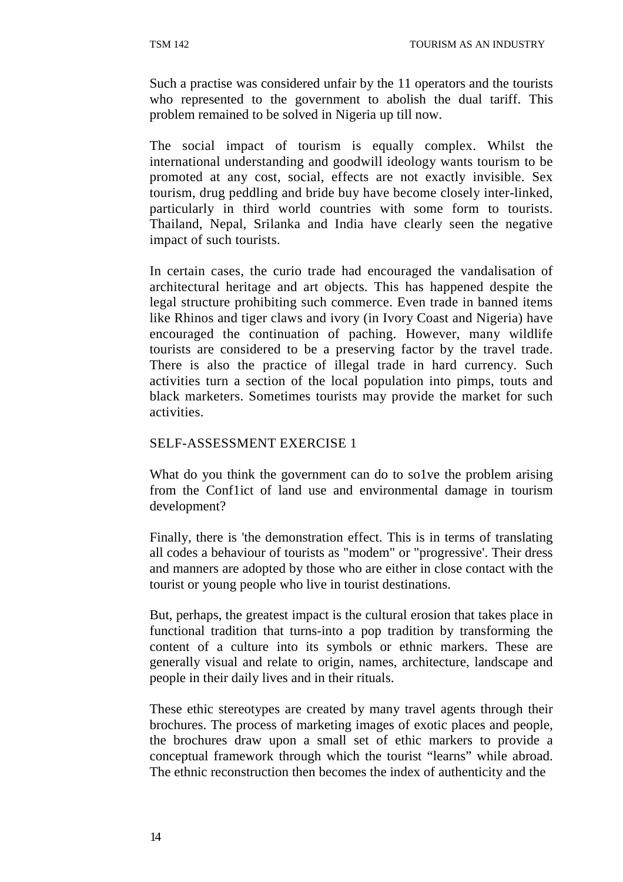Such a practise was considered unfair by the 11 operators and the tourists who represented to the government to abolish the dual tariff. This problem remained to be solved in Nigeria up till now.

The social impact of tourism is equally complex. Whilst the international understanding and goodwill ideology wants tourism to be promoted at any cost, social, effects are not exactly invisible. Sex tourism, drug peddling and bride buy have become closely inter-linked, particularly in third world countries with some form to tourists. Thailand, Nepal, Srilanka and India have clearly seen the negative impact of such tourists.

In certain cases, the curio trade had encouraged the vandalisation of architectural heritage and art objects. This has happened despite the legal structure prohibiting such commerce. Even trade in banned items like Rhinos and tiger claws and ivory (in Ivory Coast and Nigeria) have encouraged the continuation of paching. However, many wildlife tourists are considered to be a preserving factor by the travel trade. There is also the practice of illegal trade in hard currency. Such activities turn a section of the local population into pimps, touts and black marketers. Sometimes tourists may provide the market for such activities.

SELF-ASSESSMENT EXERCISE 1

What do you think the government can do to so1ve the problem arising from the Conf1ict of land use and environmental damage in tourism development?

Finally, there is 'the demonstration effect. This is in terms of translating all codes a behaviour of tourists as "modem" or "progressive'. Their dress and manners are adopted by those who are either in close contact with the tourist or young people who live in tourist destinations.

But, perhaps, the greatest impact is the cultural erosion that takes place in functional tradition that turns-into a pop tradition by transforming the content of a culture into its symbols or ethnic markers. These are generally visual and relate to origin, names, architecture, landscape and people in their daily lives and in their rituals.

These ethic stereotypes are created by many travel agents through their brochures. The process of marketing images of exotic places and people, the brochures draw upon a small set of ethic markers to provide a conceptual framework through which the tourist "learns" while abroad. The ethnic reconstruction then becomes the index of authenticity and the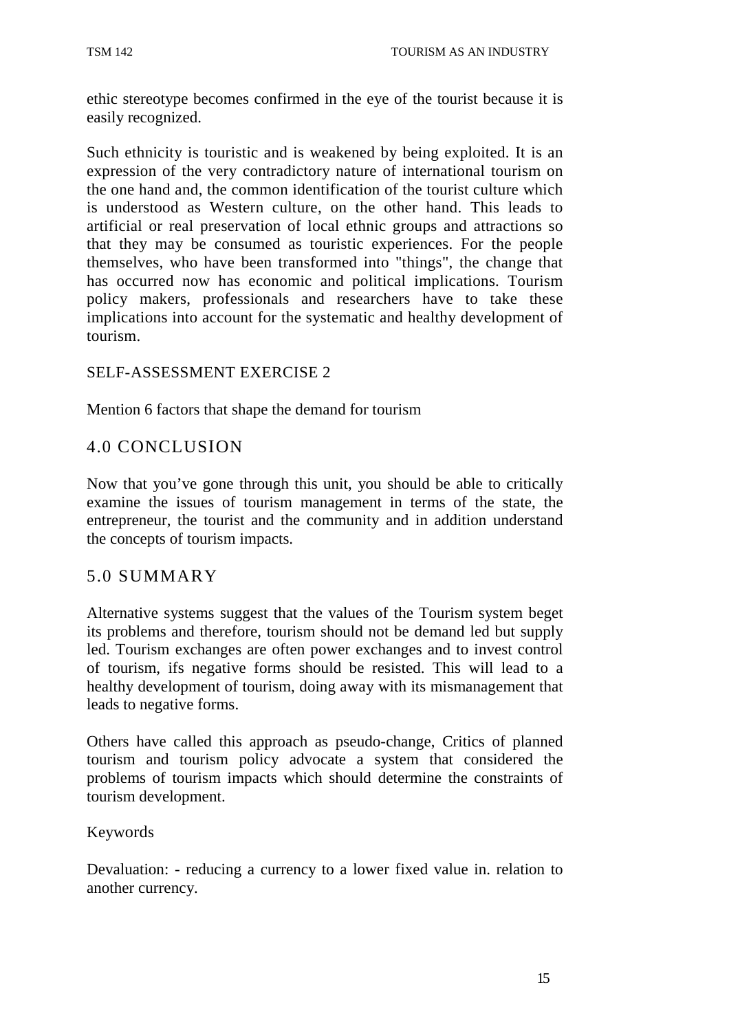ethic stereotype becomes confirmed in the eye of the tourist because it is easily recognized.

Such ethnicity is touristic and is weakened by being exploited. It is an expression of the very contradictory nature of international tourism on the one hand and, the common identification of the tourist culture which is understood as Western culture, on the other hand. This leads to artificial or real preservation of local ethnic groups and attractions so that they may be consumed as touristic experiences. For the people themselves, who have been transformed into "things", the change that has occurred now has economic and political implications. Tourism policy makers, professionals and researchers have to take these implications into account for the systematic and healthy development of tourism.

SELF-ASSESSMENT EXERCISE 2

Mention 6 factors that shape the demand for tourism

## 4.0 CONCLUSION

Now that you've gone through this unit, you should be able to critically examine the issues of tourism management in terms of the state, the entrepreneur, the tourist and the community and in addition understand the concepts of tourism impacts.

## 5.0 SUMMARY

Alternative systems suggest that the values of the Tourism system beget its problems and therefore, tourism should not be demand led but supply led. Tourism exchanges are often power exchanges and to invest control of tourism, ifs negative forms should be resisted. This will lead to a healthy development of tourism, doing away with its mismanagement that leads to negative forms.

Others have called this approach as pseudo-change, Critics of planned tourism and tourism policy advocate a system that considered the problems of tourism impacts which should determine the constraints of tourism development.

Keywords

Devaluation: - reducing a currency to a lower fixed value in. relation to another currency.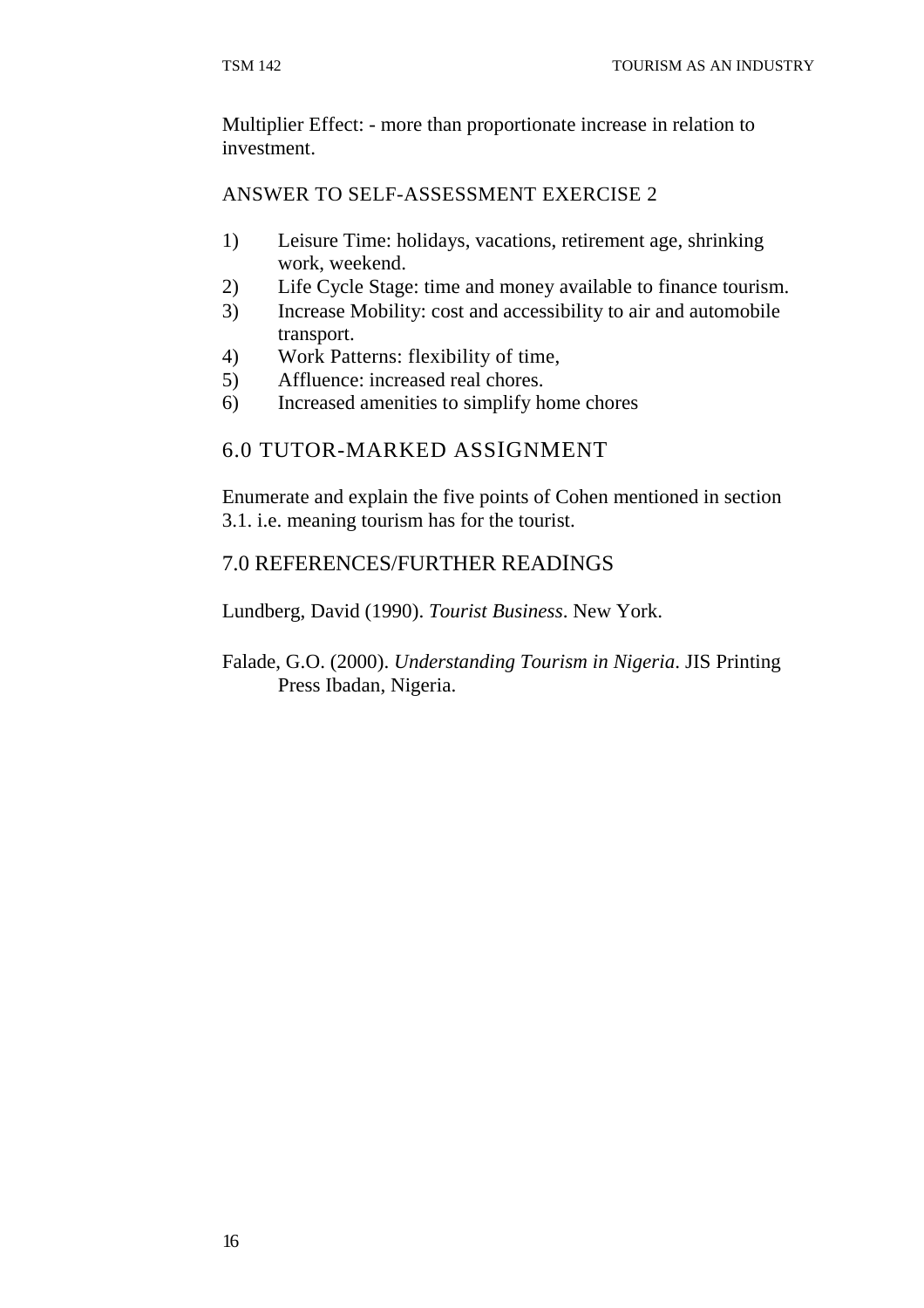Multiplier Effect: - more than proportionate increase in relation to investment.

ANSWER TO SELF-ASSESSMENT EXERCISE 2

1) Leisure Time: holidays, vacations, retirement age, shrinking work, weekend.
2) Life Cycle Stage: time and money available to finance tourism.
3) Increase Mobility: cost and accessibility to air and automobile transport.
4) Work Patterns: flexibility of time,
5) Affluence: increased real chores.
6) Increased amenities to simplify home chores

## 6.0 TUTOR-MARKED ASSIGNMENT

Enumerate and explain the five points of Cohen mentioned in section 3.1. i.e. meaning tourism has for the tourist.

## 7.0 REFERENCES/FURTHER READINGS

Lundberg, David (1990). *Tourist Business*. New York.

Falade, G.O. (2000). *Understanding Tourism in Nigeria*. JIS Printing Press Ibadan, Nigeria.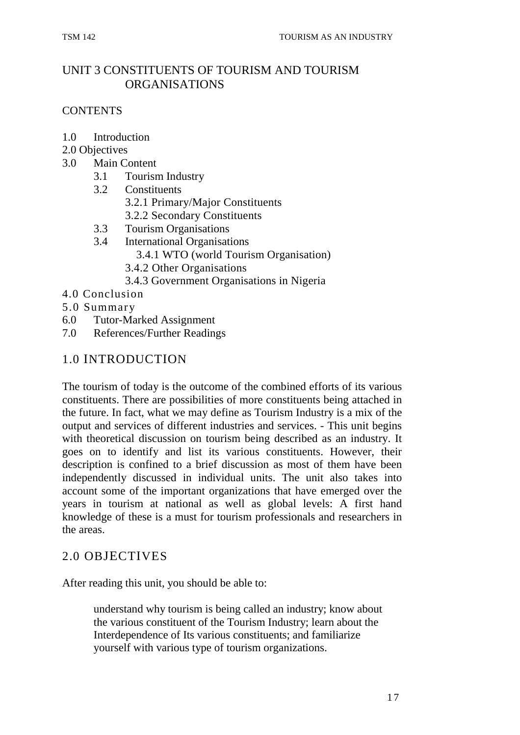# UNIT 3 CONSTITUENTS OF TOURISM AND TOURISM ORGANISATIONS

CONTENTS

1.0 Introduction
2.0 Objectives
3.0 Main Content
- 3.1 Tourism Industry
- 3.2 Constituents
  - 3.2.1 Primary/Major Constituents
  - 3.2.2 Secondary Constituents
- 3.3 Tourism Organisations
- 3.4 International Organisations
  - 3.4.1 WTO (world Tourism Organisation)
  - 3.4.2 Other Organisations
  - 3.4.3 Government Organisations in Nigeria

4.0 Conclusion
5.0 Summary
6.0 Tutor-Marked Assignment
7.0 References/Further Readings

## 1.0 INTRODUCTION

The tourism of today is the outcome of the combined efforts of its various constituents. There are possibilities of more constituents being attached in the future. In fact, what we may define as Tourism Industry is a mix of the output and services of different industries and services. - This unit begins with theoretical discussion on tourism being described as an industry. It goes on to identify and list its various constituents. However, their description is confined to a brief discussion as most of them have been independently discussed in individual units. The unit also takes into account some of the important organizations that have emerged over the years in tourism at national as well as global levels: A first hand knowledge of these is a must for tourism professionals and researchers in the areas.

## 2.0 OBJECTIVES

After reading this unit, you should be able to:

understand why tourism is being called an industry; know about the various constituent of the Tourism Industry; learn about the Interdependence of Its various constituents; and familiarize yourself with various type of tourism organizations.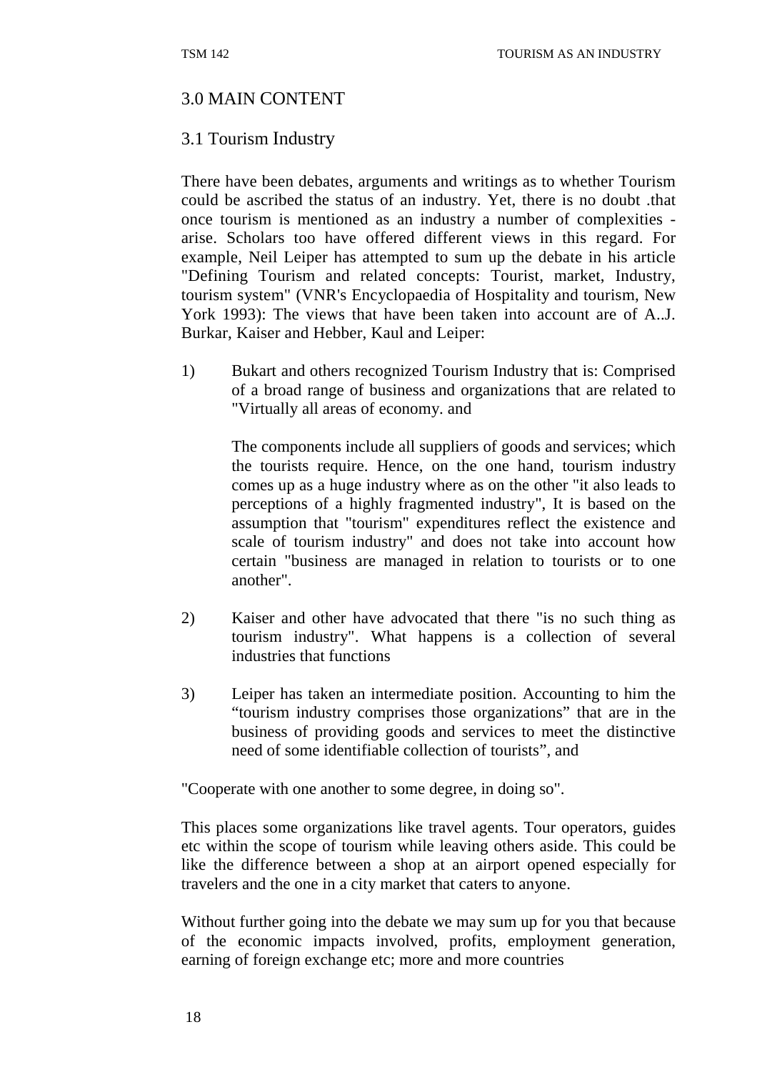## 3.0 MAIN CONTENT

### 3.1 Tourism Industry

There have been debates, arguments and writings as to whether Tourism could be ascribed the status of an industry. Yet, there is no doubt .that once tourism is mentioned as an industry a number of complexities - arise. Scholars too have offered different views in this regard. For example, Neil Leiper has attempted to sum up the debate in his article "Defining Tourism and related concepts: Tourist, market, Industry, tourism system" (VNR's Encyclopaedia of Hospitality and tourism, New York 1993): The views that have been taken into account are of A..J. Burkar, Kaiser and Hebber, Kaul and Leiper:

1) Bukart and others recognized Tourism Industry that is: Comprised of a broad range of business and organizations that are related to "Virtually all areas of economy. and

   The components include all suppliers of goods and services; which the tourists require. Hence, on the one hand, tourism industry comes up as a huge industry where as on the other "it also leads to perceptions of a highly fragmented industry", It is based on the assumption that "tourism" expenditures reflect the existence and scale of tourism industry" and does not take into account how certain "business are managed in relation to tourists or to one another".

2) Kaiser and other have advocated that there "is no such thing as tourism industry". What happens is a collection of several industries that functions

3) Leiper has taken an intermediate position. Accounting to him the "tourism industry comprises those organizations" that are in the business of providing goods and services to meet the distinctive need of some identifiable collection of tourists", and

"Cooperate with one another to some degree, in doing so".

This places some organizations like travel agents. Tour operators, guides etc within the scope of tourism while leaving others aside. This could be like the difference between a shop at an airport opened especially for travelers and the one in a city market that caters to anyone.

Without further going into the debate we may sum up for you that because of the economic impacts involved, profits, employment generation, earning of foreign exchange etc; more and more countries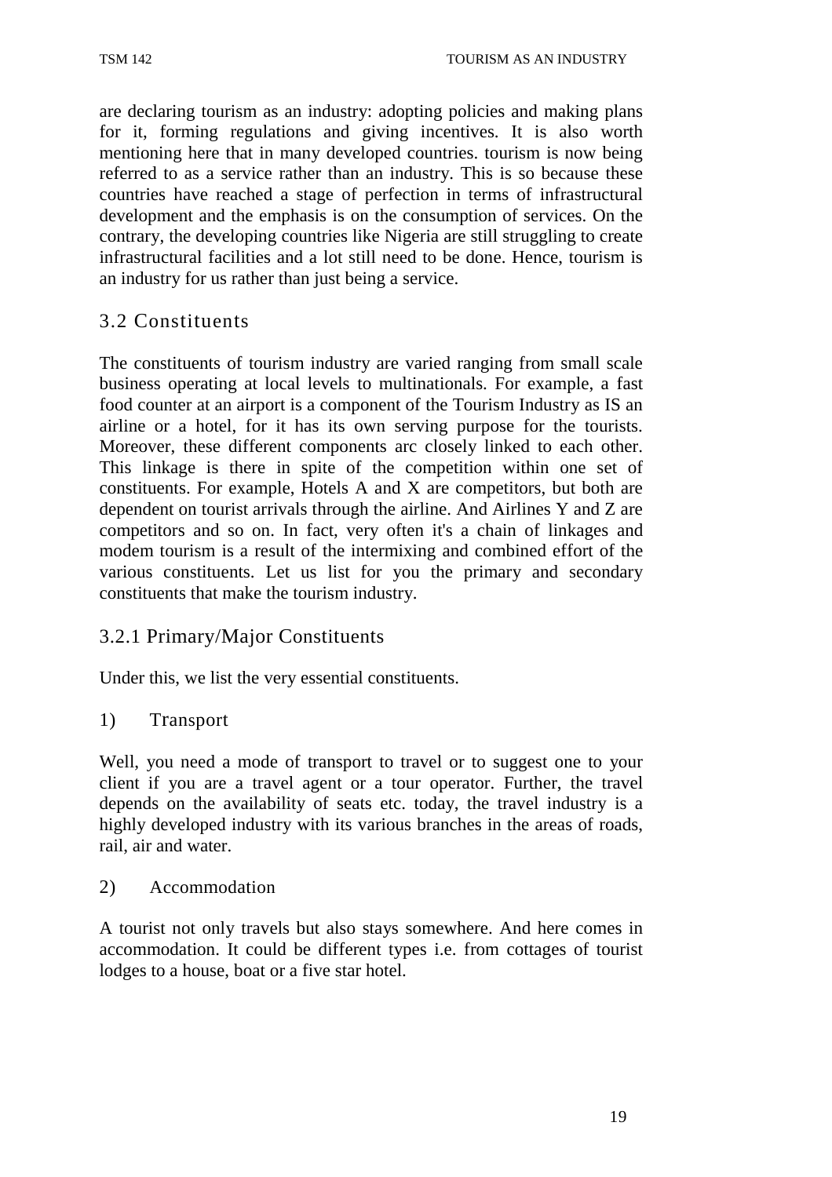are declaring tourism as an industry: adopting policies and making plans for it, forming regulations and giving incentives. It is also worth mentioning here that in many developed countries. tourism is now being referred to as a service rather than an industry. This is so because these countries have reached a stage of perfection in terms of infrastructural development and the emphasis is on the consumption of services. On the contrary, the developing countries like Nigeria are still struggling to create infrastructural facilities and a lot still need to be done. Hence, tourism is an industry for us rather than just being a service.

## 3.2 Constituents

The constituents of tourism industry are varied ranging from small scale business operating at local levels to multinationals. For example, a fast food counter at an airport is a component of the Tourism Industry as IS an airline or a hotel, for it has its own serving purpose for the tourists. Moreover, these different components arc closely linked to each other. This linkage is there in spite of the competition within one set of constituents. For example, Hotels A and X are competitors, but both are dependent on tourist arrivals through the airline. And Airlines Y and Z are competitors and so on. In fact, very often it's a chain of linkages and modem tourism is a result of the intermixing and combined effort of the various constituents. Let us list for you the primary and secondary constituents that make the tourism industry.

### 3.2.1 Primary/Major Constituents

Under this, we list the very essential constituents.

1) Transport

Well, you need a mode of transport to travel or to suggest one to your client if you are a travel agent or a tour operator. Further, the travel depends on the availability of seats etc. today, the travel industry is a highly developed industry with its various branches in the areas of roads, rail, air and water.

2) Accommodation

A tourist not only travels but also stays somewhere. And here comes in accommodation. It could be different types i.e. from cottages of tourist lodges to a house, boat or a five star hotel.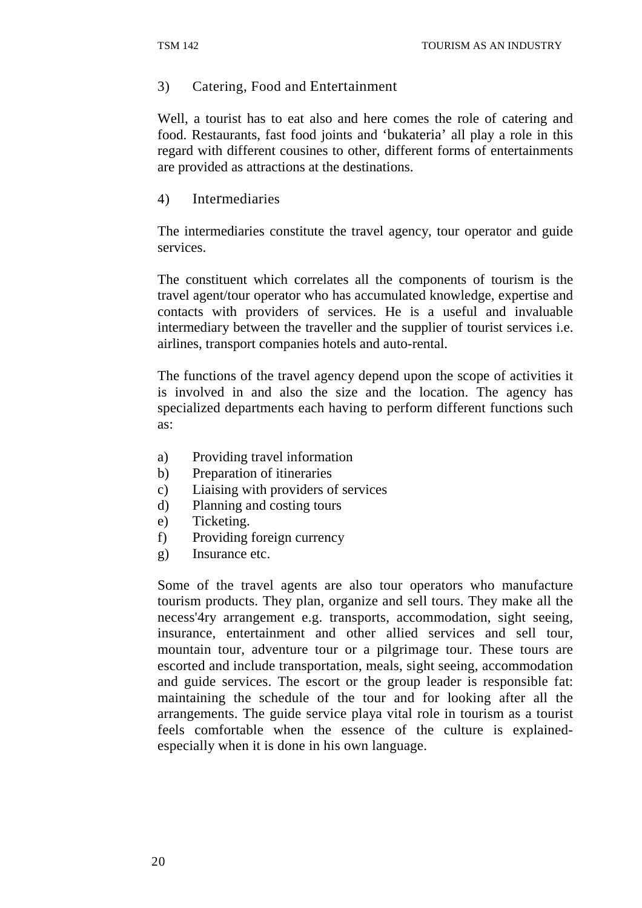### 3) Catering, Food and Entertainment

Well, a tourist has to eat also and here comes the role of catering and food. Restaurants, fast food joints and 'bukateria' all play a role in this regard with different cousines to other, different forms of entertainments are provided as attractions at the destinations.

### 4) Intermediaries

The intermediaries constitute the travel agency, tour operator and guide services.

The constituent which correlates all the components of tourism is the travel agent/tour operator who has accumulated knowledge, expertise and contacts with providers of services. He is a useful and invaluable intermediary between the traveller and the supplier of tourist services i.e. airlines, transport companies hotels and auto-rental.

The functions of the travel agency depend upon the scope of activities it is involved in and also the size and the location. The agency has specialized departments each having to perform different functions such as:

a) Providing travel information
b) Preparation of itineraries
c) Liaising with providers of services
d) Planning and costing tours
e) Ticketing.
f) Providing foreign currency
g) Insurance etc.

Some of the travel agents are also tour operators who manufacture tourism products. They plan, organize and sell tours. They make all the necess'4ry arrangement e.g. transports, accommodation, sight seeing, insurance, entertainment and other allied services and sell tour, mountain tour, adventure tour or a pilgrimage tour. These tours are escorted and include transportation, meals, sight seeing, accommodation and guide services. The escort or the group leader is responsible fat: maintaining the schedule of the tour and for looking after all the arrangements. The guide service playa vital role in tourism as a tourist feels comfortable when the essence of the culture is explained-especially when it is done in his own language.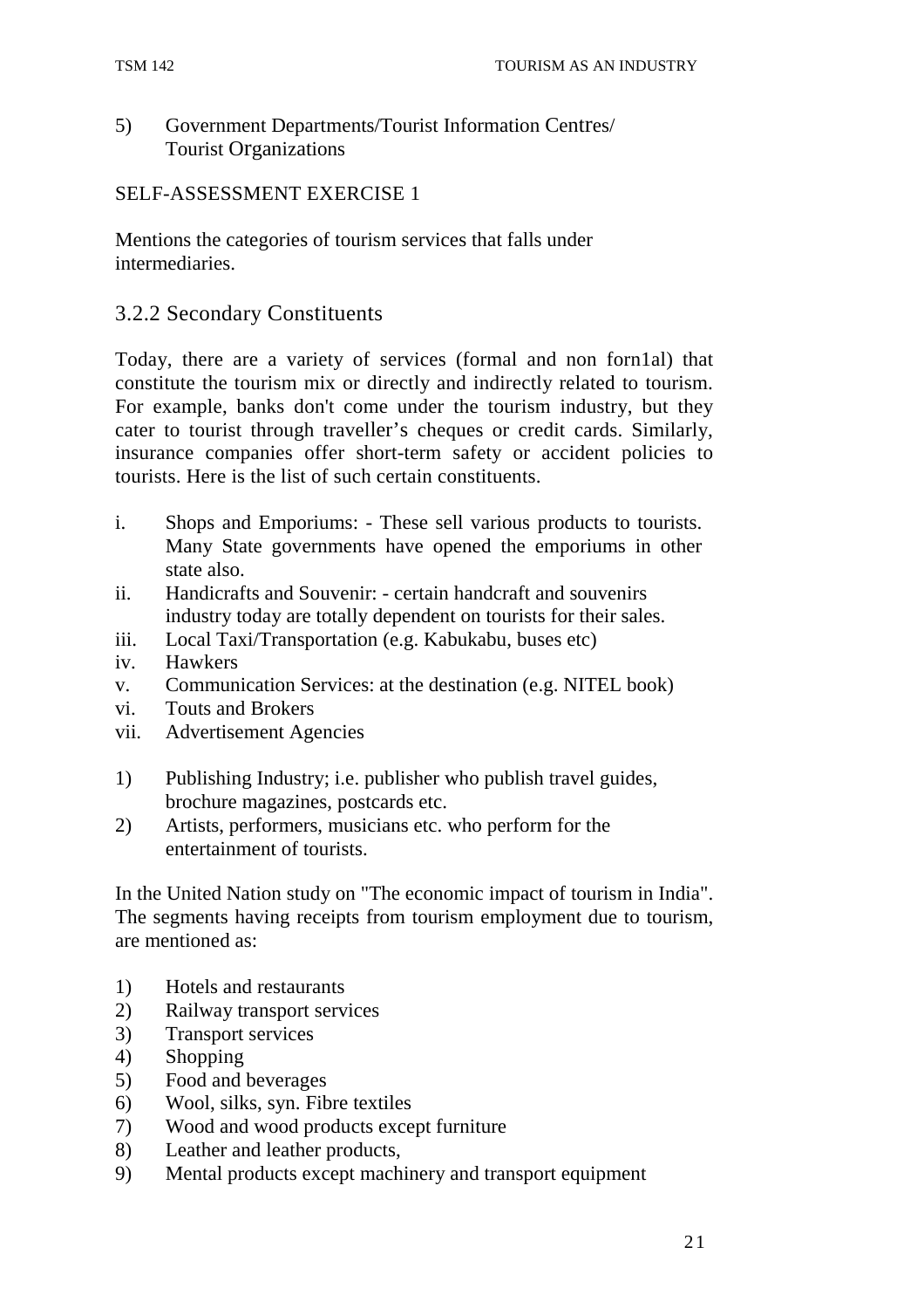5) Government Departments/Tourist Information Centres/ Tourist Organizations

SELF-ASSESSMENT EXERCISE 1

Mentions the categories of tourism services that falls under intermediaries.

### 3.2.2 Secondary Constituents

Today, there are a variety of services (formal and non forn1al) that constitute the tourism mix or directly and indirectly related to tourism. For example, banks don't come under the tourism industry, but they cater to tourist through traveller's cheques or credit cards. Similarly, insurance companies offer short-term safety or accident policies to tourists. Here is the list of such certain constituents.

i. Shops and Emporiums: - These sell various products to tourists. Many State governments have opened the emporiums in other state also.
ii. Handicrafts and Souvenir: - certain handcraft and souvenirs industry today are totally dependent on tourists for their sales.
iii. Local Taxi/Transportation (e.g. Kabukabu, buses etc)
iv. Hawkers
v. Communication Services: at the destination (e.g. NITEL book)
vi. Touts and Brokers
vii. Advertisement Agencies

1) Publishing Industry; i.e. publisher who publish travel guides, brochure magazines, postcards etc.
2) Artists, performers, musicians etc. who perform for the entertainment of tourists.

In the United Nation study on "The economic impact of tourism in India". The segments having receipts from tourism employment due to tourism, are mentioned as:

1) Hotels and restaurants
2) Railway transport services
3) Transport services
4) Shopping
5) Food and beverages
6) Wool, silks, syn. Fibre textiles
7) Wood and wood products except furniture
8) Leather and leather products,
9) Mental products except machinery and transport equipment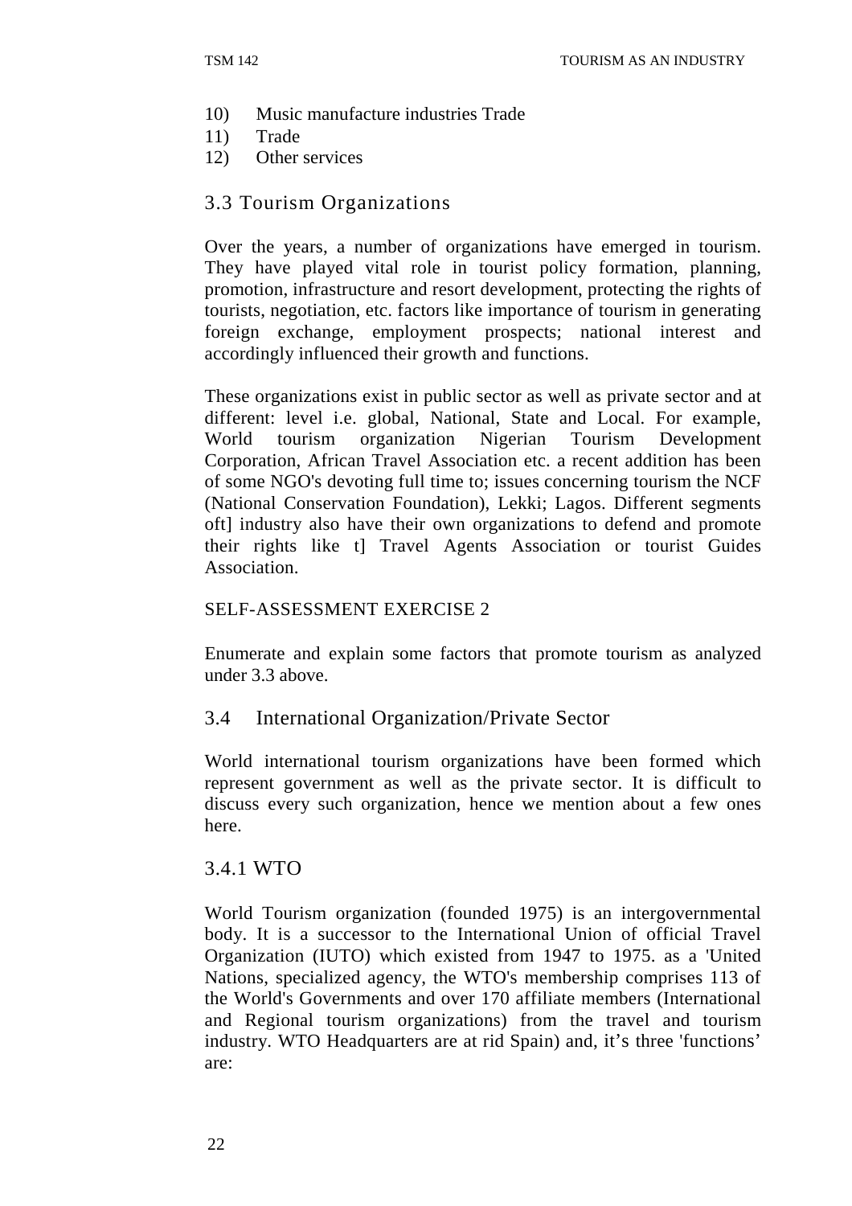10) Music manufacture industries Trade
11) Trade
12) Other services

## 3.3 Tourism Organizations

Over the years, a number of organizations have emerged in tourism. They have played vital role in tourist policy formation, planning, promotion, infrastructure and resort development, protecting the rights of tourists, negotiation, etc. factors like importance of tourism in generating foreign exchange, employment prospects; national interest and accordingly influenced their growth and functions.

These organizations exist in public sector as well as private sector and at different: level i.e. global, National, State and Local. For example, World tourism organization Nigerian Tourism Development Corporation, African Travel Association etc. a recent addition has been of some NGO's devoting full time to; issues concerning tourism the NCF (National Conservation Foundation), Lekki; Lagos. Different segments oft] industry also have their own organizations to defend and promote their rights like t] Travel Agents Association or tourist Guides Association.

SELF-ASSESSMENT EXERCISE 2

Enumerate and explain some factors that promote tourism as analyzed under 3.3 above.

## 3.4 International Organization/Private Sector

World international tourism organizations have been formed which represent government as well as the private sector. It is difficult to discuss every such organization, hence we mention about a few ones here.

### 3.4.1 WTO

World Tourism organization (founded 1975) is an intergovernmental body. It is a successor to the International Union of official Travel Organization (IUTO) which existed from 1947 to 1975. as a 'United Nations, specialized agency, the WTO's membership comprises 113 of the World's Governments and over 170 affiliate members (International and Regional tourism organizations) from the travel and tourism industry. WTO Headquarters are at rid Spain) and, it’s three 'functions’ are: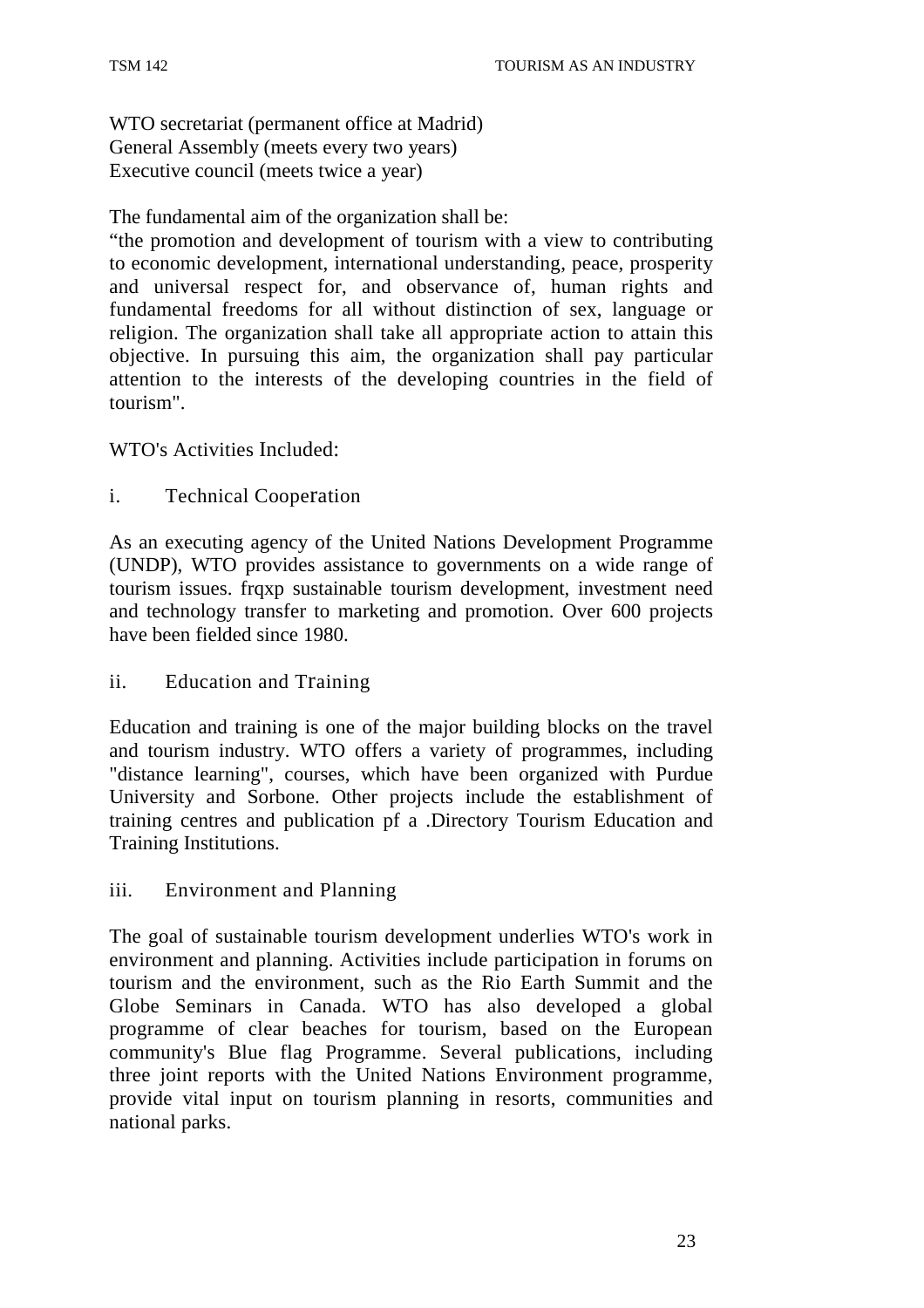WTO secretariat (permanent office at Madrid)
General Assembly (meets every two years)
Executive council (meets twice a year)

The fundamental aim of the organization shall be:
"the promotion and development of tourism with a view to contributing to economic development, international understanding, peace, prosperity and universal respect for, and observance of, human rights and fundamental freedoms for all without distinction of sex, language or religion. The organization shall take all appropriate action to attain this objective. In pursuing this aim, the organization shall pay particular attention to the interests of the developing countries in the field of tourism".

WTO's Activities Included:

i. Technical Cooperation

As an executing agency of the United Nations Development Programme (UNDP), WTO provides assistance to governments on a wide range of tourism issues. frqxp sustainable tourism development, investment need and technology transfer to marketing and promotion. Over 600 projects have been fielded since 1980.

ii. Education and Training

Education and training is one of the major building blocks on the travel and tourism industry. WTO offers a variety of programmes, including "distance learning", courses, which have been organized with Purdue University and Sorbone. Other projects include the establishment of training centres and publication pf a .Directory Tourism Education and Training Institutions.

iii. Environment and Planning

The goal of sustainable tourism development underlies WTO's work in environment and planning. Activities include participation in forums on tourism and the environment, such as the Rio Earth Summit and the Globe Seminars in Canada. WTO has also developed a global programme of clear beaches for tourism, based on the European community's Blue flag Programme. Several publications, including three joint reports with the United Nations Environment programme, provide vital input on tourism planning in resorts, communities and national parks.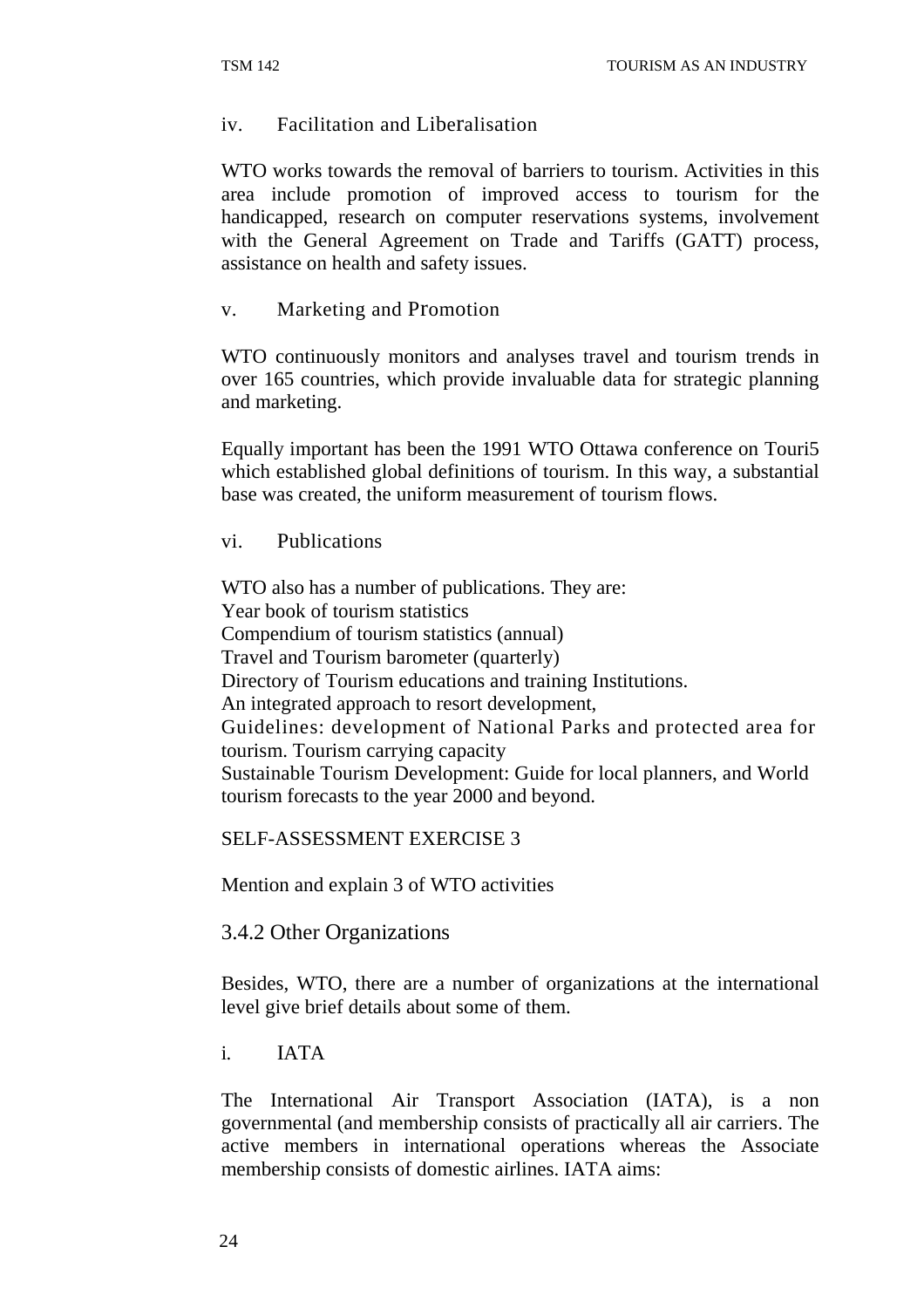iv. Facilitation and Liberalisation

WTO works towards the removal of barriers to tourism. Activities in this area include promotion of improved access to tourism for the handicapped, research on computer reservations systems, involvement with the General Agreement on Trade and Tariffs (GATT) process, assistance on health and safety issues.

v. Marketing and Promotion

WTO continuously monitors and analyses travel and tourism trends in over 165 countries, which provide invaluable data for strategic planning and marketing.

Equally important has been the 1991 WTO Ottawa conference on Touri5 which established global definitions of tourism. In this way, a substantial base was created, the uniform measurement of tourism flows.

vi. Publications

WTO also has a number of publications. They are:
Year book of tourism statistics
Compendium of tourism statistics (annual)
Travel and Tourism barometer (quarterly)
Directory of Tourism educations and training Institutions.
An integrated approach to resort development,
Guidelines: development of National Parks and protected area for tourism. Tourism carrying capacity
Sustainable Tourism Development: Guide for local planners, and World tourism forecasts to the year 2000 and beyond.

SELF-ASSESSMENT EXERCISE 3

Mention and explain 3 of WTO activities

### 3.4.2 Other Organizations

Besides, WTO, there are a number of organizations at the international level give brief details about some of them.

i. IATA

The International Air Transport Association (IATA), is a non governmental (and membership consists of practically all air carriers. The active members in international operations whereas the Associate membership consists of domestic airlines. IATA aims: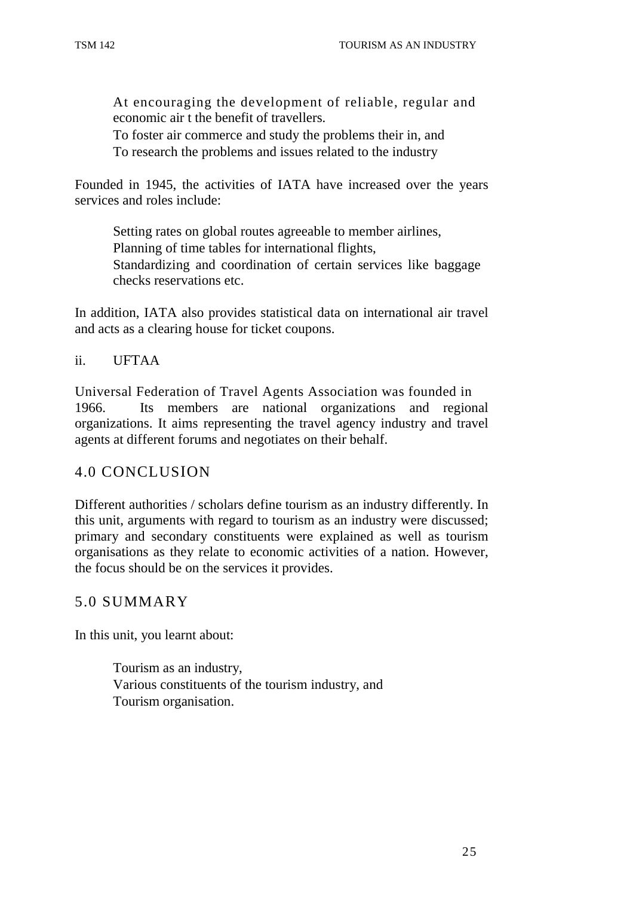- At encouraging the development of reliable, regular and economic air t the benefit of travellers.
- To foster air commerce and study the problems their in, and
- To research the problems and issues related to the industry

Founded in 1945, the activities of IATA have increased over the years services and roles include:

- Setting rates on global routes agreeable to member airlines,
- Planning of time tables for international flights,
- Standardizing and coordination of certain services like baggage checks reservations etc.

In addition, IATA also provides statistical data on international air travel and acts as a clearing house for ticket coupons.

ii. UFTAA

Universal Federation of Travel Agents Association was founded in 1966. Its members are national organizations and regional organizations. It aims representing the travel agency industry and travel agents at different forums and negotiates on their behalf.

## 4.0 CONCLUSION

Different authorities / scholars define tourism as an industry differently. In this unit, arguments with regard to tourism as an industry were discussed; primary and secondary constituents were explained as well as tourism organisations as they relate to economic activities of a nation. However, the focus should be on the services it provides.

## 5.0 SUMMARY

In this unit, you learnt about:

- Tourism as an industry,
- Various constituents of the tourism industry, and
- Tourism organisation.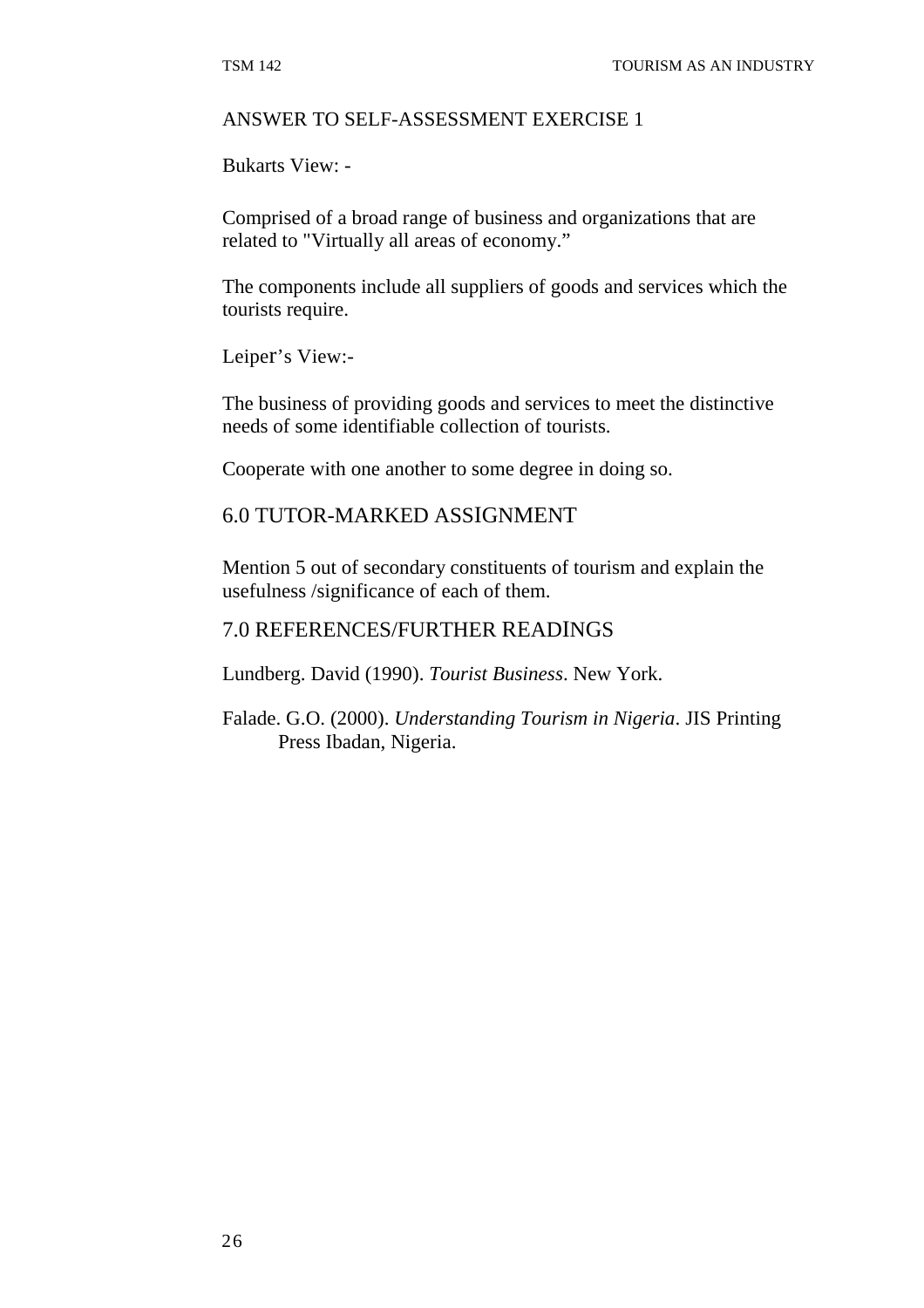ANSWER TO SELF-ASSESSMENT EXERCISE 1

Bukarts View: -

Comprised of a broad range of business and organizations that are related to "Virtually all areas of economy."

The components include all suppliers of goods and services which the tourists require.

Leiper's View:-

The business of providing goods and services to meet the distinctive needs of some identifiable collection of tourists.

Cooperate with one another to some degree in doing so.

## 6.0 TUTOR-MARKED ASSIGNMENT

Mention 5 out of secondary constituents of tourism and explain the usefulness /significance of each of them.

## 7.0 REFERENCES/FURTHER READINGS

Lundberg. David (1990). *Tourist Business*. New York.

Falade. G.O. (2000). *Understanding Tourism in Nigeria*. JIS Printing Press Ibadan, Nigeria.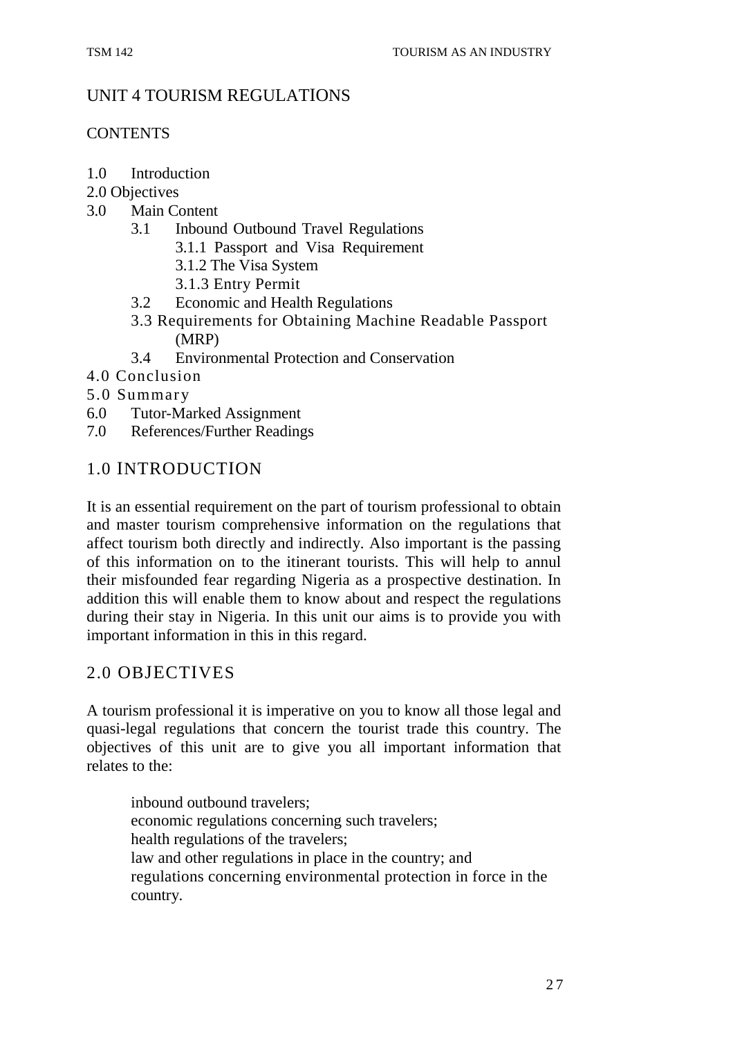# UNIT 4 TOURISM REGULATIONS

CONTENTS

1.0 Introduction
2.0 Objectives
3.0 Main Content
    3.1 Inbound Outbound Travel Regulations
        3.1.1 Passport and Visa Requirement
        3.1.2 The Visa System
        3.1.3 Entry Permit
    3.2 Economic and Health Regulations
    3.3 Requirements for Obtaining Machine Readable Passport (MRP)
    3.4 Environmental Protection and Conservation
4.0 Conclusion
5.0 Summary
6.0 Tutor-Marked Assignment
7.0 References/Further Readings

## 1.0 INTRODUCTION

It is an essential requirement on the part of tourism professional to obtain and master tourism comprehensive information on the regulations that affect tourism both directly and indirectly. Also important is the passing of this information on to the itinerant tourists. This will help to annul their misfounded fear regarding Nigeria as a prospective destination. In addition this will enable them to know about and respect the regulations during their stay in Nigeria. In this unit our aims is to provide you with important information in this in this regard.

## 2.0 OBJECTIVES

A tourism professional it is imperative on you to know all those legal and quasi-legal regulations that concern the tourist trade this country. The objectives of this unit are to give you all important information that relates to the:

- inbound outbound travelers;
- economic regulations concerning such travelers;
- health regulations of the travelers;
- law and other regulations in place in the country; and
- regulations concerning environmental protection in force in the country.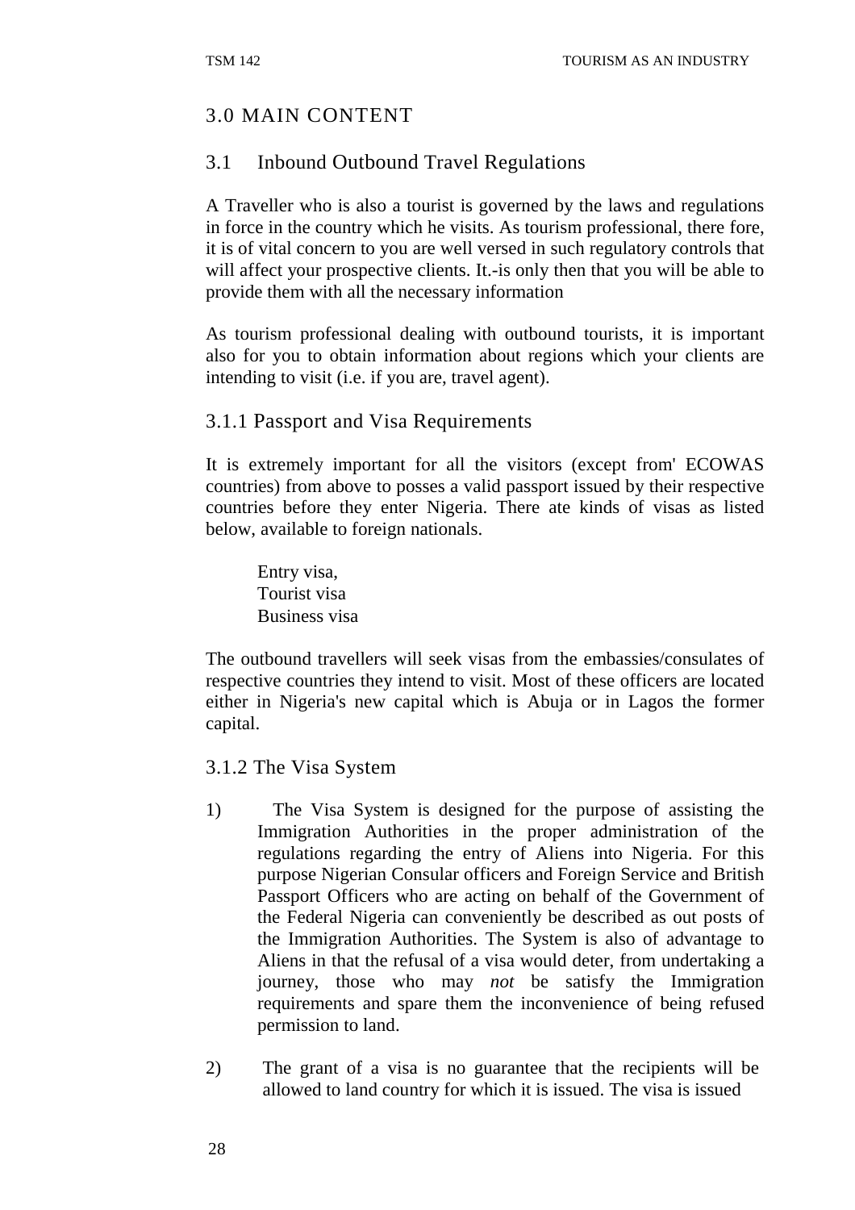## 3.0 MAIN CONTENT

### 3.1 Inbound Outbound Travel Regulations

A Traveller who is also a tourist is governed by the laws and regulations in force in the country which he visits. As tourism professional, there fore, it is of vital concern to you are well versed in such regulatory controls that will affect your prospective clients. It.-is only then that you will be able to provide them with all the necessary information

As tourism professional dealing with outbound tourists, it is important also for you to obtain information about regions which your clients are intending to visit (i.e. if you are, travel agent).

#### 3.1.1 Passport and Visa Requirements

It is extremely important for all the visitors (except from' ECOWAS countries) from above to posses a valid passport issued by their respective countries before they enter Nigeria. There ate kinds of visas as listed below, available to foreign nationals.

Entry visa,  
Tourist visa  
Business visa

The outbound travellers will seek visas from the embassies/consulates of respective countries they intend to visit. Most of these officers are located either in Nigeria's new capital which is Abuja or in Lagos the former capital.

#### 3.1.2 The Visa System

1) The Visa System is designed for the purpose of assisting the Immigration Authorities in the proper administration of the regulations regarding the entry of Aliens into Nigeria. For this purpose Nigerian Consular officers and Foreign Service and British Passport Officers who are acting on behalf of the Government of the Federal Nigeria can conveniently be described as out posts of the Immigration Authorities. The System is also of advantage to Aliens in that the refusal of a visa would deter, from undertaking a journey, those who may *not* be satisfy the Immigration requirements and spare them the inconvenience of being refused permission to land.

2) The grant of a visa is no guarantee that the recipients will be allowed to land country for which it is issued. The visa is issued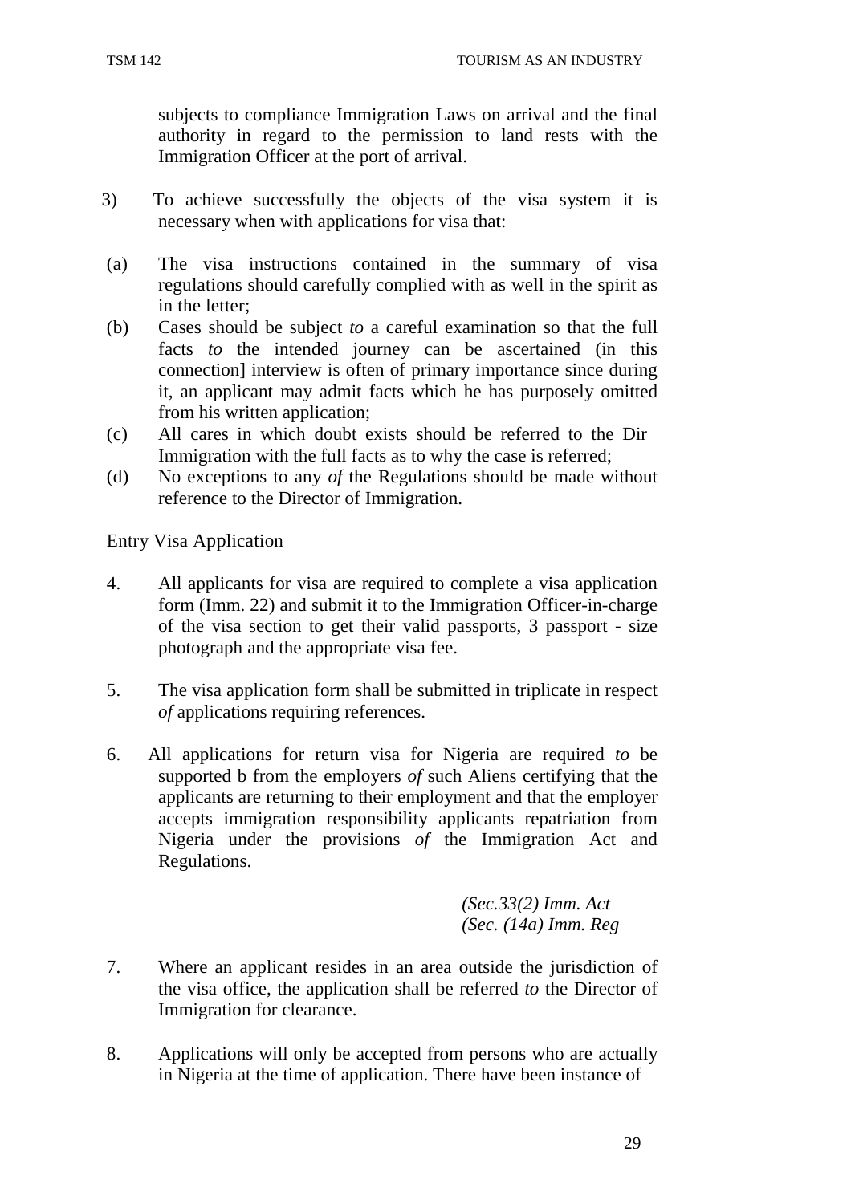subjects to compliance Immigration Laws on arrival and the final authority in regard to the permission to land rests with the Immigration Officer at the port of arrival.

3) To achieve successfully the objects of the visa system it is necessary when with applications for visa that:

(a) The visa instructions contained in the summary of visa regulations should carefully complied with as well in the spirit as in the letter;

(b) Cases should be subject *to* a careful examination so that the full facts *to* the intended journey can be ascertained (in this connection] interview is often of primary importance since during it, an applicant may admit facts which he has purposely omitted from his written application;

(c) All cares in which doubt exists should be referred to the Dir Immigration with the full facts as to why the case is referred;

(d) No exceptions to any *of* the Regulations should be made without reference to the Director of Immigration.

Entry Visa Application

4. All applicants for visa are required to complete a visa application form (Imm. 22) and submit it to the Immigration Officer-in-charge of the visa section to get their valid passports, 3 passport - size photograph and the appropriate visa fee.

5. The visa application form shall be submitted in triplicate in respect *of* applications requiring references.

6. All applications for return visa for Nigeria are required *to* be supported b from the employers *of* such Aliens certifying that the applicants are returning to their employment and that the employer accepts immigration responsibility applicants repatriation from Nigeria under the provisions *of* the Immigration Act and Regulations.

*(Sec.33(2) Imm. Act*
*(Sec. (14a) Imm. Reg*

7. Where an applicant resides in an area outside the jurisdiction of the visa office, the application shall be referred *to* the Director of Immigration for clearance.

8. Applications will only be accepted from persons who are actually in Nigeria at the time of application. There have been instance of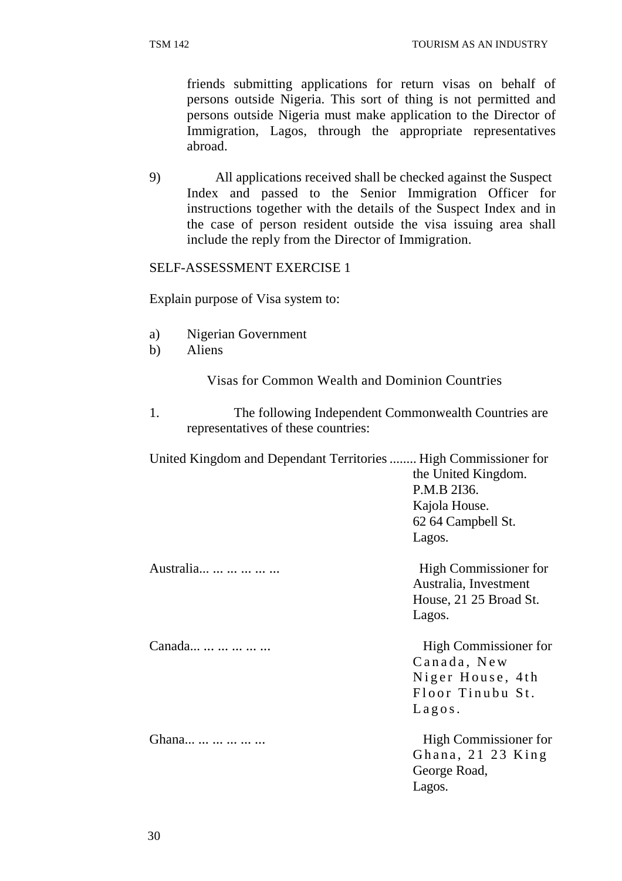friends submitting applications for return visas on behalf of persons outside Nigeria. This sort of thing is not permitted and persons outside Nigeria must make application to the Director of Immigration, Lagos, through the appropriate representatives abroad.

9) All applications received shall be checked against the Suspect Index and passed to the Senior Immigration Officer for instructions together with the details of the Suspect Index and in the case of person resident outside the visa issuing area shall include the reply from the Director of Immigration.

SELF-ASSESSMENT EXERCISE 1

Explain purpose of Visa system to:

a) Nigerian Government
b) Aliens

Visas for Common Wealth and Dominion Countries

1. The following Independent Commonwealth Countries are representatives of these countries:

| | |
|---|---|
| United Kingdom and Dependant Territories ........ | High Commissioner for the United Kingdom. P.M.B 2I36. Kajola House. 62 64 Campbell St. Lagos. |
| Australia... ... ... ... ... ... | High Commissioner for Australia, Investment House, 21 25 Broad St. Lagos. |
| Canada... ... ... ... ... ... | High Commissioner for Canada, New Niger House, 4th Floor Tinubu St. Lagos. |
| Ghana... ... ... ... ... ... | High Commissioner for Ghana, 21 23 King George Road, Lagos. |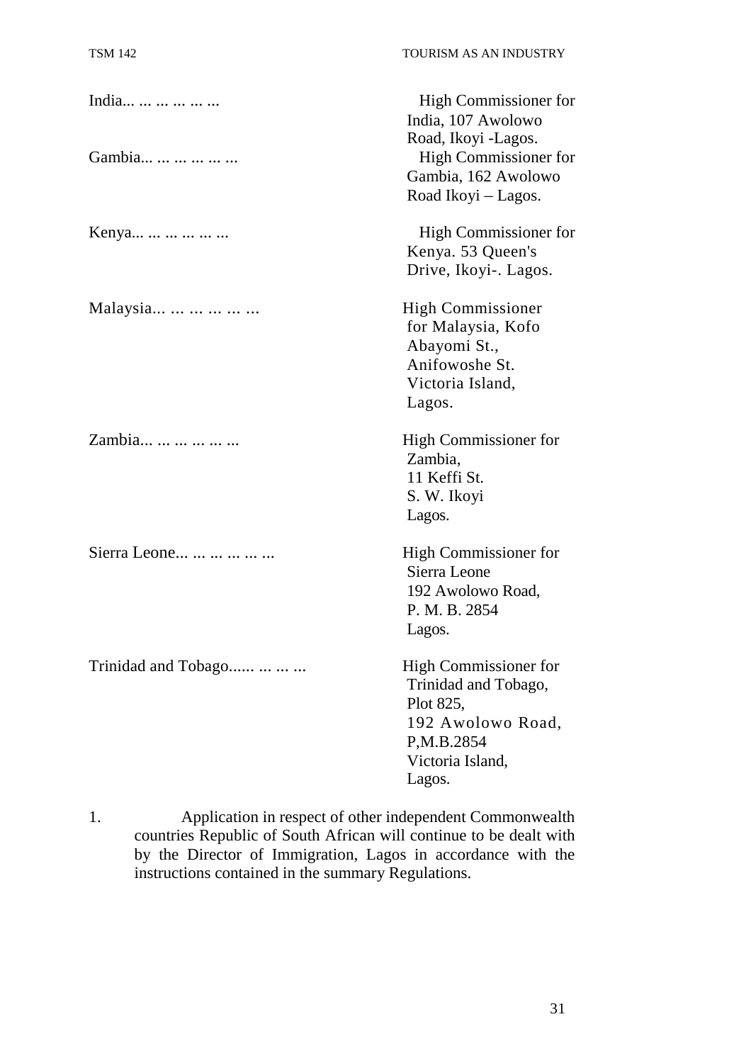| | |
|---|---|
| India... ... ... ... ... ... | High Commissioner for India, 107 Awolowo Road, Ikoyi -Lagos. |
| Gambia... ... ... ... ... ... | High Commissioner for Gambia, 162 Awolowo Road Ikoyi – Lagos. |
| Kenya... ... ... ... ... ... | High Commissioner for Kenya. 53 Queen's Drive, Ikoyi-. Lagos. |
| Malaysia... ... ... ... ... ... | High Commissioner for Malaysia, Kofo Abayomi St., Anifowoshe St. Victoria Island, Lagos. |
| Zambia... ... ... ... ... ... | High Commissioner for Zambia, 11 Keffi St. S. W. Ikoyi Lagos. |
| Sierra Leone... ... ... ... ... ... | High Commissioner for Sierra Leone 192 Awolowo Road, P. M. B. 2854 Lagos. |
| Trinidad and Tobago...... ... ... ... | High Commissioner for Trinidad and Tobago, Plot 825, 192 Awolowo Road, P,M.B.2854 Victoria Island, Lagos. |

1. Application in respect of other independent Commonwealth countries Republic of South African will continue to be dealt with by the Director of Immigration, Lagos in accordance with the instructions contained in the summary Regulations.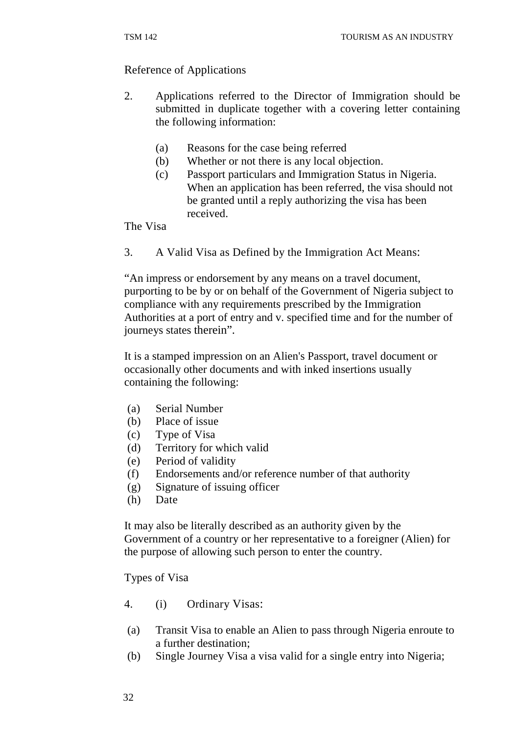Reference of Applications

2. Applications referred to the Director of Immigration should be submitted in duplicate together with a covering letter containing the following information:

   (a) Reasons for the case being referred
   (b) Whether or not there is any local objection.
   (c) Passport particulars and Immigration Status in Nigeria. When an application has been referred, the visa should not be granted until a reply authorizing the visa has been received.

The Visa

3. A Valid Visa as Defined by the Immigration Act Means:

"An impress or endorsement by any means on a travel document, purporting to be by or on behalf of the Government of Nigeria subject to compliance with any requirements prescribed by the Immigration Authorities at a port of entry and v. specified time and for the number of journeys states therein".

It is a stamped impression on an Alien's Passport, travel document or occasionally other documents and with inked insertions usually containing the following:

(a) Serial Number
(b) Place of issue
(c) Type of Visa
(d) Territory for which valid
(e) Period of validity
(f) Endorsements and/or reference number of that authority
(g) Signature of issuing officer
(h) Date

It may also be literally described as an authority given by the Government of a country or her representative to a foreigner (Alien) for the purpose of allowing such person to enter the country.

Types of Visa

4. (i) Ordinary Visas:

(a) Transit Visa to enable an Alien to pass through Nigeria enroute to a further destination;
(b) Single Journey Visa a visa valid for a single entry into Nigeria;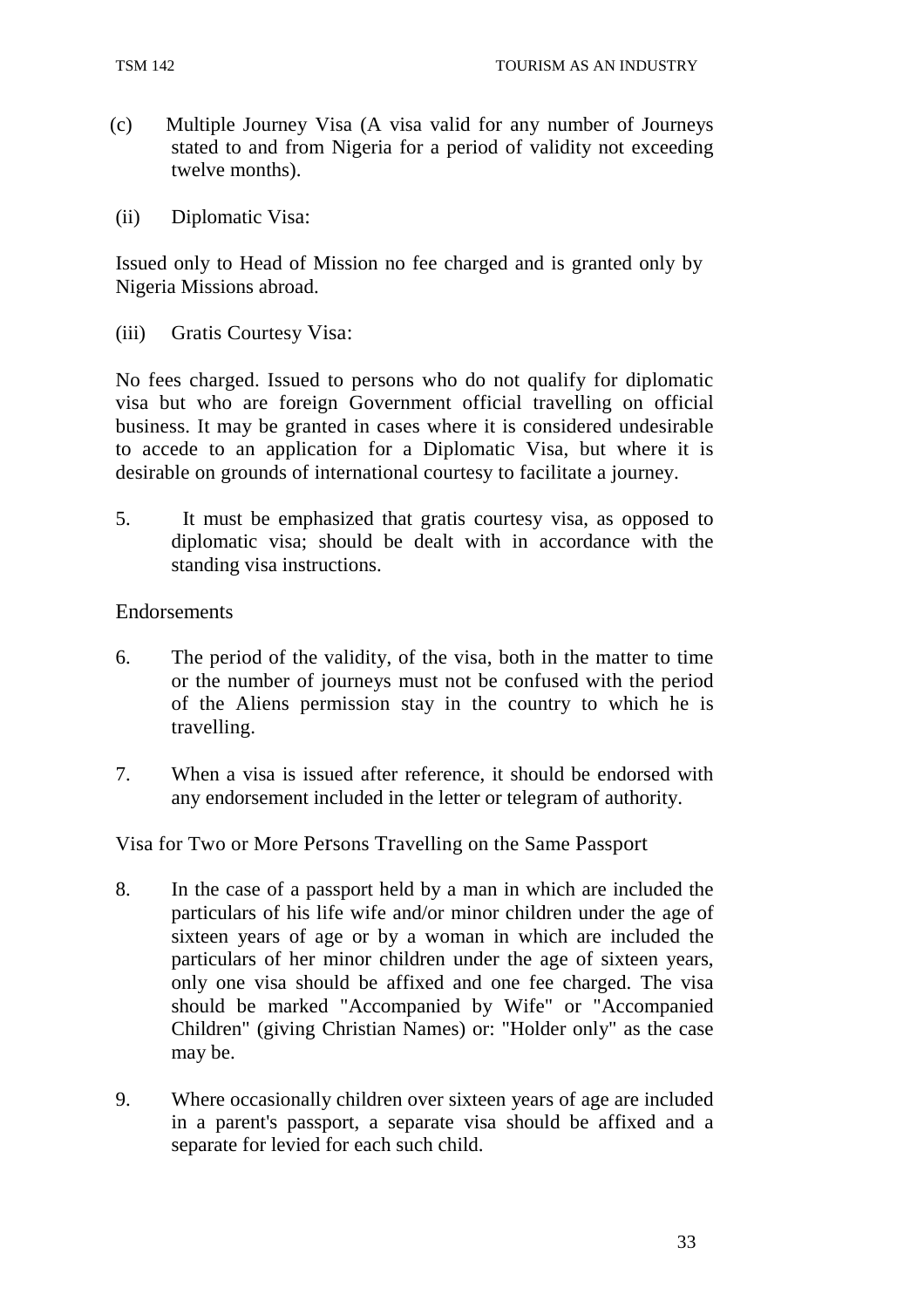(c) Multiple Journey Visa (A visa valid for any number of Journeys stated to and from Nigeria for a period of validity not exceeding twelve months).

(ii) Diplomatic Visa:

Issued only to Head of Mission no fee charged and is granted only by Nigeria Missions abroad.

(iii) Gratis Courtesy Visa:

No fees charged. Issued to persons who do not qualify for diplomatic visa but who are foreign Government official travelling on official business. It may be granted in cases where it is considered undesirable to accede to an application for a Diplomatic Visa, but where it is desirable on grounds of international courtesy to facilitate a journey.

5. It must be emphasized that gratis courtesy visa, as opposed to diplomatic visa; should be dealt with in accordance with the standing visa instructions.

Endorsements

6. The period of the validity, of the visa, both in the matter to time or the number of journeys must not be confused with the period of the Aliens permission stay in the country to which he is travelling.

7. When a visa is issued after reference, it should be endorsed with any endorsement included in the letter or telegram of authority.

Visa for Two or More Persons Travelling on the Same Passport

8. In the case of a passport held by a man in which are included the particulars of his life wife and/or minor children under the age of sixteen years of age or by a woman in which are included the particulars of her minor children under the age of sixteen years, only one visa should be affixed and one fee charged. The visa should be marked "Accompanied by Wife" or "Accompanied Children" (giving Christian Names) or: "Holder only" as the case may be.

9. Where occasionally children over sixteen years of age are included in a parent's passport, a separate visa should be affixed and a separate for levied for each such child.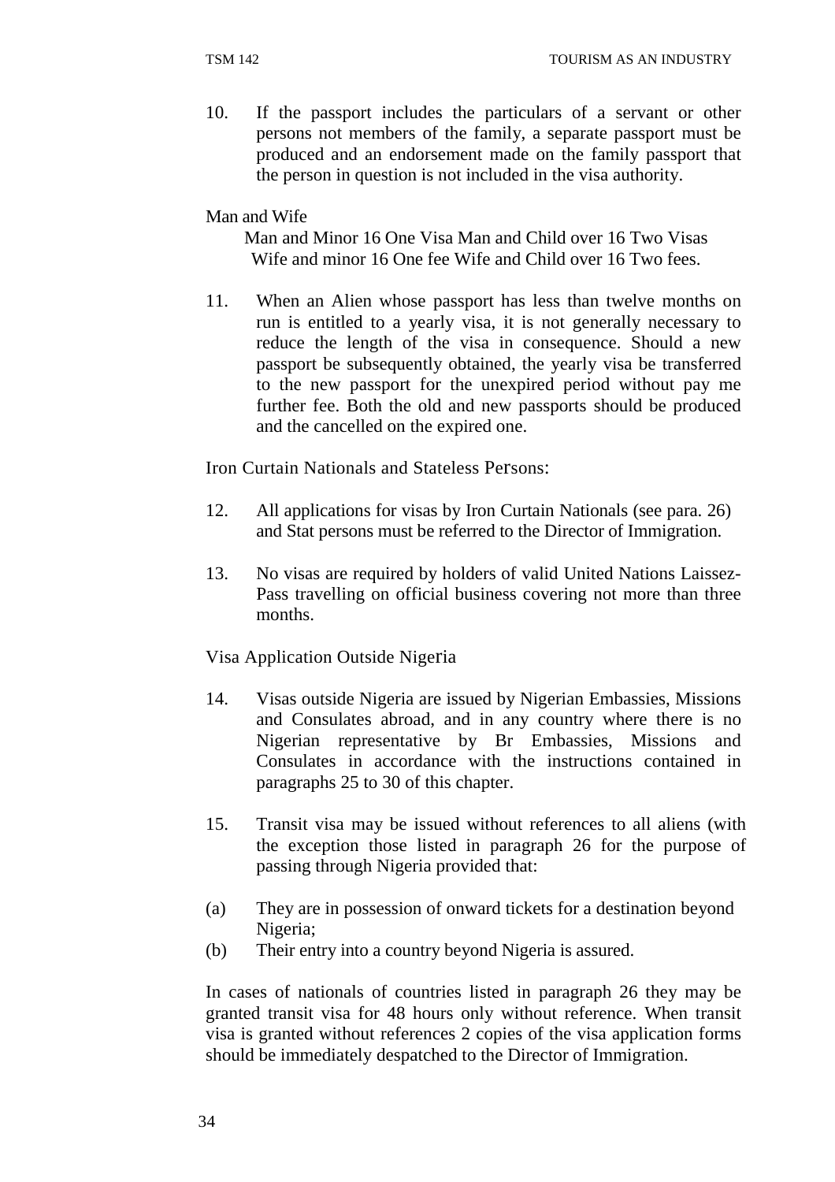10. If the passport includes the particulars of a servant or other persons not members of the family, a separate passport must be produced and an endorsement made on the family passport that the person in question is not included in the visa authority.

Man and Wife

Man and Minor 16 One Visa Man and Child over 16 Two Visas
Wife and minor 16 One fee Wife and Child over 16 Two fees.

11. When an Alien whose passport has less than twelve months on run is entitled to a yearly visa, it is not generally necessary to reduce the length of the visa in consequence. Should a new passport be subsequently obtained, the yearly visa be transferred to the new passport for the unexpired period without pay me further fee. Both the old and new passports should be produced and the cancelled on the expired one.

Iron Curtain Nationals and Stateless Persons:

12. All applications for visas by Iron Curtain Nationals (see para. 26) and Stat persons must be referred to the Director of Immigration.

13. No visas are required by holders of valid United Nations Laissez-Pass travelling on official business covering not more than three months.

Visa Application Outside Nigeria

14. Visas outside Nigeria are issued by Nigerian Embassies, Missions and Consulates abroad, and in any country where there is no Nigerian representative by Br Embassies, Missions and Consulates in accordance with the instructions contained in paragraphs 25 to 30 of this chapter.

15. Transit visa may be issued without references to all aliens (with the exception those listed in paragraph 26 for the purpose of passing through Nigeria provided that:

(a) They are in possession of onward tickets for a destination beyond Nigeria;
(b) Their entry into a country beyond Nigeria is assured.

In cases of nationals of countries listed in paragraph 26 they may be granted transit visa for 48 hours only without reference. When transit visa is granted without references 2 copies of the visa application forms should be immediately despatched to the Director of Immigration.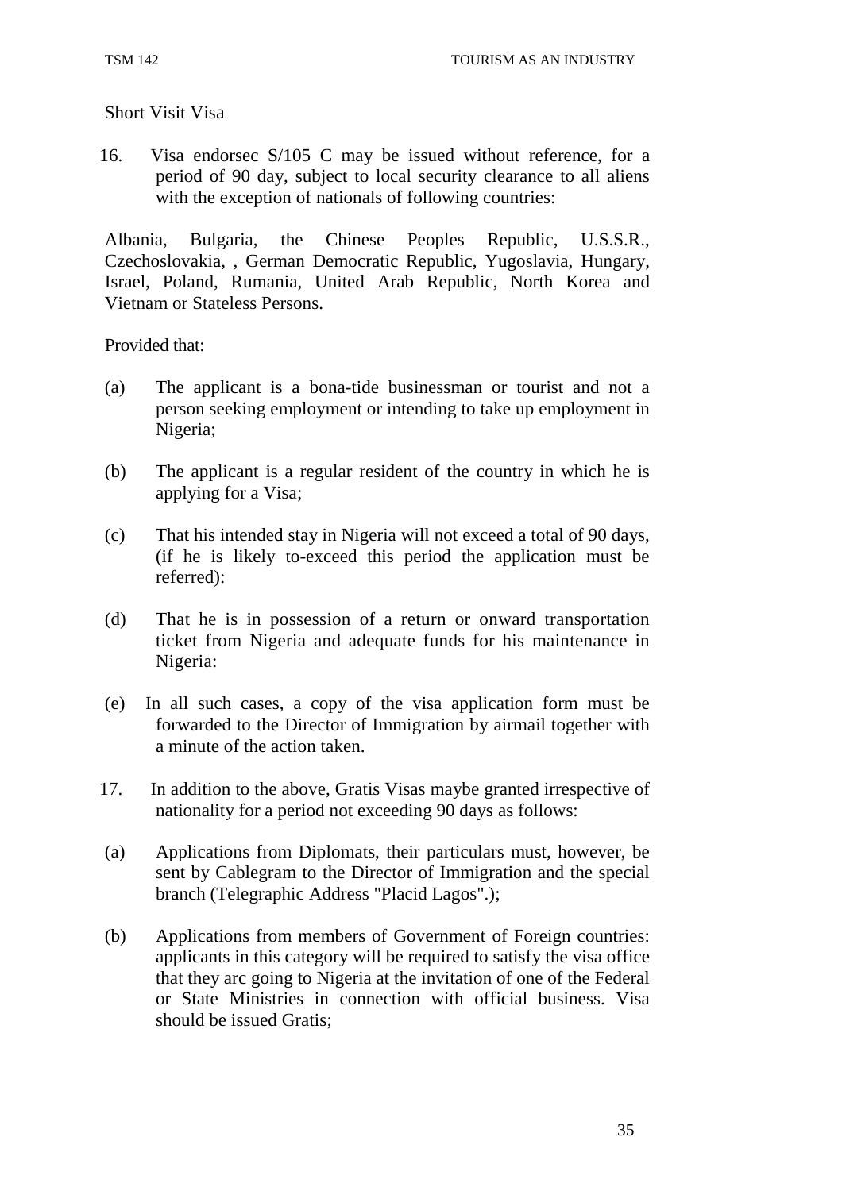Short Visit Visa

16. Visa endorsec S/105 C may be issued without reference, for a period of 90 day, subject to local security clearance to all aliens with the exception of nationals of following countries:

Albania, Bulgaria, the Chinese Peoples Republic, U.S.S.R., Czechoslovakia, , German Democratic Republic, Yugoslavia, Hungary, Israel, Poland, Rumania, United Arab Republic, North Korea and Vietnam or Stateless Persons.

Provided that:

(a) The applicant is a bona-tide businessman or tourist and not a person seeking employment or intending to take up employment in Nigeria;

(b) The applicant is a regular resident of the country in which he is applying for a Visa;

(c) That his intended stay in Nigeria will not exceed a total of 90 days, (if he is likely to-exceed this period the application must be referred):

(d) That he is in possession of a return or onward transportation ticket from Nigeria and adequate funds for his maintenance in Nigeria:

(e) In all such cases, a copy of the visa application form must be forwarded to the Director of Immigration by airmail together with a minute of the action taken.

17. In addition to the above, Gratis Visas maybe granted irrespective of nationality for a period not exceeding 90 days as follows:

(a) Applications from Diplomats, their particulars must, however, be sent by Cablegram to the Director of Immigration and the special branch (Telegraphic Address "Placid Lagos".);

(b) Applications from members of Government of Foreign countries: applicants in this category will be required to satisfy the visa office that they arc going to Nigeria at the invitation of one of the Federal or State Ministries in connection with official business. Visa should be issued Gratis;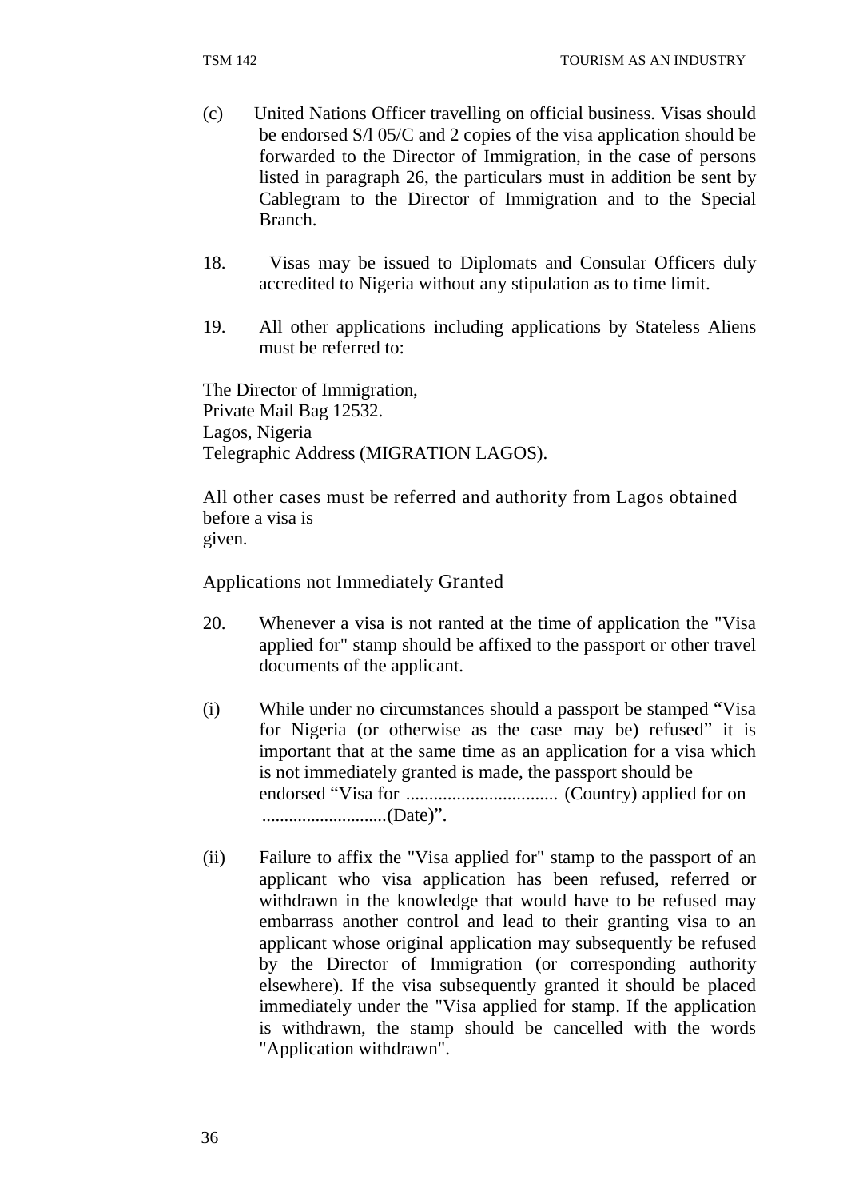(c) United Nations Officer travelling on official business. Visas should be endorsed S/l 05/C and 2 copies of the visa application should be forwarded to the Director of Immigration, in the case of persons listed in paragraph 26, the particulars must in addition be sent by Cablegram to the Director of Immigration and to the Special Branch.

18. Visas may be issued to Diplomats and Consular Officers duly accredited to Nigeria without any stipulation as to time limit.

19. All other applications including applications by Stateless Aliens must be referred to:

The Director of Immigration,
Private Mail Bag 12532.
Lagos, Nigeria
Telegraphic Address (MIGRATION LAGOS).

All other cases must be referred and authority from Lagos obtained before a visa is given.

Applications not Immediately Granted

20. Whenever a visa is not ranted at the time of application the "Visa applied for" stamp should be affixed to the passport or other travel documents of the applicant.

(i) While under no circumstances should a passport be stamped "Visa for Nigeria (or otherwise as the case may be) refused" it is important that at the same time as an application for a visa which is not immediately granted is made, the passport should be endorsed "Visa for ................................. (Country) applied for on ...........................(Date)".

(ii) Failure to affix the "Visa applied for" stamp to the passport of an applicant who visa application has been refused, referred or withdrawn in the knowledge that would have to be refused may embarrass another control and lead to their granting visa to an applicant whose original application may subsequently be refused by the Director of Immigration (or corresponding authority elsewhere). If the visa subsequently granted it should be placed immediately under the "Visa applied for stamp. If the application is withdrawn, the stamp should be cancelled with the words "Application withdrawn".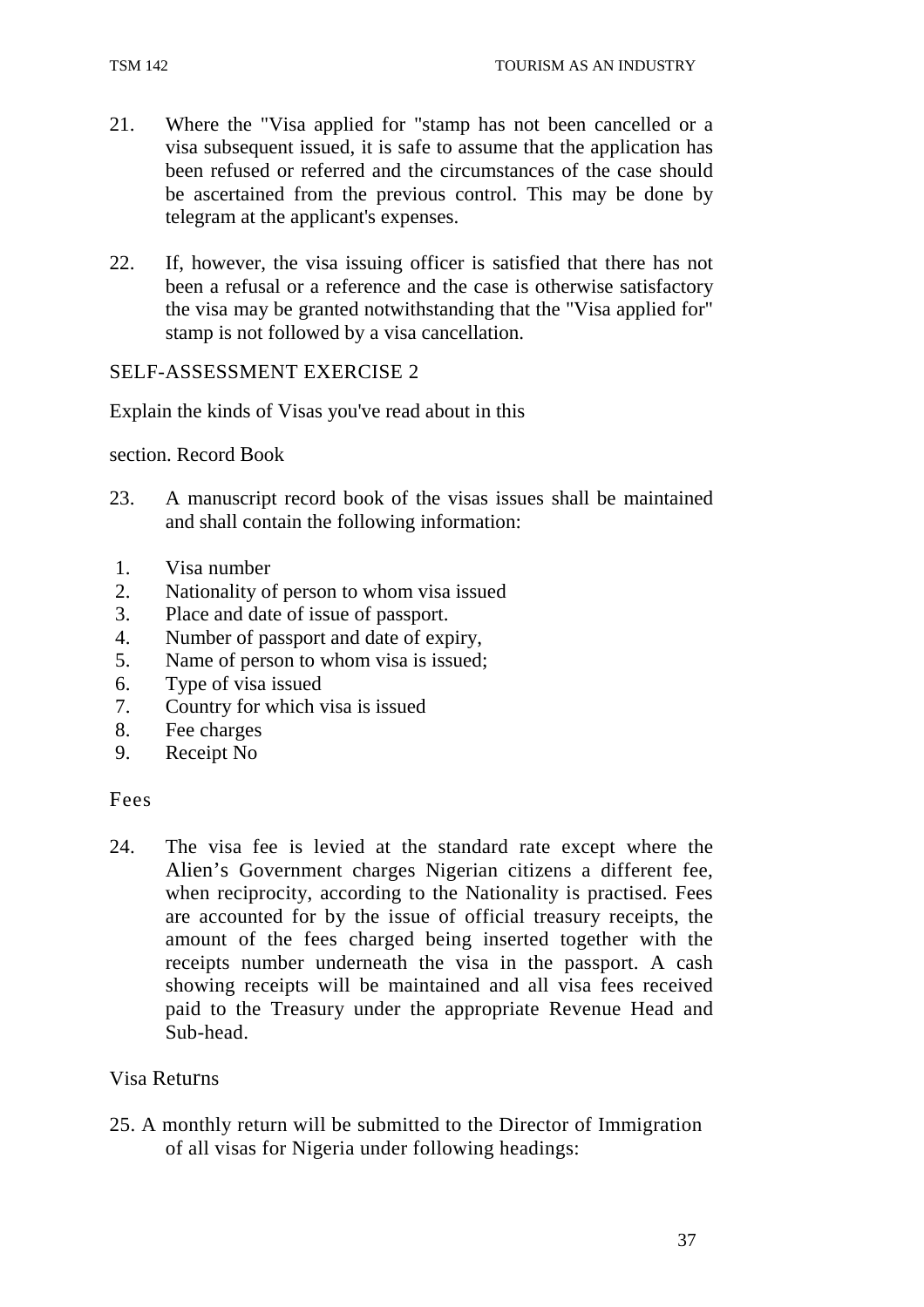21. Where the "Visa applied for "stamp has not been cancelled or a visa subsequent issued, it is safe to assume that the application has been refused or referred and the circumstances of the case should be ascertained from the previous control. This may be done by telegram at the applicant's expenses.

22. If, however, the visa issuing officer is satisfied that there has not been a refusal or a reference and the case is otherwise satisfactory the visa may be granted notwithstanding that the "Visa applied for" stamp is not followed by a visa cancellation.

SELF-ASSESSMENT EXERCISE 2

Explain the kinds of Visas you've read about in this

section. Record Book

23. A manuscript record book of the visas issues shall be maintained and shall contain the following information:

1. Visa number
2. Nationality of person to whom visa issued
3. Place and date of issue of passport.
4. Number of passport and date of expiry,
5. Name of person to whom visa is issued;
6. Type of visa issued
7. Country for which visa is issued
8. Fee charges
9. Receipt No

Fees

24. The visa fee is levied at the standard rate except where the Alien's Government charges Nigerian citizens a different fee, when reciprocity, according to the Nationality is practised. Fees are accounted for by the issue of official treasury receipts, the amount of the fees charged being inserted together with the receipts number underneath the visa in the passport. A cash showing receipts will be maintained and all visa fees received paid to the Treasury under the appropriate Revenue Head and Sub-head.

Visa Returns

25. A monthly return will be submitted to the Director of Immigration of all visas for Nigeria under following headings: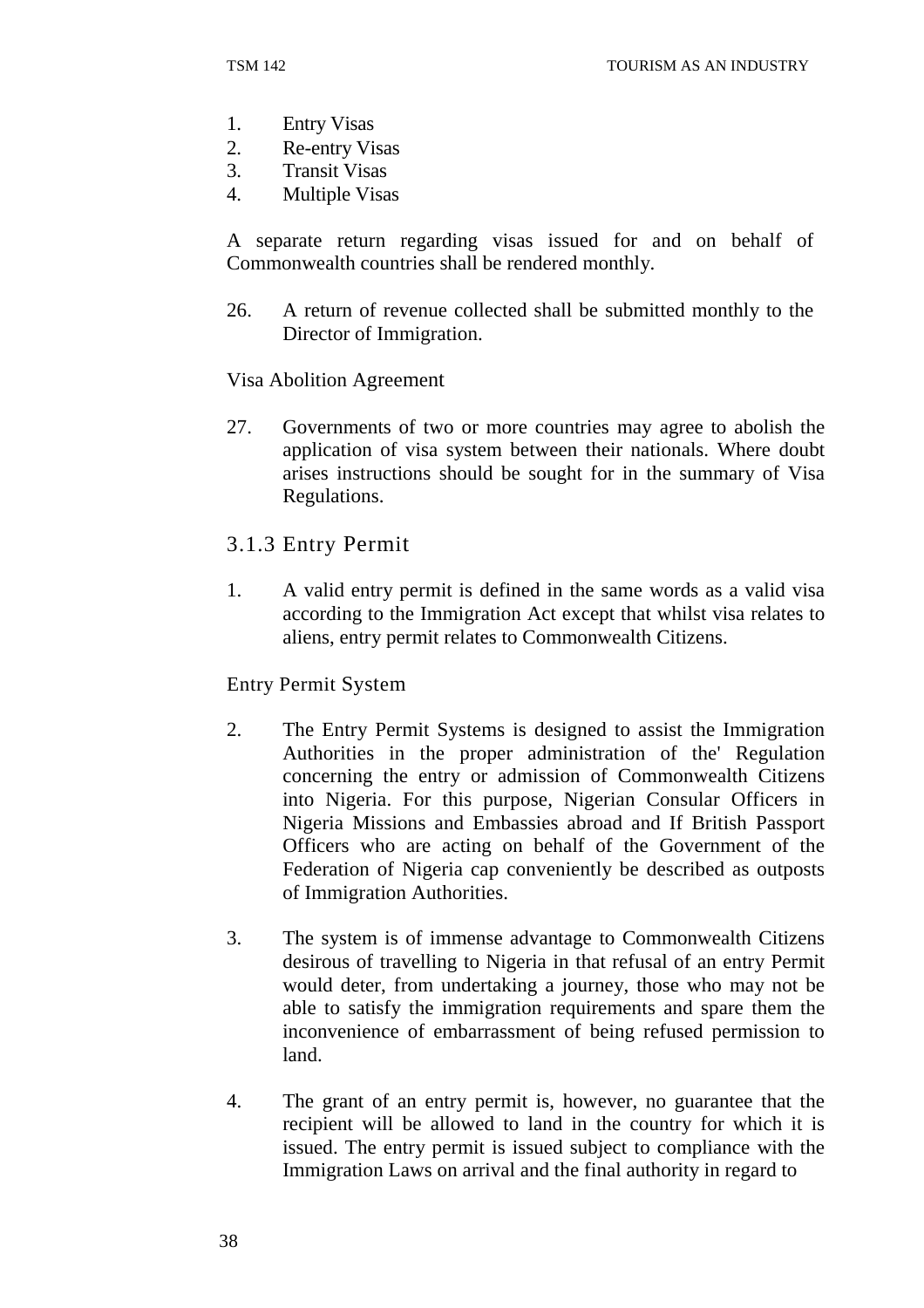1. Entry Visas
2. Re-entry Visas
3. Transit Visas
4. Multiple Visas

A separate return regarding visas issued for and on behalf of Commonwealth countries shall be rendered monthly.

26. A return of revenue collected shall be submitted monthly to the Director of Immigration.

Visa Abolition Agreement

27. Governments of two or more countries may agree to abolish the application of visa system between their nationals. Where doubt arises instructions should be sought for in the summary of Visa Regulations.

### 3.1.3 Entry Permit

1. A valid entry permit is defined in the same words as a valid visa according to the Immigration Act except that whilst visa relates to aliens, entry permit relates to Commonwealth Citizens.

Entry Permit System

2. The Entry Permit Systems is designed to assist the Immigration Authorities in the proper administration of the' Regulation concerning the entry or admission of Commonwealth Citizens into Nigeria. For this purpose, Nigerian Consular Officers in Nigeria Missions and Embassies abroad and If British Passport Officers who are acting on behalf of the Government of the Federation of Nigeria cap conveniently be described as outposts of Immigration Authorities.

3. The system is of immense advantage to Commonwealth Citizens desirous of travelling to Nigeria in that refusal of an entry Permit would deter, from undertaking a journey, those who may not be able to satisfy the immigration requirements and spare them the inconvenience of embarrassment of being refused permission to land.

4. The grant of an entry permit is, however, no guarantee that the recipient will be allowed to land in the country for which it is issued. The entry permit is issued subject to compliance with the Immigration Laws on arrival and the final authority in regard to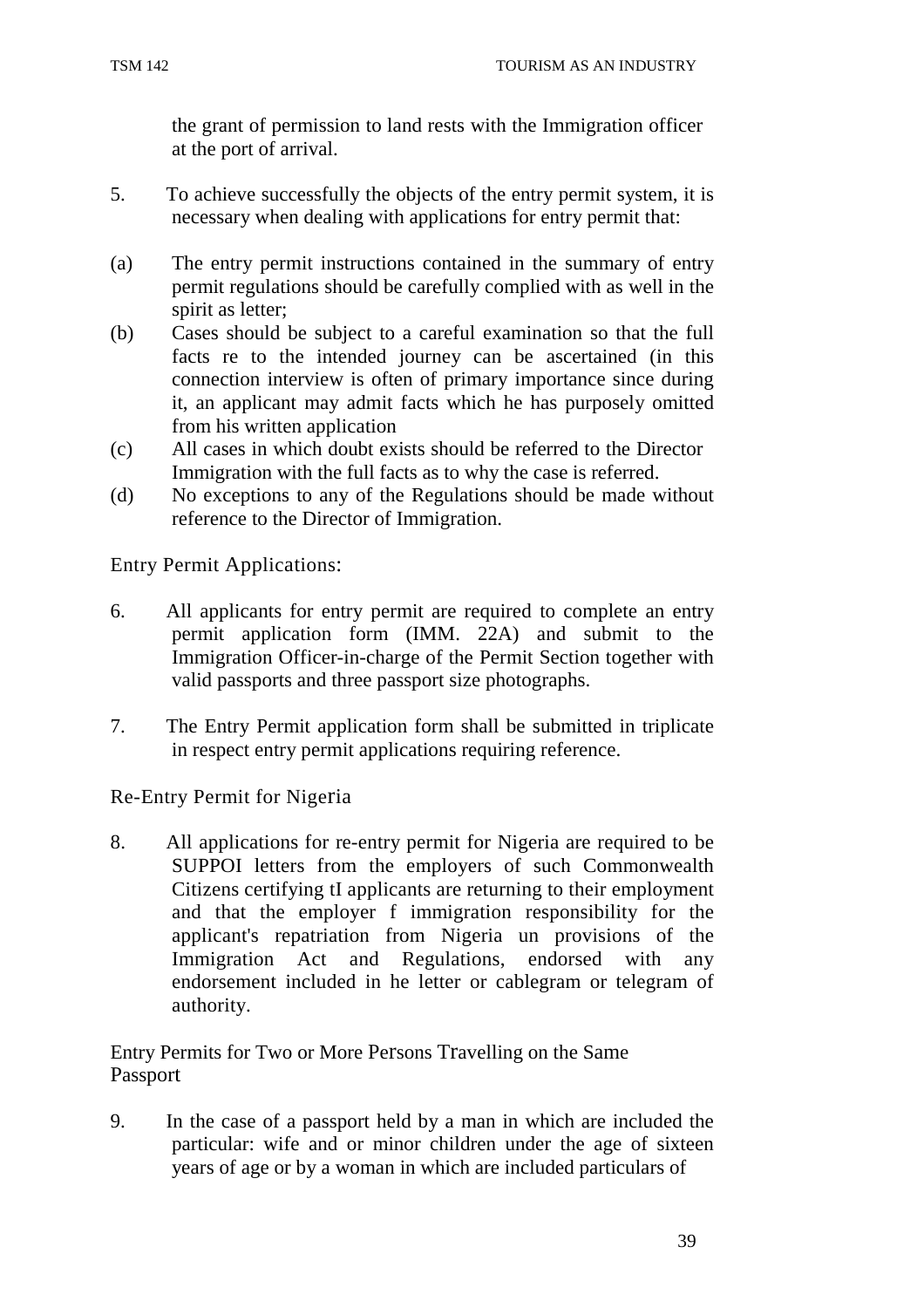the grant of permission to land rests with the Immigration officer at the port of arrival.

5. To achieve successfully the objects of the entry permit system, it is necessary when dealing with applications for entry permit that:

(a) The entry permit instructions contained in the summary of entry permit regulations should be carefully complied with as well in the spirit as letter;
(b) Cases should be subject to a careful examination so that the full facts re to the intended journey can be ascertained (in this connection interview is often of primary importance since during it, an applicant may admit facts which he has purposely omitted from his written application
(c) All cases in which doubt exists should be referred to the Director Immigration with the full facts as to why the case is referred.
(d) No exceptions to any of the Regulations should be made without reference to the Director of Immigration.

Entry Permit Applications:

6. All applicants for entry permit are required to complete an entry permit application form (IMM. 22A) and submit to the Immigration Officer-in-charge of the Permit Section together with valid passports and three passport size photographs.

7. The Entry Permit application form shall be submitted in triplicate in respect entry permit applications requiring reference.

Re-Entry Permit for Nigeria

8. All applications for re-entry permit for Nigeria are required to be SUPPOI letters from the employers of such Commonwealth Citizens certifying tI applicants are returning to their employment and that the employer f immigration responsibility for the applicant's repatriation from Nigeria un provisions of the Immigration Act and Regulations, endorsed with any endorsement included in he letter or cablegram or telegram of authority.

Entry Permits for Two or More Persons Travelling on the Same Passport

9. In the case of a passport held by a man in which are included the particular: wife and or minor children under the age of sixteen years of age or by a woman in which are included particulars of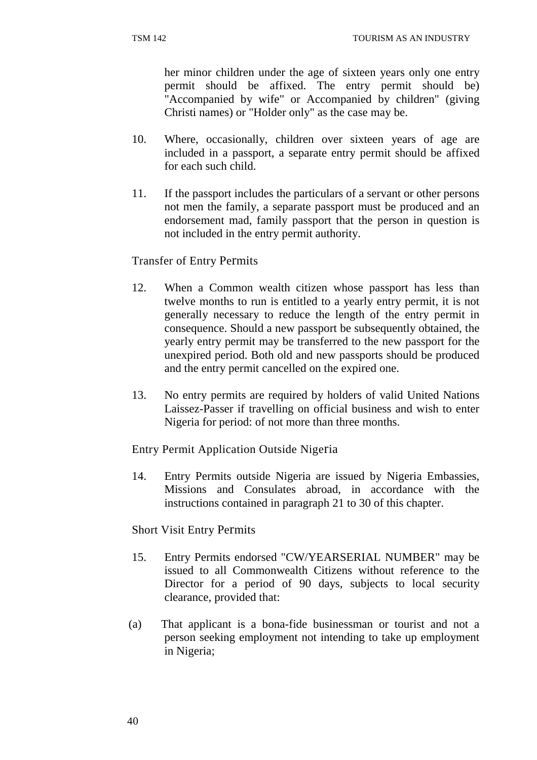her minor children under the age of sixteen years only one entry permit should be affixed. The entry permit should be) "Accompanied by wife" or Accompanied by children" (giving Christi names) or "Holder only" as the case may be.

10. Where, occasionally, children over sixteen years of age are included in a passport, a separate entry permit should be affixed for each such child.

11. If the passport includes the particulars of a servant or other persons not men the family, a separate passport must be produced and an endorsement mad, family passport that the person in question is not included in the entry permit authority.

Transfer of Entry Permits

12. When a Common wealth citizen whose passport has less than twelve months to run is entitled to a yearly entry permit, it is not generally necessary to reduce the length of the entry permit in consequence. Should a new passport be subsequently obtained, the yearly entry permit may be transferred to the new passport for the unexpired period. Both old and new passports should be produced and the entry permit cancelled on the expired one.

13. No entry permits are required by holders of valid United Nations Laissez-Passer if travelling on official business and wish to enter Nigeria for period: of not more than three months.

Entry Permit Application Outside Nigeria

14. Entry Permits outside Nigeria are issued by Nigeria Embassies, Missions and Consulates abroad, in accordance with the instructions contained in paragraph 21 to 30 of this chapter.

Short Visit Entry Permits

15. Entry Permits endorsed "CW/YEARSERIAL NUMBER" may be issued to all Commonwealth Citizens without reference to the Director for a period of 90 days, subjects to local security clearance, provided that:

(a) That applicant is a bona-fide businessman or tourist and not a person seeking employment not intending to take up employment in Nigeria;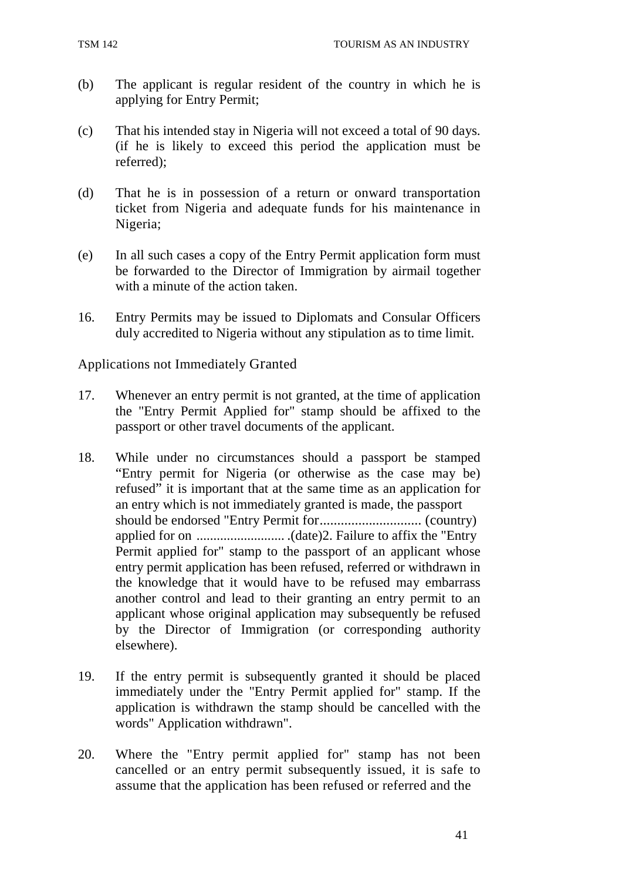(b) The applicant is regular resident of the country in which he is applying for Entry Permit;

(c) That his intended stay in Nigeria will not exceed a total of 90 days. (if he is likely to exceed this period the application must be referred);

(d) That he is in possession of a return or onward transportation ticket from Nigeria and adequate funds for his maintenance in Nigeria;

(e) In all such cases a copy of the Entry Permit application form must be forwarded to the Director of Immigration by airmail together with a minute of the action taken.

16. Entry Permits may be issued to Diplomats and Consular Officers duly accredited to Nigeria without any stipulation as to time limit.

Applications not Immediately Granted

17. Whenever an entry permit is not granted, at the time of application the "Entry Permit Applied for" stamp should be affixed to the passport or other travel documents of the applicant.

18. While under no circumstances should a passport be stamped “Entry permit for Nigeria (or otherwise as the case may be) refused” it is important that at the same time as an application for an entry which is not immediately granted is made, the passport should be endorsed "Entry Permit for............................. (country) applied for on .......................... .(date)2. Failure to affix the "Entry Permit applied for" stamp to the passport of an applicant whose entry permit application has been refused, referred or withdrawn in the knowledge that it would have to be refused may embarrass another control and lead to their granting an entry permit to an applicant whose original application may subsequently be refused by the Director of Immigration (or corresponding authority elsewhere).

19. If the entry permit is subsequently granted it should be placed immediately under the "Entry Permit applied for" stamp. If the application is withdrawn the stamp should be cancelled with the words" Application withdrawn".

20. Where the "Entry permit applied for" stamp has not been cancelled or an entry permit subsequently issued, it is safe to assume that the application has been refused or referred and the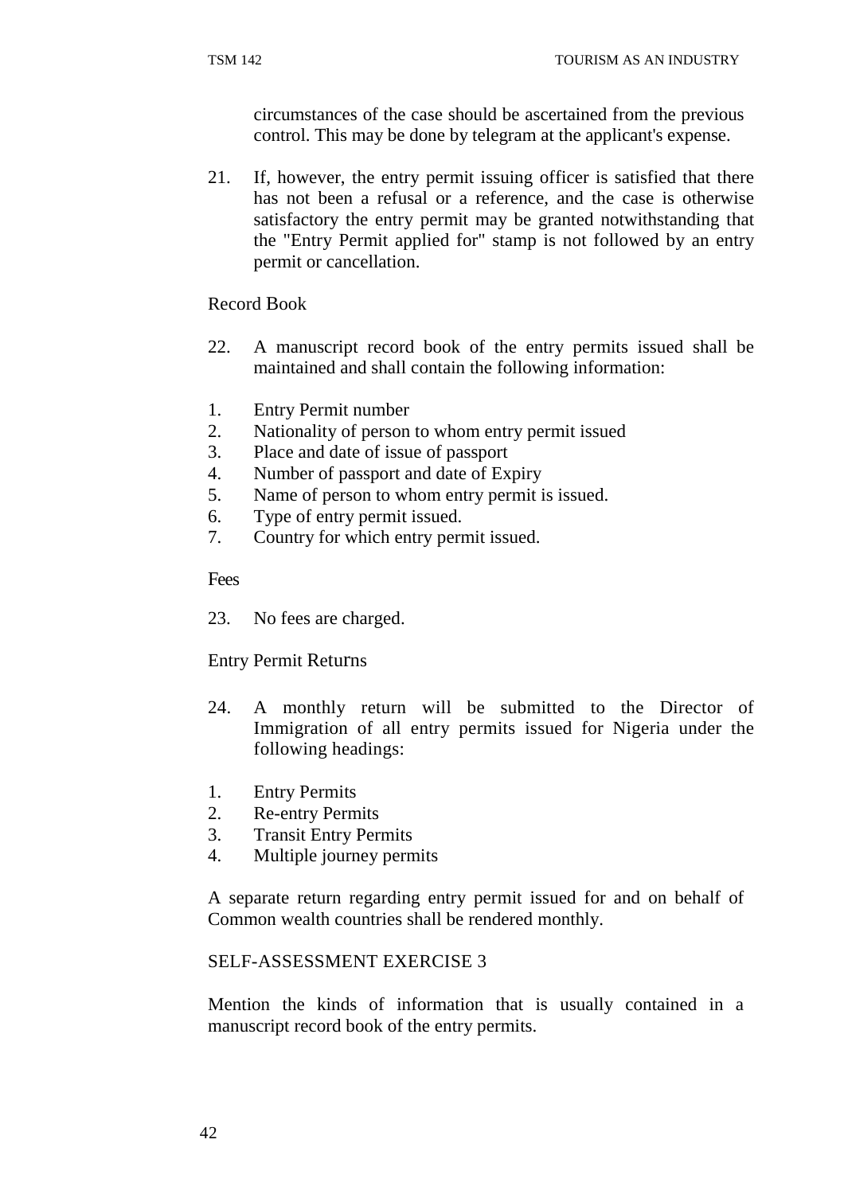circumstances of the case should be ascertained from the previous control. This may be done by telegram at the applicant's expense.

21. If, however, the entry permit issuing officer is satisfied that there has not been a refusal or a reference, and the case is otherwise satisfactory the entry permit may be granted notwithstanding that the "Entry Permit applied for" stamp is not followed by an entry permit or cancellation.

Record Book

22. A manuscript record book of the entry permits issued shall be maintained and shall contain the following information:

1. Entry Permit number
2. Nationality of person to whom entry permit issued
3. Place and date of issue of passport
4. Number of passport and date of Expiry
5. Name of person to whom entry permit is issued.
6. Type of entry permit issued.
7. Country for which entry permit issued.

Fees

23. No fees are charged.

Entry Permit Returns

24. A monthly return will be submitted to the Director of Immigration of all entry permits issued for Nigeria under the following headings:

1. Entry Permits
2. Re-entry Permits
3. Transit Entry Permits
4. Multiple journey permits

A separate return regarding entry permit issued for and on behalf of Common wealth countries shall be rendered monthly.

SELF-ASSESSMENT EXERCISE 3

Mention the kinds of information that is usually contained in a manuscript record book of the entry permits.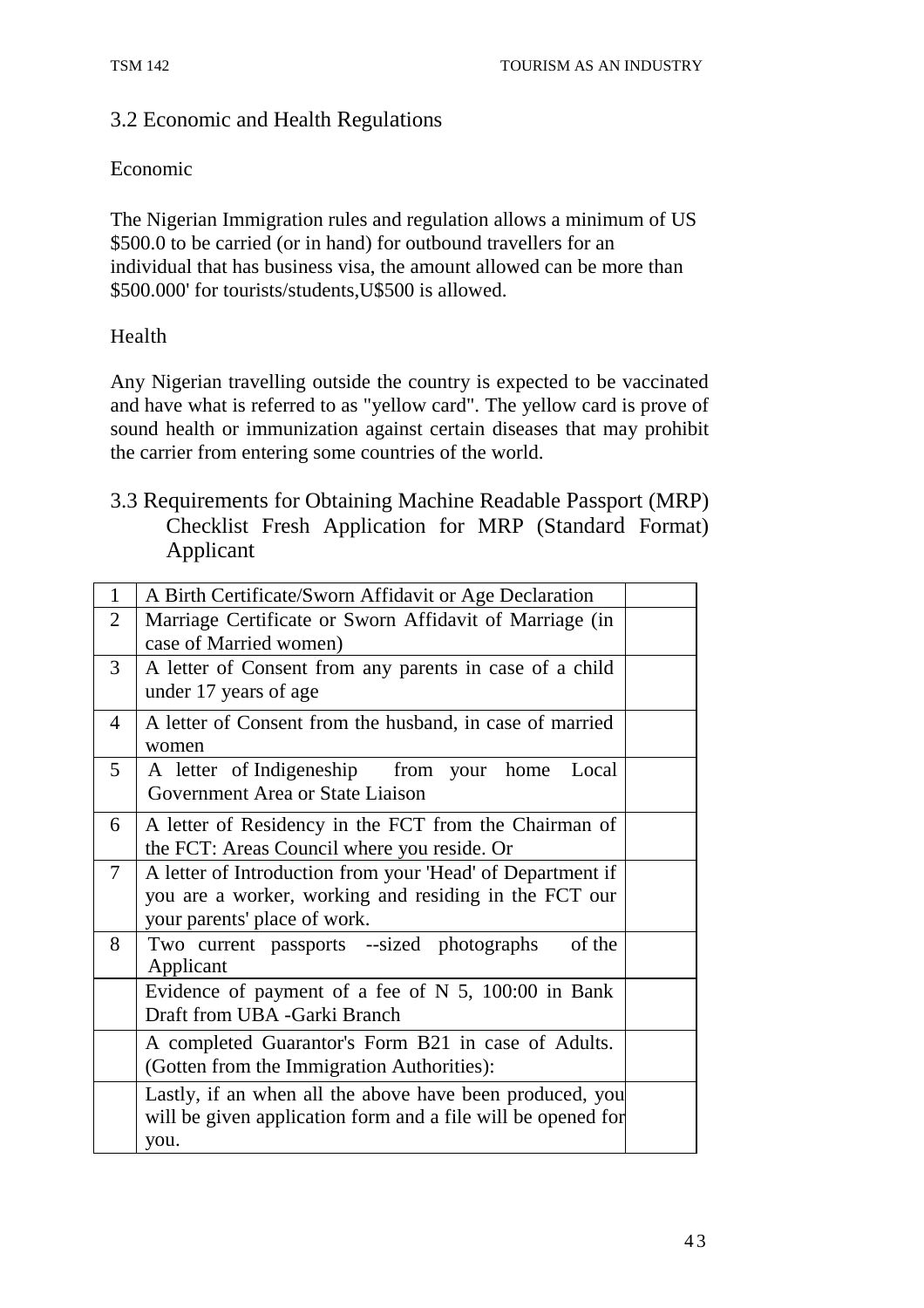## 3.2 Economic and Health Regulations

### Economic

The Nigerian Immigration rules and regulation allows a minimum of US $500.0 to be carried (or in hand) for outbound travellers for an individual that has business visa, the amount allowed can be more than $500.000' for tourists/students,U$500 is allowed.

### Health

Any Nigerian travelling outside the country is expected to be vaccinated and have what is referred to as "yellow card". The yellow card is prove of sound health or immunization against certain diseases that may prohibit the carrier from entering some countries of the world.

## 3.3 Requirements for Obtaining Machine Readable Passport (MRP) Checklist Fresh Application for MRP (Standard Format) Applicant

| | | |
|---|---|---|
| 1 | A Birth Certificate/Sworn Affidavit or Age Declaration | |
| 2 | Marriage Certificate or Sworn Affidavit of Marriage (in case of Married women) | |
| 3 | A letter of Consent from any parents in case of a child under 17 years of age | |
| 4 | A letter of Consent from the husband, in case of married women | |
| 5 | A letter of Indigeneship from your home Local Government Area or State Liaison | |
| 6 | A letter of Residency in the FCT from the Chairman of the FCT: Areas Council where you reside. Or | |
| 7 | A letter of Introduction from your 'Head' of Department if you are a worker, working and residing in the FCT our your parents' place of work. | |
| 8 | Two current passports --sized photographs of the Applicant | |
| | Evidence of payment of a fee of N 5, 100:00 in Bank Draft from UBA -Garki Branch | |
| | A completed Guarantor's Form B21 in case of Adults. (Gotten from the Immigration Authorities): | |
| | Lastly, if an when all the above have been produced, you will be given application form and a file will be opened for you. | |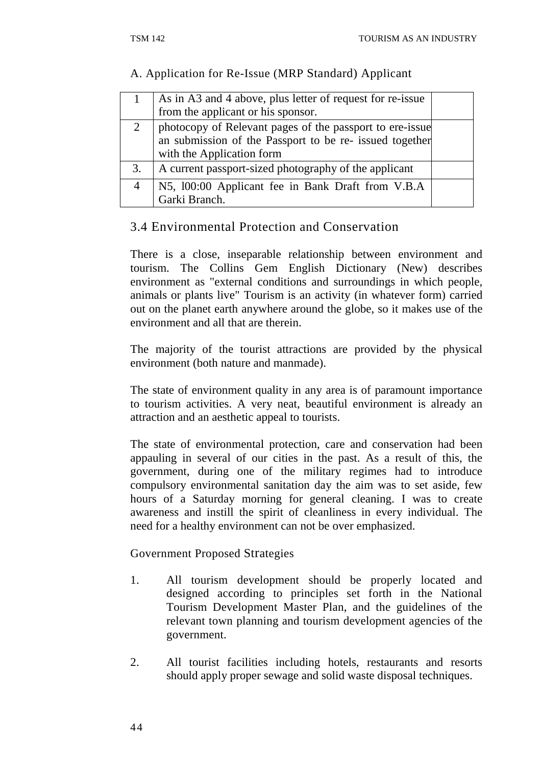A. Application for Re-Issue (MRP Standard) Applicant

| | | |
|---|---|---|
| 1 | As in A3 and 4 above, plus letter of request for re-issue from the applicant or his sponsor. | |
| 2 | photocopy of Relevant pages of the passport to ere-issue an submission of the Passport to be re- issued together with the Application form | |
| 3. | A current passport-sized photography of the applicant | |
| 4 | N5, l00:00 Applicant fee in Bank Draft from V.B.A Garki Branch. | |

## 3.4 Environmental Protection and Conservation

There is a close, inseparable relationship between environment and tourism. The Collins Gem English Dictionary (New) describes environment as "external conditions and surroundings in which people, animals or plants live" Tourism is an activity (in whatever form) carried out on the planet earth anywhere around the globe, so it makes use of the environment and all that are therein.

The majority of the tourist attractions are provided by the physical environment (both nature and manmade).

The state of environment quality in any area is of paramount importance to tourism activities. A very neat, beautiful environment is already an attraction and an aesthetic appeal to tourists.

The state of environmental protection, care and conservation had been appauling in several of our cities in the past. As a result of this, the government, during one of the military regimes had to introduce compulsory environmental sanitation day the aim was to set aside, few hours of a Saturday morning for general cleaning. I was to create awareness and instill the spirit of cleanliness in every individual. The need for a healthy environment can not be over emphasized.

Government Proposed Strategies

1. All tourism development should be properly located and designed according to principles set forth in the National Tourism Development Master Plan, and the guidelines of the relevant town planning and tourism development agencies of the government.

2. All tourist facilities including hotels, restaurants and resorts should apply proper sewage and solid waste disposal techniques.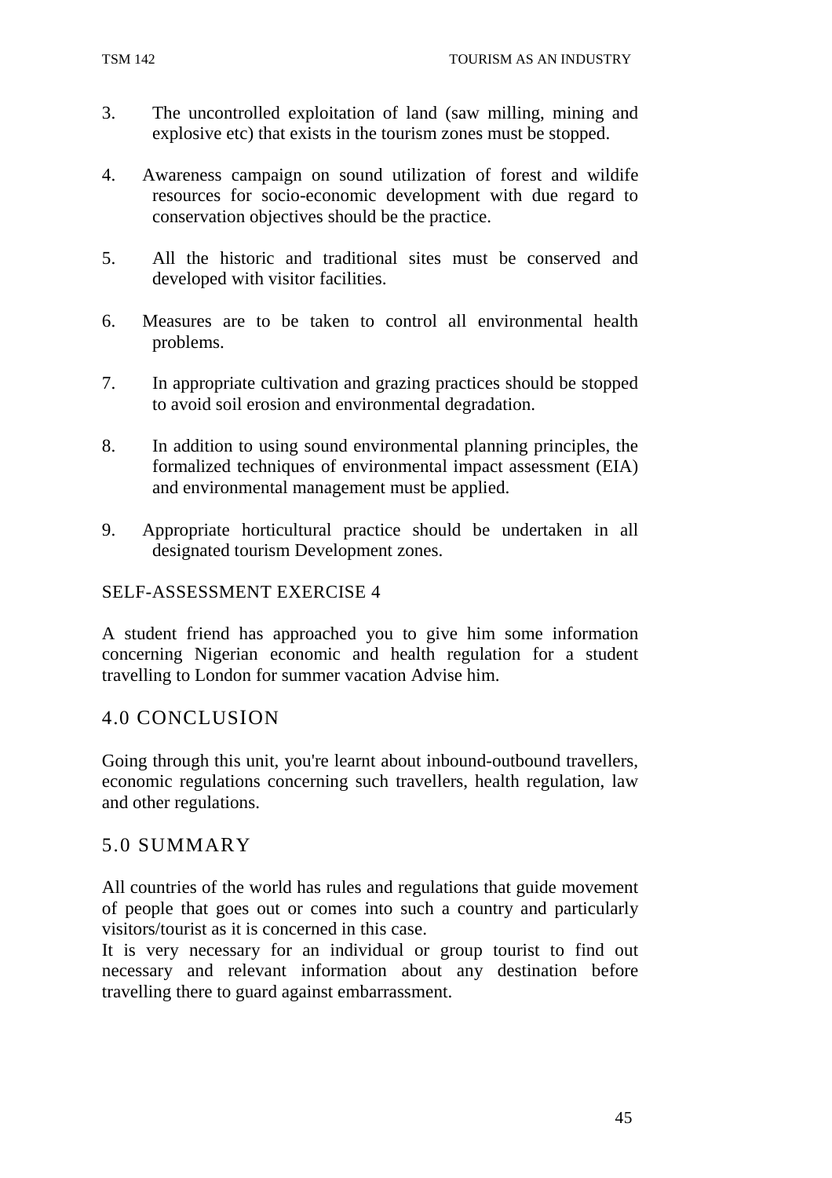3. The uncontrolled exploitation of land (saw milling, mining and explosive etc) that exists in the tourism zones must be stopped.

4. Awareness campaign on sound utilization of forest and wildife resources for socio-economic development with due regard to conservation objectives should be the practice.

5. All the historic and traditional sites must be conserved and developed with visitor facilities.

6. Measures are to be taken to control all environmental health problems.

7. In appropriate cultivation and grazing practices should be stopped to avoid soil erosion and environmental degradation.

8. In addition to using sound environmental planning principles, the formalized techniques of environmental impact assessment (EIA) and environmental management must be applied.

9. Appropriate horticultural practice should be undertaken in all designated tourism Development zones.

SELF-ASSESSMENT EXERCISE 4

A student friend has approached you to give him some information concerning Nigerian economic and health regulation for a student travelling to London for summer vacation Advise him.

## 4.0 CONCLUSION

Going through this unit, you're learnt about inbound-outbound travellers, economic regulations concerning such travellers, health regulation, law and other regulations.

## 5.0 SUMMARY

All countries of the world has rules and regulations that guide movement of people that goes out or comes into such a country and particularly visitors/tourist as it is concerned in this case.

It is very necessary for an individual or group tourist to find out necessary and relevant information about any destination before travelling there to guard against embarrassment.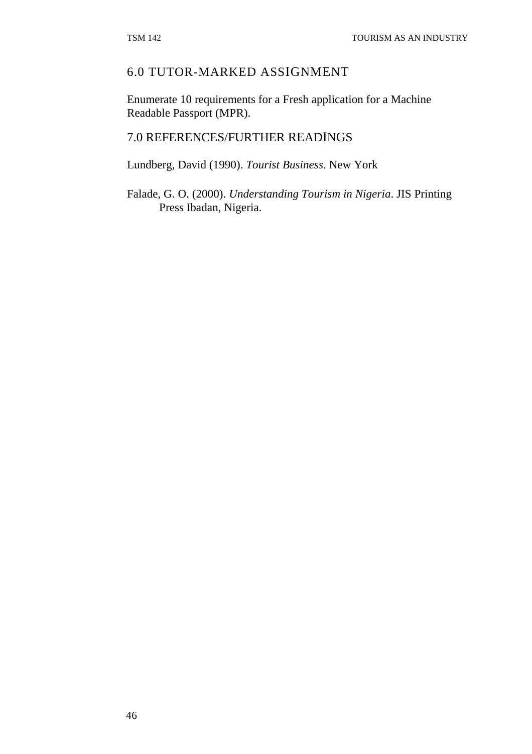## 6.0 TUTOR-MARKED ASSIGNMENT

Enumerate 10 requirements for a Fresh application for a Machine Readable Passport (MPR).

## 7.0 REFERENCES/FURTHER READINGS

Lundberg, David (1990). *Tourist Business*. New York

Falade, G. O. (2000). *Understanding Tourism in Nigeria*. JIS Printing Press Ibadan, Nigeria.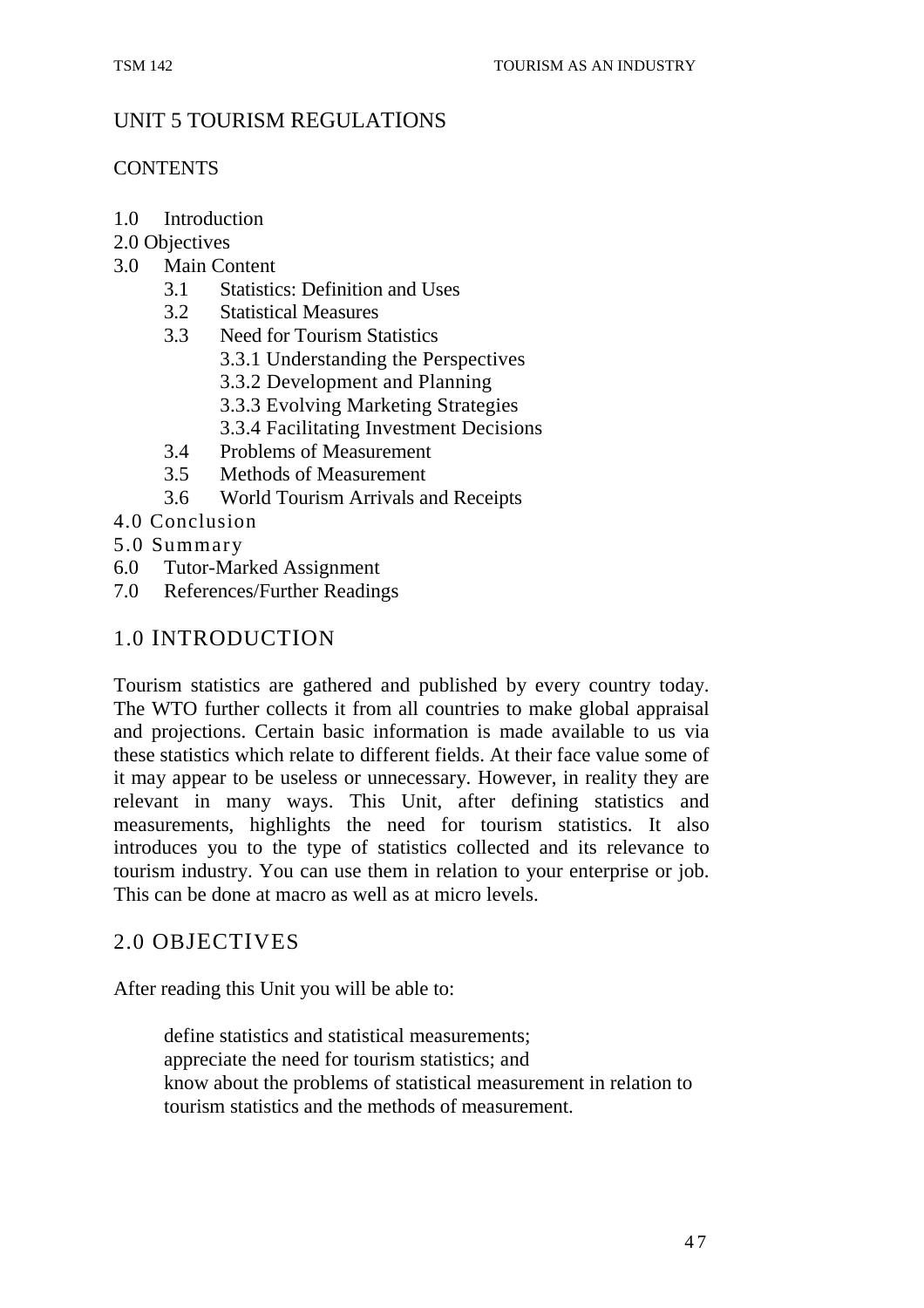# UNIT 5 TOURISM REGULATIONS

CONTENTS

1.0 Introduction
2.0 Objectives
3.0 Main Content
    3.1 Statistics: Definition and Uses
    3.2 Statistical Measures
    3.3 Need for Tourism Statistics
        3.3.1 Understanding the Perspectives
        3.3.2 Development and Planning
        3.3.3 Evolving Marketing Strategies
        3.3.4 Facilitating Investment Decisions
    3.4 Problems of Measurement
    3.5 Methods of Measurement
    3.6 World Tourism Arrivals and Receipts
4.0 Conclusion
5.0 Summary
6.0 Tutor-Marked Assignment
7.0 References/Further Readings

## 1.0 INTRODUCTION

Tourism statistics are gathered and published by every country today. The WTO further collects it from all countries to make global appraisal and projections. Certain basic information is made available to us via these statistics which relate to different fields. At their face value some of it may appear to be useless or unnecessary. However, in reality they are relevant in many ways. This Unit, after defining statistics and measurements, highlights the need for tourism statistics. It also introduces you to the type of statistics collected and its relevance to tourism industry. You can use them in relation to your enterprise or job. This can be done at macro as well as at micro levels.

## 2.0 OBJECTIVES

After reading this Unit you will be able to:

- define statistics and statistical measurements;
- appreciate the need for tourism statistics; and
- know about the problems of statistical measurement in relation to tourism statistics and the methods of measurement.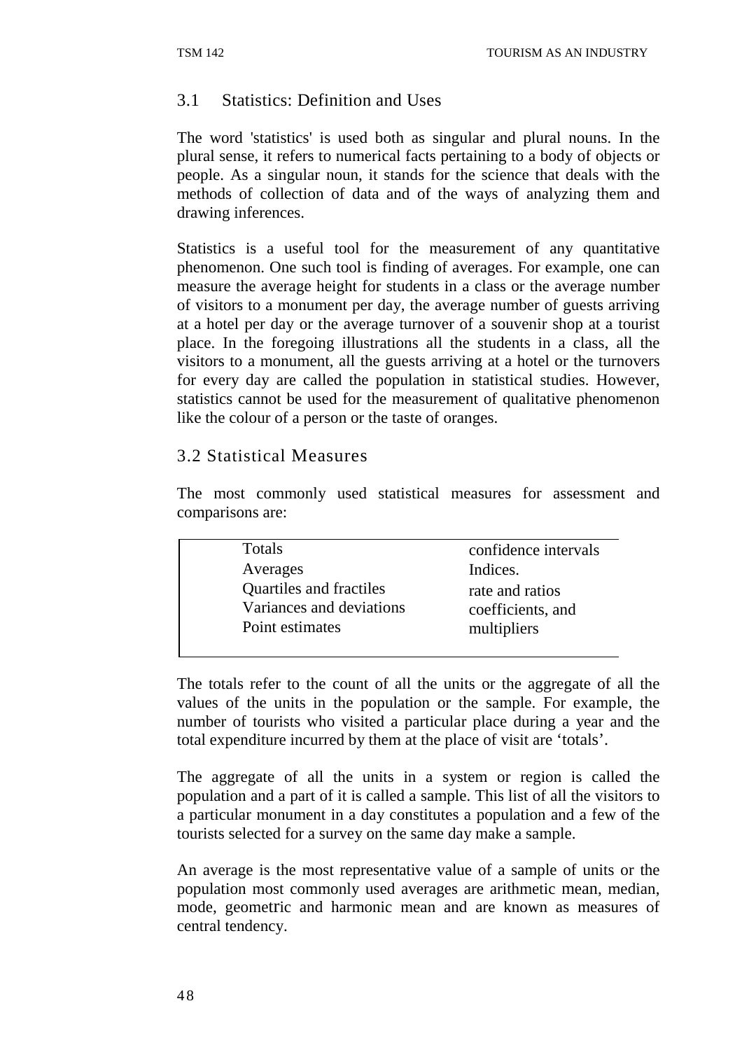## 3.1 Statistics: Definition and Uses

The word 'statistics' is used both as singular and plural nouns. In the plural sense, it refers to numerical facts pertaining to a body of objects or people. As a singular noun, it stands for the science that deals with the methods of collection of data and of the ways of analyzing them and drawing inferences.

Statistics is a useful tool for the measurement of any quantitative phenomenon. One such tool is finding of averages. For example, one can measure the average height for students in a class or the average number of visitors to a monument per day, the average number of guests arriving at a hotel per day or the average turnover of a souvenir shop at a tourist place. In the foregoing illustrations all the students in a class, all the visitors to a monument, all the guests arriving at a hotel or the turnovers for every day are called the population in statistical studies. However, statistics cannot be used for the measurement of qualitative phenomenon like the colour of a person or the taste of oranges.

## 3.2 Statistical Measures

The most commonly used statistical measures for assessment and comparisons are:

| | |
|---|---|
| Totals | confidence intervals |
| Averages | Indices. |
| Quartiles and fractiles | rate and ratios |
| Variances and deviations | coefficients, and |
| Point estimates | multipliers |

The totals refer to the count of all the units or the aggregate of all the values of the units in the population or the sample. For example, the number of tourists who visited a particular place during a year and the total expenditure incurred by them at the place of visit are 'totals'.

The aggregate of all the units in a system or region is called the population and a part of it is called a sample. This list of all the visitors to a particular monument in a day constitutes a population and a few of the tourists selected for a survey on the same day make a sample.

An average is the most representative value of a sample of units or the population most commonly used averages are arithmetic mean, median, mode, geometric and harmonic mean and are known as measures of central tendency.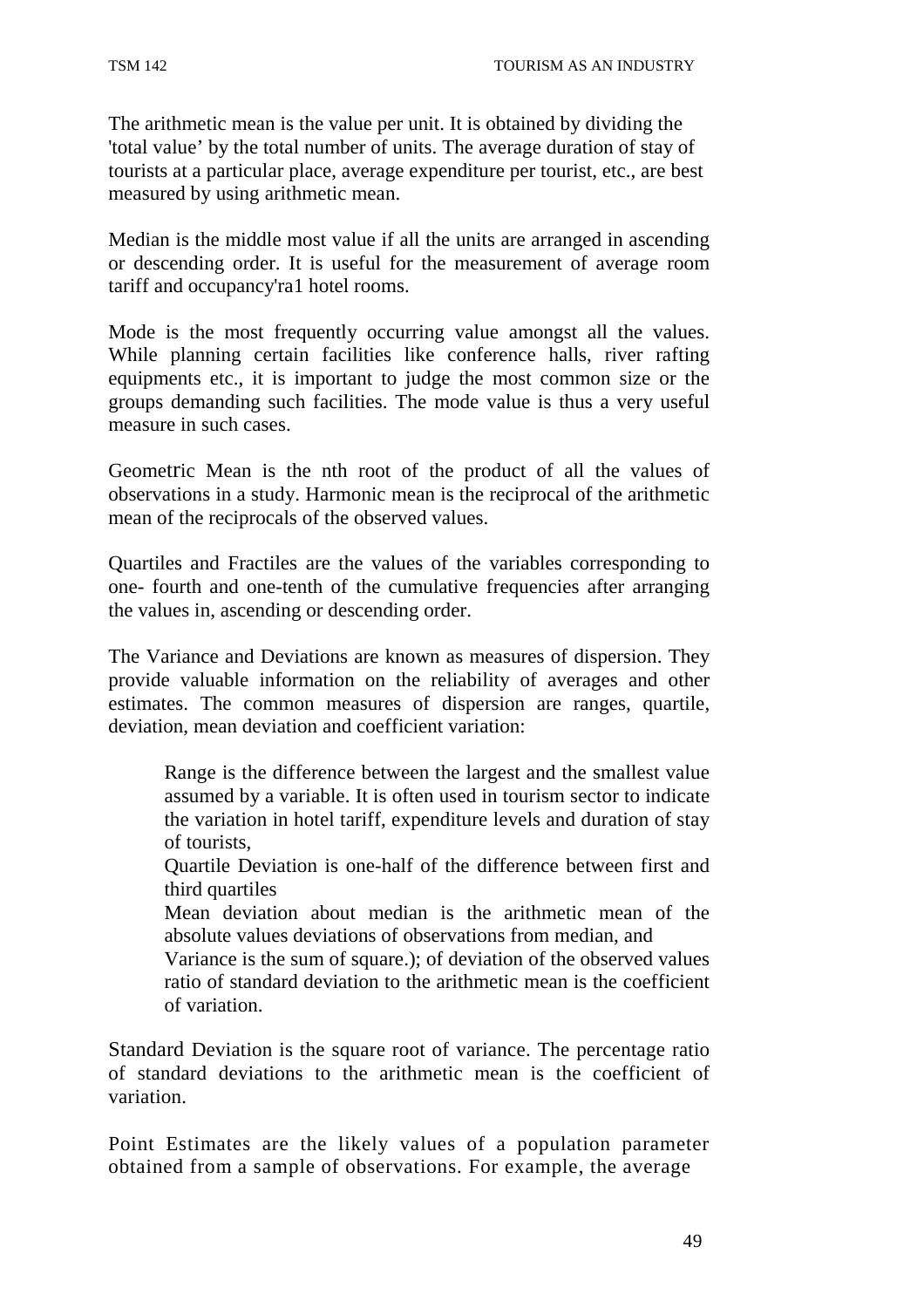The arithmetic mean is the value per unit. It is obtained by dividing the 'total value' by the total number of units. The average duration of stay of tourists at a particular place, average expenditure per tourist, etc., are best measured by using arithmetic mean.

Median is the middle most value if all the units are arranged in ascending or descending order. It is useful for the measurement of average room tariff and occupancy'ra1 hotel rooms.

Mode is the most frequently occurring value amongst all the values. While planning certain facilities like conference halls, river rafting equipments etc., it is important to judge the most common size or the groups demanding such facilities. The mode value is thus a very useful measure in such cases.

Geometric Mean is the nth root of the product of all the values of observations in a study. Harmonic mean is the reciprocal of the arithmetic mean of the reciprocals of the observed values.

Quartiles and Fractiles are the values of the variables corresponding to one- fourth and one-tenth of the cumulative frequencies after arranging the values in, ascending or descending order.

The Variance and Deviations are known as measures of dispersion. They provide valuable information on the reliability of averages and other estimates. The common measures of dispersion are ranges, quartile, deviation, mean deviation and coefficient variation:

> Range is the difference between the largest and the smallest value assumed by a variable. It is often used in tourism sector to indicate the variation in hotel tariff, expenditure levels and duration of stay of tourists,
>
> Quartile Deviation is one-half of the difference between first and third quartiles
>
> Mean deviation about median is the arithmetic mean of the absolute values deviations of observations from median, and
>
> Variance is the sum of square.); of deviation of the observed values ratio of standard deviation to the arithmetic mean is the coefficient of variation.

Standard Deviation is the square root of variance. The percentage ratio of standard deviations to the arithmetic mean is the coefficient of variation.

Point Estimates are the likely values of a population parameter obtained from a sample of observations. For example, the average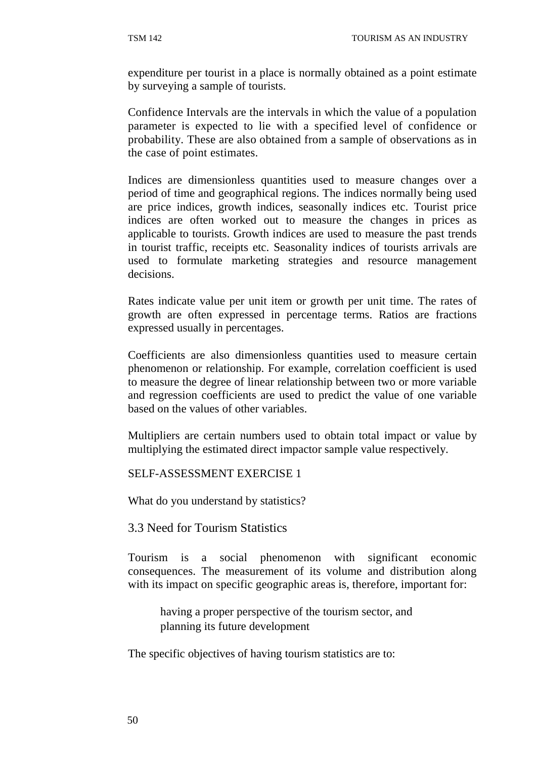expenditure per tourist in a place is normally obtained as a point estimate by surveying a sample of tourists.

Confidence Intervals are the intervals in which the value of a population parameter is expected to lie with a specified level of confidence or probability. These are also obtained from a sample of observations as in the case of point estimates.

Indices are dimensionless quantities used to measure changes over a period of time and geographical regions. The indices normally being used are price indices, growth indices, seasonally indices etc. Tourist price indices are often worked out to measure the changes in prices as applicable to tourists. Growth indices are used to measure the past trends in tourist traffic, receipts etc. Seasonality indices of tourists arrivals are used to formulate marketing strategies and resource management decisions.

Rates indicate value per unit item or growth per unit time. The rates of growth are often expressed in percentage terms. Ratios are fractions expressed usually in percentages.

Coefficients are also dimensionless quantities used to measure certain phenomenon or relationship. For example, correlation coefficient is used to measure the degree of linear relationship between two or more variable and regression coefficients are used to predict the value of one variable based on the values of other variables.

Multipliers are certain numbers used to obtain total impact or value by multiplying the estimated direct impactor sample value respectively.

SELF-ASSESSMENT EXERCISE 1

What do you understand by statistics?

### 3.3 Need for Tourism Statistics

Tourism is a social phenomenon with significant economic consequences. The measurement of its volume and distribution along with its impact on specific geographic areas is, therefore, important for:

- having a proper perspective of the tourism sector, and
- planning its future development

The specific objectives of having tourism statistics are to: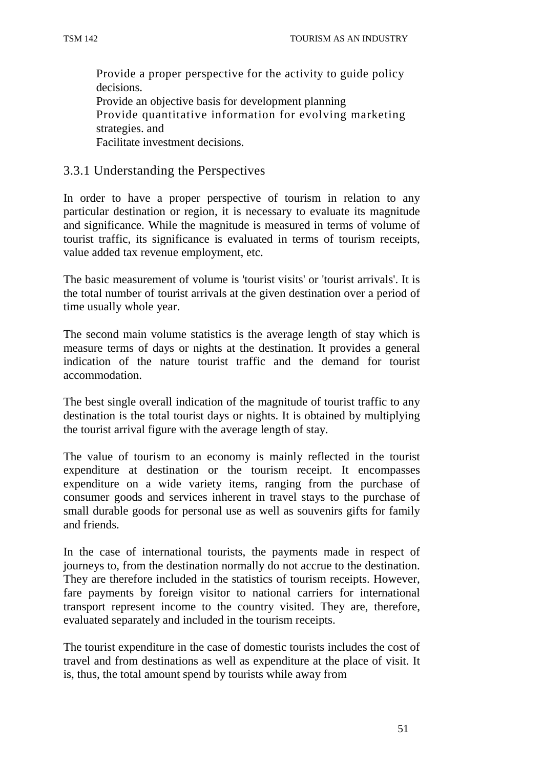Provide a proper perspective for the activity to guide policy decisions.
Provide an objective basis for development planning
Provide quantitative information for evolving marketing strategies. and
Facilitate investment decisions.

### 3.3.1 Understanding the Perspectives

In order to have a proper perspective of tourism in relation to any particular destination or region, it is necessary to evaluate its magnitude and significance. While the magnitude is measured in terms of volume of tourist traffic, its significance is evaluated in terms of tourism receipts, value added tax revenue employment, etc.

The basic measurement of volume is 'tourist visits' or 'tourist arrivals'. It is the total number of tourist arrivals at the given destination over a period of time usually whole year.

The second main volume statistics is the average length of stay which is measure terms of days or nights at the destination. It provides a general indication of the nature tourist traffic and the demand for tourist accommodation.

The best single overall indication of the magnitude of tourist traffic to any destination is the total tourist days or nights. It is obtained by multiplying the tourist arrival figure with the average length of stay.

The value of tourism to an economy is mainly reflected in the tourist expenditure at destination or the tourism receipt. It encompasses expenditure on a wide variety items, ranging from the purchase of consumer goods and services inherent in travel stays to the purchase of small durable goods for personal use as well as souvenirs gifts for family and friends.

In the case of international tourists, the payments made in respect of journeys to, from the destination normally do not accrue to the destination. They are therefore included in the statistics of tourism receipts. However, fare payments by foreign visitor to national carriers for international transport represent income to the country visited. They are, therefore, evaluated separately and included in the tourism receipts.

The tourist expenditure in the case of domestic tourists includes the cost of travel and from destinations as well as expenditure at the place of visit. It is, thus, the total amount spend by tourists while away from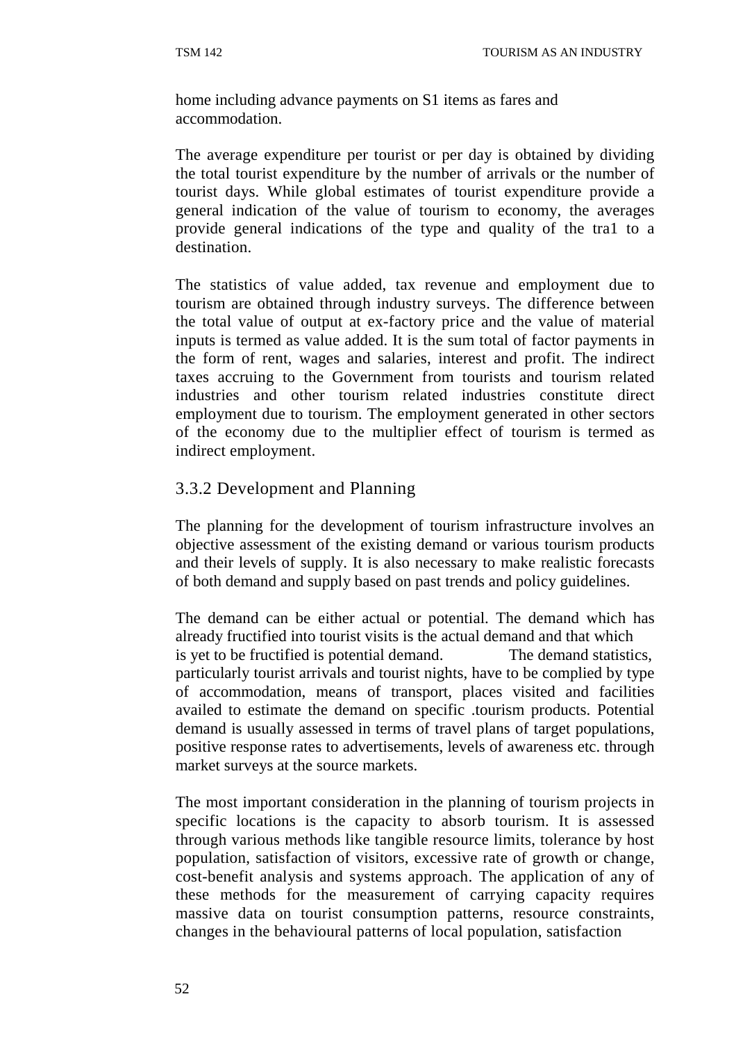home including advance payments on S1 items as fares and accommodation.

The average expenditure per tourist or per day is obtained by dividing the total tourist expenditure by the number of arrivals or the number of tourist days. While global estimates of tourist expenditure provide a general indication of the value of tourism to economy, the averages provide general indications of the type and quality of the tra1 to a destination.

The statistics of value added, tax revenue and employment due to tourism are obtained through industry surveys. The difference between the total value of output at ex-factory price and the value of material inputs is termed as value added. It is the sum total of factor payments in the form of rent, wages and salaries, interest and profit. The indirect taxes accruing to the Government from tourists and tourism related industries and other tourism related industries constitute direct employment due to tourism. The employment generated in other sectors of the economy due to the multiplier effect of tourism is termed as indirect employment.

### 3.3.2 Development and Planning

The planning for the development of tourism infrastructure involves an objective assessment of the existing demand or various tourism products and their levels of supply. It is also necessary to make realistic forecasts of both demand and supply based on past trends and policy guidelines.

The demand can be either actual or potential. The demand which has already fructified into tourist visits is the actual demand and that which is yet to be fructified is potential demand. The demand statistics, particularly tourist arrivals and tourist nights, have to be complied by type of accommodation, means of transport, places visited and facilities availed to estimate the demand on specific .tourism products. Potential demand is usually assessed in terms of travel plans of target populations, positive response rates to advertisements, levels of awareness etc. through market surveys at the source markets.

The most important consideration in the planning of tourism projects in specific locations is the capacity to absorb tourism. It is assessed through various methods like tangible resource limits, tolerance by host population, satisfaction of visitors, excessive rate of growth or change, cost-benefit analysis and systems approach. The application of any of these methods for the measurement of carrying capacity requires massive data on tourist consumption patterns, resource constraints, changes in the behavioural patterns of local population, satisfaction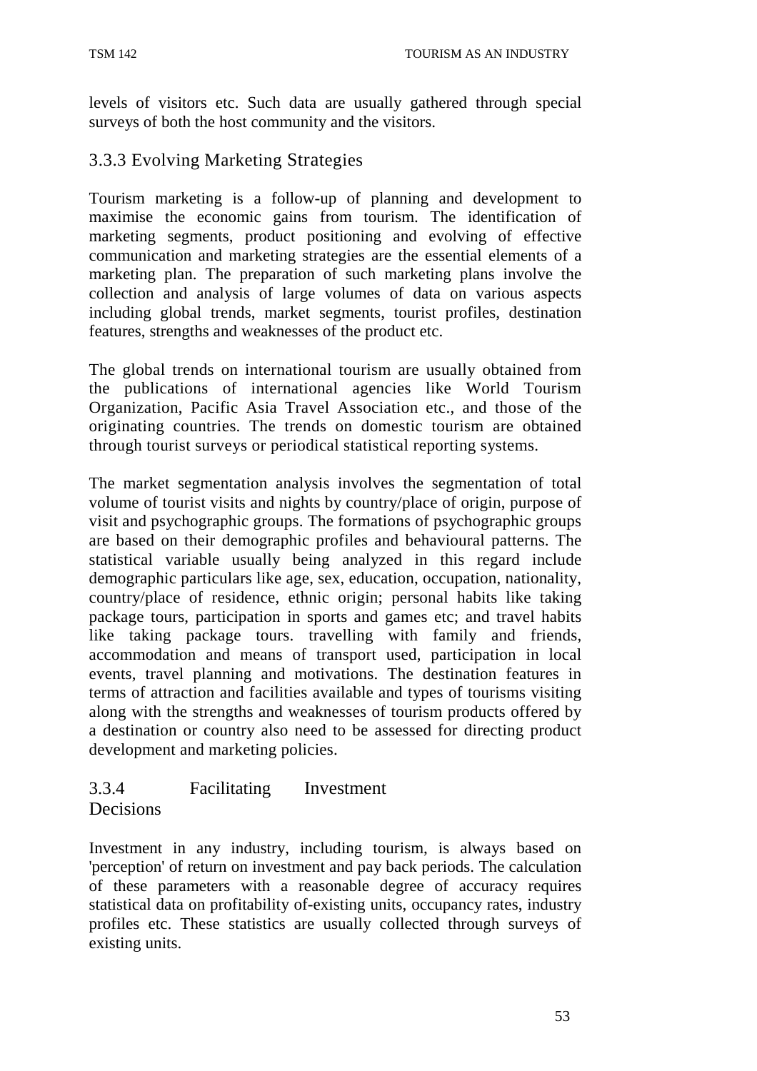levels of visitors etc. Such data are usually gathered through special surveys of both the host community and the visitors.

### 3.3.3 Evolving Marketing Strategies

Tourism marketing is a follow-up of planning and development to maximise the economic gains from tourism. The identification of marketing segments, product positioning and evolving of effective communication and marketing strategies are the essential elements of a marketing plan. The preparation of such marketing plans involve the collection and analysis of large volumes of data on various aspects including global trends, market segments, tourist profiles, destination features, strengths and weaknesses of the product etc.

The global trends on international tourism are usually obtained from the publications of international agencies like World Tourism Organization, Pacific Asia Travel Association etc., and those of the originating countries. The trends on domestic tourism are obtained through tourist surveys or periodical statistical reporting systems.

The market segmentation analysis involves the segmentation of total volume of tourist visits and nights by country/place of origin, purpose of visit and psychographic groups. The formations of psychographic groups are based on their demographic profiles and behavioural patterns. The statistical variable usually being analyzed in this regard include demographic particulars like age, sex, education, occupation, nationality, country/place of residence, ethnic origin; personal habits like taking package tours, participation in sports and games etc; and travel habits like taking package tours. travelling with family and friends, accommodation and means of transport used, participation in local events, travel planning and motivations. The destination features in terms of attraction and facilities available and types of tourisms visiting along with the strengths and weaknesses of tourism products offered by a destination or country also need to be assessed for directing product development and marketing policies.

### 3.3.4 Facilitating Investment Decisions

Investment in any industry, including tourism, is always based on 'perception' of return on investment and pay back periods. The calculation of these parameters with a reasonable degree of accuracy requires statistical data on profitability of-existing units, occupancy rates, industry profiles etc. These statistics are usually collected through surveys of existing units.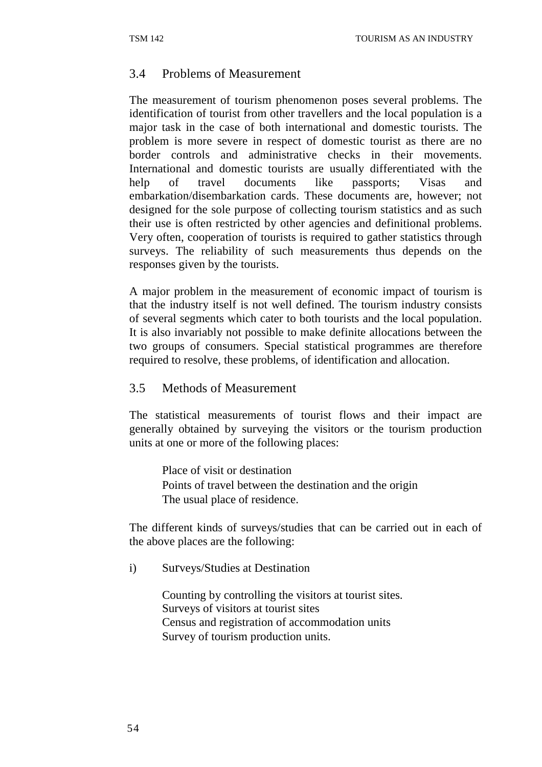## 3.4 Problems of Measurement

The measurement of tourism phenomenon poses several problems. The identification of tourist from other travellers and the local population is a major task in the case of both international and domestic tourists. The problem is more severe in respect of domestic tourist as there are no border controls and administrative checks in their movements. International and domestic tourists are usually differentiated with the help of travel documents like passports; Visas and embarkation/disembarkation cards. These documents are, however; not designed for the sole purpose of collecting tourism statistics and as such their use is often restricted by other agencies and definitional problems. Very often, cooperation of tourists is required to gather statistics through surveys. The reliability of such measurements thus depends on the responses given by the tourists.

A major problem in the measurement of economic impact of tourism is that the industry itself is not well defined. The tourism industry consists of several segments which cater to both tourists and the local population. It is also invariably not possible to make definite allocations between the two groups of consumers. Special statistical programmes are therefore required to resolve, these problems, of identification and allocation.

## 3.5 Methods of Measurement

The statistical measurements of tourist flows and their impact are generally obtained by surveying the visitors or the tourism production units at one or more of the following places:

Place of visit or destination
Points of travel between the destination and the origin
The usual place of residence.

The different kinds of surveys/studies that can be carried out in each of the above places are the following:

i) Surveys/Studies at Destination

Counting by controlling the visitors at tourist sites.
Surveys of visitors at tourist sites
Census and registration of accommodation units
Survey of tourism production units.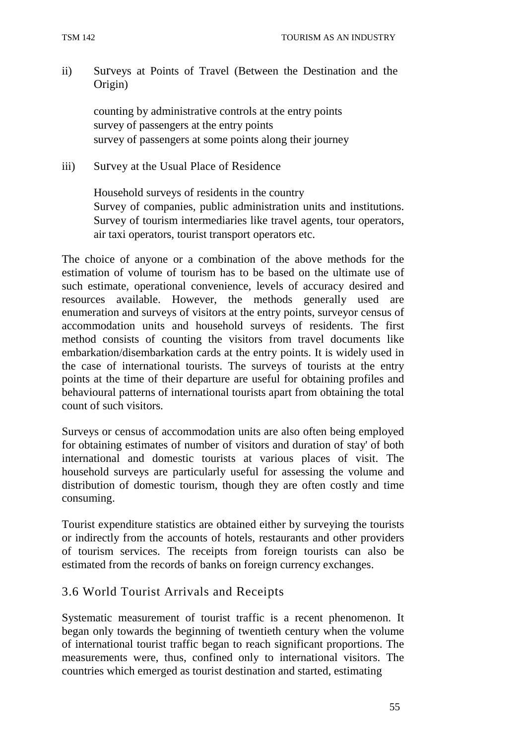ii) Surveys at Points of Travel (Between the Destination and the Origin)

counting by administrative controls at the entry points
survey of passengers at the entry points
survey of passengers at some points along their journey

iii) Survey at the Usual Place of Residence

Household surveys of residents in the country
Survey of companies, public administration units and institutions.
Survey of tourism intermediaries like travel agents, tour operators, air taxi operators, tourist transport operators etc.

The choice of anyone or a combination of the above methods for the estimation of volume of tourism has to be based on the ultimate use of such estimate, operational convenience, levels of accuracy desired and resources available. However, the methods generally used are enumeration and surveys of visitors at the entry points, surveyor census of accommodation units and household surveys of residents. The first method consists of counting the visitors from travel documents like embarkation/disembarkation cards at the entry points. It is widely used in the case of international tourists. The surveys of tourists at the entry points at the time of their departure are useful for obtaining profiles and behavioural patterns of international tourists apart from obtaining the total count of such visitors.

Surveys or census of accommodation units are also often being employed for obtaining estimates of number of visitors and duration of stay' of both international and domestic tourists at various places of visit. The household surveys are particularly useful for assessing the volume and distribution of domestic tourism, though they are often costly and time consuming.

Tourist expenditure statistics are obtained either by surveying the tourists or indirectly from the accounts of hotels, restaurants and other providers of tourism services. The receipts from foreign tourists can also be estimated from the records of banks on foreign currency exchanges.

## 3.6 World Tourist Arrivals and Receipts

Systematic measurement of tourist traffic is a recent phenomenon. It began only towards the beginning of twentieth century when the volume of international tourist traffic began to reach significant proportions. The measurements were, thus, confined only to international visitors. The countries which emerged as tourist destination and started, estimating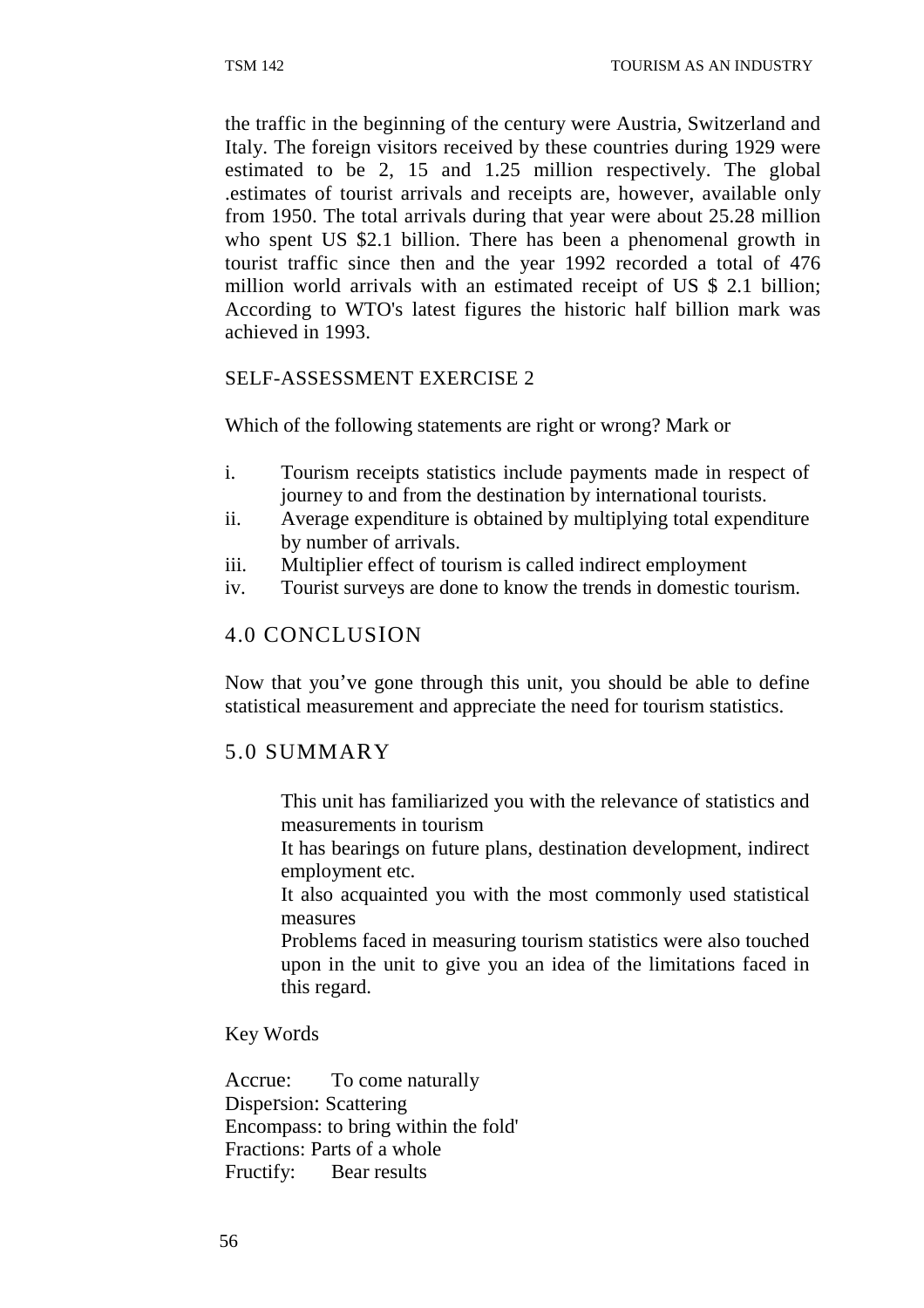the traffic in the beginning of the century were Austria, Switzerland and Italy. The foreign visitors received by these countries during 1929 were estimated to be 2, 15 and 1.25 million respectively. The global .estimates of tourist arrivals and receipts are, however, available only from 1950. The total arrivals during that year were about 25.28 million who spent US $2.1 billion. There has been a phenomenal growth in tourist traffic since then and the year 1992 recorded a total of 476 million world arrivals with an estimated receipt of US $ 2.1 billion; According to WTO's latest figures the historic half billion mark was achieved in 1993.

SELF-ASSESSMENT EXERCISE 2

Which of the following statements are right or wrong? Mark or

i. Tourism receipts statistics include payments made in respect of journey to and from the destination by international tourists.
ii. Average expenditure is obtained by multiplying total expenditure by number of arrivals.
iii. Multiplier effect of tourism is called indirect employment
iv. Tourist surveys are done to know the trends in domestic tourism.

## 4.0 CONCLUSION

Now that you've gone through this unit, you should be able to define statistical measurement and appreciate the need for tourism statistics.

## 5.0 SUMMARY

This unit has familiarized you with the relevance of statistics and measurements in tourism

It has bearings on future plans, destination development, indirect employment etc.

It also acquainted you with the most commonly used statistical measures

Problems faced in measuring tourism statistics were also touched upon in the unit to give you an idea of the limitations faced in this regard.

Key Words

Accrue: To come naturally
Dispersion: Scattering
Encompass: to bring within the fold'
Fractions: Parts of a whole
Fructify: Bear results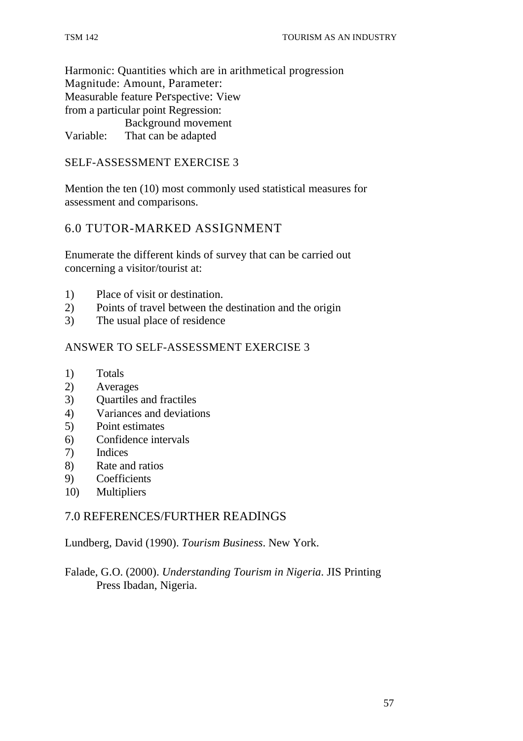Harmonic: Quantities which are in arithmetical progression
Magnitude: Amount, Parameter:
Measurable feature Perspective: View
from a particular point Regression:
Background movement
Variable: That can be adapted

SELF-ASSESSMENT EXERCISE 3

Mention the ten (10) most commonly used statistical measures for assessment and comparisons.

## 6.0 TUTOR-MARKED ASSIGNMENT

Enumerate the different kinds of survey that can be carried out concerning a visitor/tourist at:

1) Place of visit or destination.
2) Points of travel between the destination and the origin
3) The usual place of residence

ANSWER TO SELF-ASSESSMENT EXERCISE 3

1) Totals
2) Averages
3) Quartiles and fractiles
4) Variances and deviations
5) Point estimates
6) Confidence intervals
7) Indices
8) Rate and ratios
9) Coefficients
10) Multipliers

## 7.0 REFERENCES/FURTHER READINGS

Lundberg, David (1990). *Tourism Business*. New York.

Falade, G.O. (2000). *Understanding Tourism in Nigeria*. JIS Printing Press Ibadan, Nigeria.